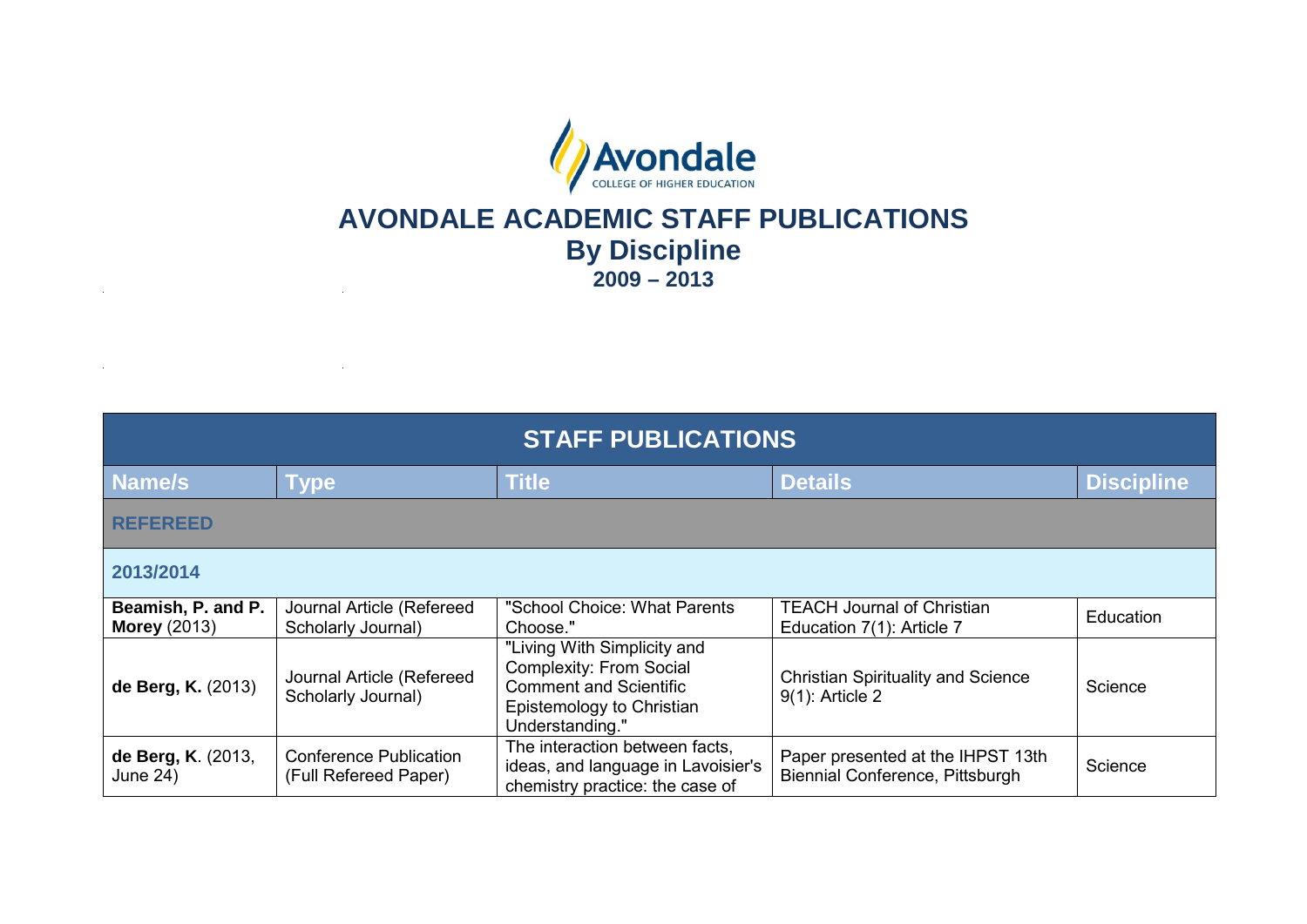Avondale
COLLEGE OF HIGHER EDUCATION

# AVONDALE ACADEMIC STAFF PUBLICATIONS
## By Discipline
### 2009 – 2013

| STAFF PUBLICATIONS | | | | |
|---|---|---|---|---|
| **Name/s** | **Type** | **Title** | **Details** | **Discipline** |
| **REFEREED** | | | | |
| **2013/2014** | | | | |
| **Beamish, P. and P. Morey** (2013) | Journal Article (Refereed Scholarly Journal) | "School Choice: What Parents Choose." | TEACH Journal of Christian Education 7(1): Article 7 | Education |
| **de Berg, K.** (2013) | Journal Article (Refereed Scholarly Journal) | "Living With Simplicity and Complexity: From Social Comment and Scientific Epistemology to Christian Understanding." | Christian Spirituality and Science 9(1): Article 2 | Science |
| **de Berg, K**. (2013, June 24) | Conference Publication (Full Refereed Paper) | The interaction between facts, ideas, and language in Lavoisier's chemistry practice: the case of | Paper presented at the IHPST 13th Biennial Conference, Pittsburgh | Science |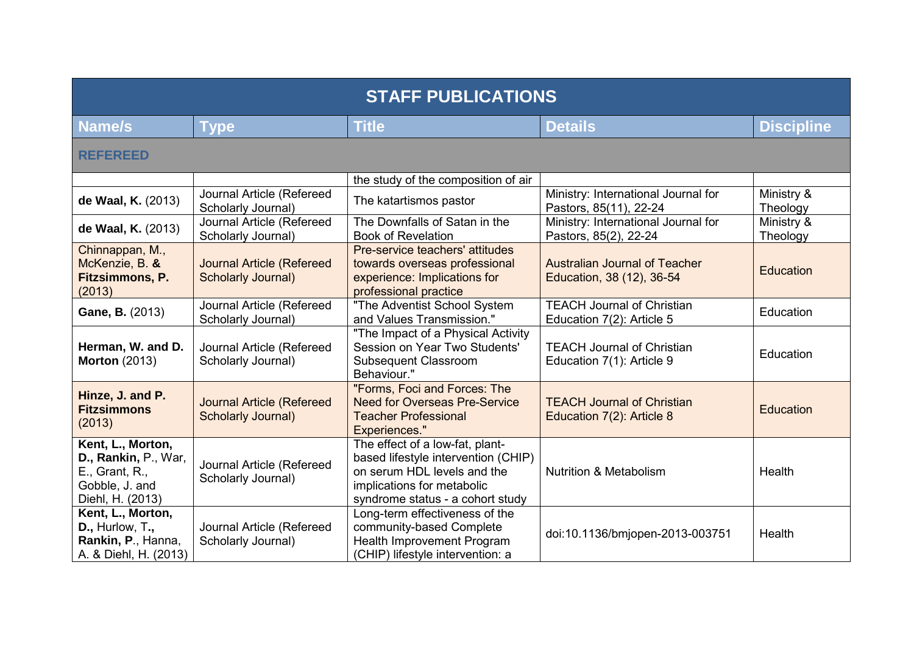| STAFF PUBLICATIONS | | | | |
|---|---|---|---|---|
| **Name/s** | **Type** | **Title** | **Details** | **Discipline** |
| **REFEREED** | | | | |
| | | the study of the composition of air | | |
| **de Waal, K.** (2013) | Journal Article (Refereed Scholarly Journal) | The katartismos pastor | Ministry: International Journal for Pastors, 85(11), 22-24 | Ministry & Theology |
| **de Waal, K.** (2013) | Journal Article (Refereed Scholarly Journal) | The Downfalls of Satan in the Book of Revelation | Ministry: International Journal for Pastors, 85(2), 22-24 | Ministry & Theology |
| Chinnappan, M., McKenzie, B. **& Fitzsimmons, P.** (2013) | Journal Article (Refereed Scholarly Journal) | Pre-service teachers' attitudes towards overseas professional experience: Implications for professional practice | Australian Journal of Teacher Education, 38 (12), 36-54 | Education |
| **Gane, B.** (2013) | Journal Article (Refereed Scholarly Journal) | "The Adventist School System and Values Transmission." | TEACH Journal of Christian Education 7(2): Article 5 | Education |
| **Herman, W. and D. Morton** (2013) | Journal Article (Refereed Scholarly Journal) | "The Impact of a Physical Activity Session on Year Two Students' Subsequent Classroom Behaviour." | TEACH Journal of Christian Education 7(1): Article 9 | Education |
| **Hinze, J. and P. Fitzsimmons** (2013) | Journal Article (Refereed Scholarly Journal) | "Forms, Foci and Forces: The Need for Overseas Pre-Service Teacher Professional Experiences." | TEACH Journal of Christian Education 7(2): Article 8 | Education |
| **Kent, L., Morton, D., Rankin,** P., War, E., Grant, R., Gobble, J. and Diehl, H. (2013) | Journal Article (Refereed Scholarly Journal) | The effect of a low-fat, plant-based lifestyle intervention (CHIP) on serum HDL levels and the implications for metabolic syndrome status - a cohort study | Nutrition & Metabolism | Health |
| **Kent, L., Morton, D.,** Hurlow, T.**, Rankin, P**., Hanna, A. & Diehl, H. (2013) | Journal Article (Refereed Scholarly Journal) | Long-term effectiveness of the community-based Complete Health Improvement Program (CHIP) lifestyle intervention: a | doi:10.1136/bmjopen-2013-003751 | Health |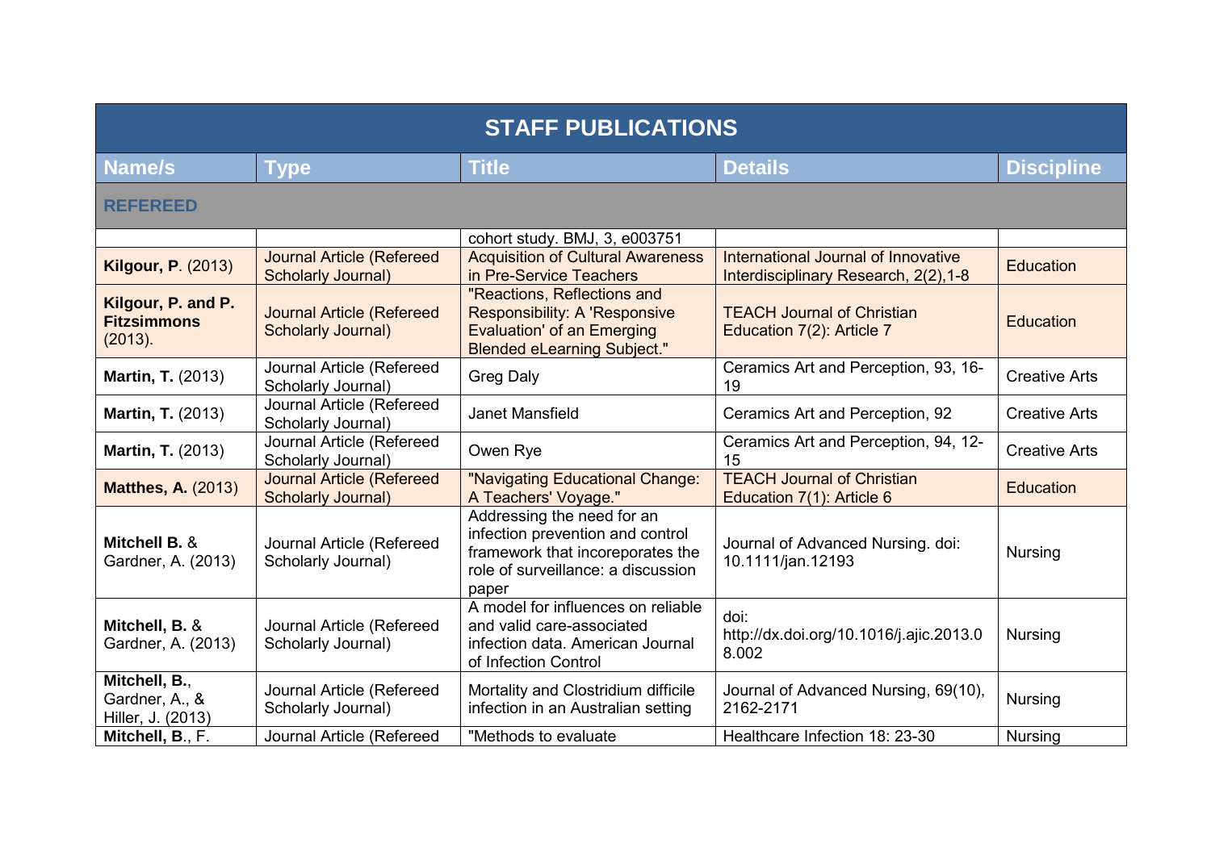| STAFF PUBLICATIONS | | | | |
|---|---|---|---|---|
| **Name/s** | **Type** | **Title** | **Details** | **Discipline** |
| **REFEREED** | | | | |
| | | cohort study. BMJ, 3, e003751 | | |
| **Kilgour, P**. (2013) | Journal Article (Refereed Scholarly Journal) | Acquisition of Cultural Awareness in Pre-Service Teachers | International Journal of Innovative Interdisciplinary Research, 2(2),1-8 | Education |
| **Kilgour, P. and P. Fitzsimmons** (2013). | Journal Article (Refereed Scholarly Journal) | "Reactions, Reflections and Responsibility: A 'Responsive Evaluation' of an Emerging Blended eLearning Subject." | TEACH Journal of Christian Education 7(2): Article 7 | Education |
| **Martin, T.** (2013) | Journal Article (Refereed Scholarly Journal) | Greg Daly | Ceramics Art and Perception, 93, 16-19 | Creative Arts |
| **Martin, T.** (2013) | Journal Article (Refereed Scholarly Journal) | Janet Mansfield | Ceramics Art and Perception, 92 | Creative Arts |
| **Martin, T.** (2013) | Journal Article (Refereed Scholarly Journal) | Owen Rye | Ceramics Art and Perception, 94, 12-15 | Creative Arts |
| **Matthes, A.** (2013) | Journal Article (Refereed Scholarly Journal) | "Navigating Educational Change: A Teachers' Voyage." | TEACH Journal of Christian Education 7(1): Article 6 | Education |
| **Mitchell B.** & Gardner, A. (2013) | Journal Article (Refereed Scholarly Journal) | Addressing the need for an infection prevention and control framework that incoreporates the role of surveillance: a discussion paper | Journal of Advanced Nursing. doi: 10.1111/jan.12193 | Nursing |
| **Mitchell, B.** & Gardner, A. (2013) | Journal Article (Refereed Scholarly Journal) | A model for influences on reliable and valid care-associated infection data. American Journal of Infection Control | doi: http://dx.doi.org/10.1016/j.ajic.2013.08.002 | Nursing |
| **Mitchell, B.**, Gardner, A., & Hiller, J. (2013) | Journal Article (Refereed Scholarly Journal) | Mortality and Clostridium difficile infection in an Australian setting | Journal of Advanced Nursing, 69(10), 2162-2171 | Nursing |
| **Mitchell, B**., F. | Journal Article (Refereed | "Methods to evaluate | Healthcare Infection 18: 23-30 | Nursing |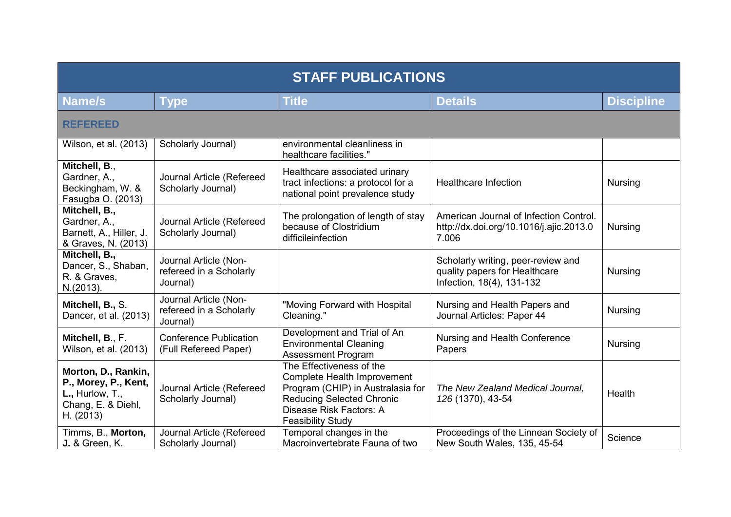| STAFF PUBLICATIONS | | | | |
|---|---|---|---|---|
| **Name/s** | **Type** | **Title** | **Details** | **Discipline** |
| **REFEREED** | | | | |
| Wilson, et al. (2013) | Scholarly Journal) | environmental cleanliness in healthcare facilities." | | |
| **Mitchell, B**., Gardner, A., Beckingham, W. & Fasugba O. (2013) | Journal Article (Refereed Scholarly Journal) | Healthcare associated urinary tract infections: a protocol for a national point prevalence study | Healthcare Infection | Nursing |
| **Mitchell, B.,** Gardner, A., Barnett, A., Hiller, J. & Graves, N. (2013) | Journal Article (Refereed Scholarly Journal) | The prolongation of length of stay because of Clostridium difficileinfection | American Journal of Infection Control. http://dx.doi.org/10.1016/j.ajic.2013.07.006 | Nursing |
| **Mitchell, B.,** Dancer, S., Shaban, R. & Graves, N.(2013). | Journal Article (Non-refereed in a Scholarly Journal) | | Scholarly writing, peer-review and quality papers for Healthcare Infection, 18(4), 131-132 | Nursing |
| **Mitchell, B.,** S. Dancer, et al. (2013) | Journal Article (Non-refereed in a Scholarly Journal) | "Moving Forward with Hospital Cleaning." | Nursing and Health Papers and Journal Articles: Paper 44 | Nursing |
| **Mitchell, B**., F. Wilson, et al. (2013) | Conference Publication (Full Refereed Paper) | Development and Trial of An Environmental Cleaning Assessment Program | Nursing and Health Conference Papers | Nursing |
| **Morton, D., Rankin, P., Morey, P., Kent, L.,** Hurlow, T., Chang, E. & Diehl, H. (2013) | Journal Article (Refereed Scholarly Journal) | The Effectiveness of the Complete Health Improvement Program (CHIP) in Australasia for Reducing Selected Chronic Disease Risk Factors: A Feasibility Study | *The New Zealand Medical Journal, 126* (1370), 43-54 | Health |
| Timms, B., **Morton, J.** & Green, K. | Journal Article (Refereed Scholarly Journal) | Temporal changes in the Macroinvertebrate Fauna of two | Proceedings of the Linnean Society of New South Wales, 135, 45-54 | Science |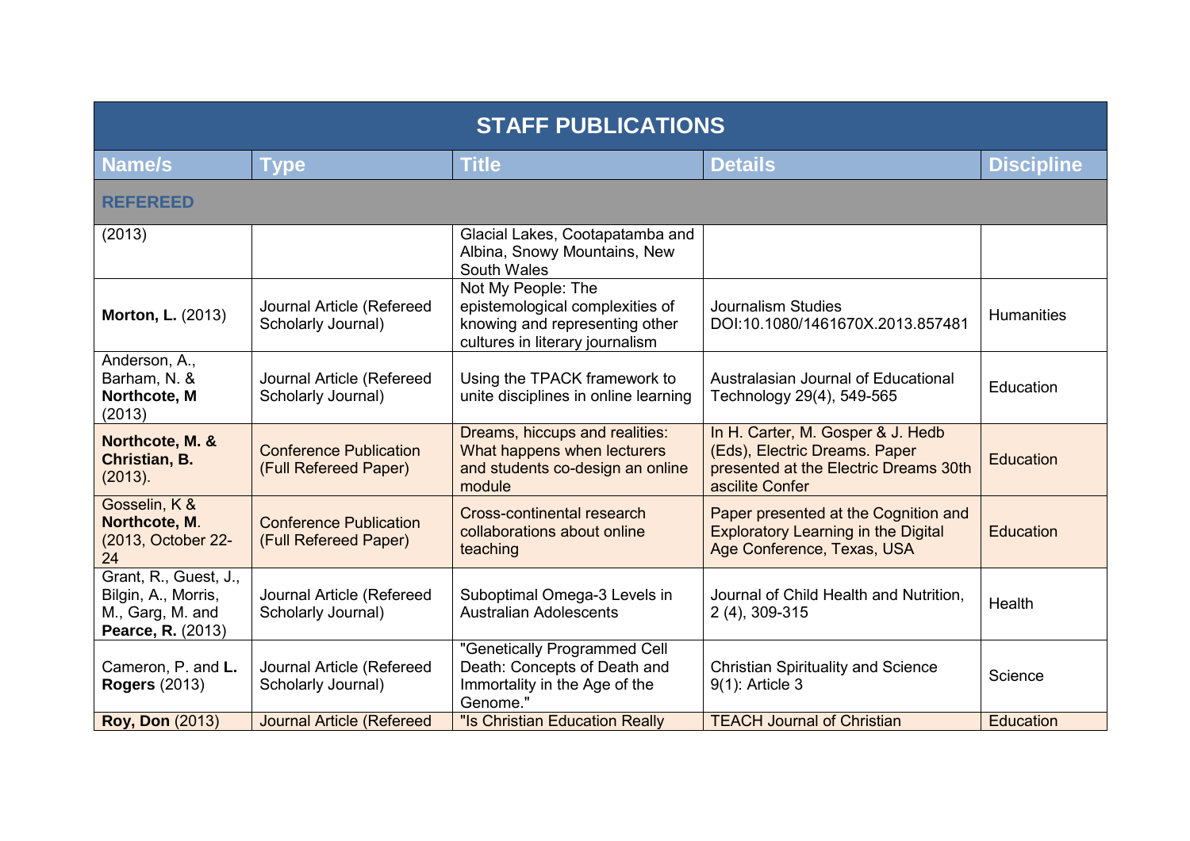| STAFF PUBLICATIONS | | | | |
|---|---|---|---|---|
| **Name/s** | **Type** | **Title** | **Details** | **Discipline** |
| **REFEREED** | | | | |
| (2013) | | Glacial Lakes, Cootapatamba and Albina, Snowy Mountains, New South Wales | | |
| **Morton, L.** (2013) | Journal Article (Refereed Scholarly Journal) | Not My People: The epistemological complexities of knowing and representing other cultures in literary journalism | Journalism Studies DOI:10.1080/1461670X.2013.857481 | Humanities |
| Anderson, A., Barham, N. & **Northcote, M** (2013) | Journal Article (Refereed Scholarly Journal) | Using the TPACK framework to unite disciplines in online learning | Australasian Journal of Educational Technology 29(4), 549-565 | Education |
| **Northcote, M. & Christian, B.** (2013). | Conference Publication (Full Refereed Paper) | Dreams, hiccups and realities: What happens when lecturers and students co-design an online module | In H. Carter, M. Gosper & J. Hedb (Eds), Electric Dreams. Paper presented at the Electric Dreams 30th ascilite Confer | Education |
| Gosselin, K & **Northcote, M**. (2013, October 22-24 | Conference Publication (Full Refereed Paper) | Cross-continental research collaborations about online teaching | Paper presented at the Cognition and Exploratory Learning in the Digital Age Conference, Texas, USA | Education |
| Grant, R., Guest, J., Bilgin, A., Morris, M., Garg, M. and **Pearce, R.** (2013) | Journal Article (Refereed Scholarly Journal) | Suboptimal Omega-3 Levels in Australian Adolescents | Journal of Child Health and Nutrition, 2 (4), 309-315 | Health |
| Cameron, P. and **L. Rogers** (2013) | Journal Article (Refereed Scholarly Journal) | "Genetically Programmed Cell Death: Concepts of Death and Immortality in the Age of the Genome." | Christian Spirituality and Science 9(1): Article 3 | Science |
| **Roy, Don** (2013) | Journal Article (Refereed | "Is Christian Education Really | TEACH Journal of Christian | Education |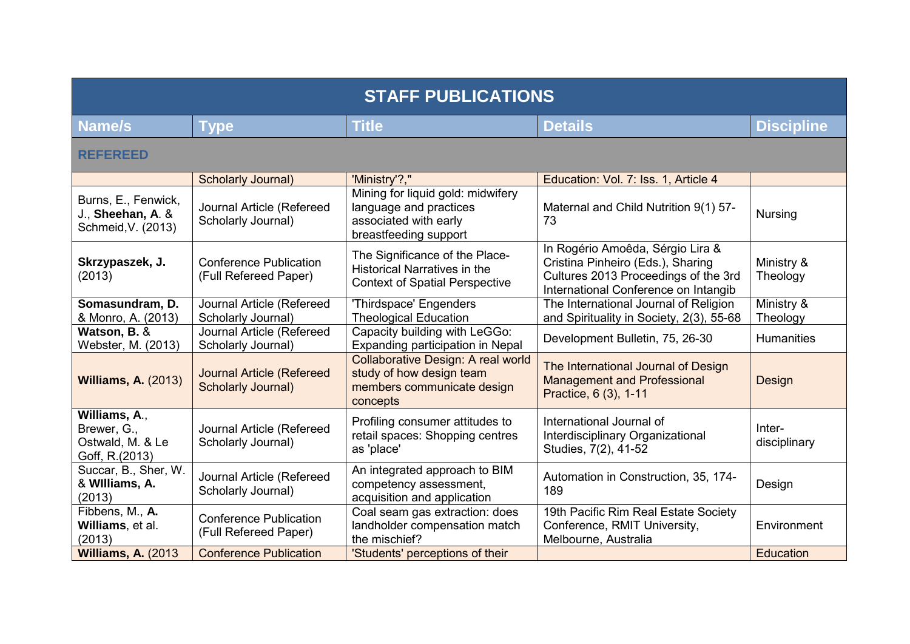| STAFF PUBLICATIONS | | | | |
|---|---|---|---|---|
| **Name/s** | **Type** | **Title** | **Details** | **Discipline** |
| **REFEREED** | | | | |
| | Scholarly Journal) | 'Ministry'?," | Education: Vol. 7: Iss. 1, Article 4 | |
| Burns, E., Fenwick, J., **Sheehan, A**. & Schmeid,V. (2013) | Journal Article (Refereed Scholarly Journal) | Mining for liquid gold: midwifery language and practices associated with early breastfeeding support | Maternal and Child Nutrition 9(1) 57-73 | Nursing |
| **Skrzypaszek, J.** (2013) | Conference Publication (Full Refereed Paper) | The Significance of the Place-Historical Narratives in the Context of Spatial Perspective | In Rogério Amoêda, Sérgio Lira & Cristina Pinheiro (Eds.), Sharing Cultures 2013 Proceedings of the 3rd International Conference on Intangib | Ministry & Theology |
| **Somasundram, D.** & Monro, A. (2013) | Journal Article (Refereed Scholarly Journal) | 'Thirdspace' Engenders Theological Education | The International Journal of Religion and Spirituality in Society, 2(3), 55-68 | Ministry & Theology |
| **Watson, B.** & Webster, M. (2013) | Journal Article (Refereed Scholarly Journal) | Capacity building with LeGGo: Expanding participation in Nepal | Development Bulletin, 75, 26-30 | Humanities |
| **Williams, A.** (2013) | Journal Article (Refereed Scholarly Journal) | Collaborative Design: A real world study of how design team members communicate design concepts | The International Journal of Design Management and Professional Practice, 6 (3), 1-11 | Design |
| **Williams, A**., Brewer, G., Ostwald, M. & Le Goff, R.(2013) | Journal Article (Refereed Scholarly Journal) | Profiling consumer attitudes to retail spaces: Shopping centres as 'place' | International Journal of Interdisciplinary Organizational Studies, 7(2), 41-52 | Inter-disciplinary |
| Succar, B., Sher, W. & **WIlliams, A.** (2013) | Journal Article (Refereed Scholarly Journal) | An integrated approach to BIM competency assessment, acquisition and application | Automation in Construction, 35, 174-189 | Design |
| Fibbens, M., **A. Williams**, et al. (2013) | Conference Publication (Full Refereed Paper) | Coal seam gas extraction: does landholder compensation match the mischief? | 19th Pacific Rim Real Estate Society Conference, RMIT University, Melbourne, Australia | Environment |
| **Williams, A.** (2013 | Conference Publication | 'Students' perceptions of their | | Education |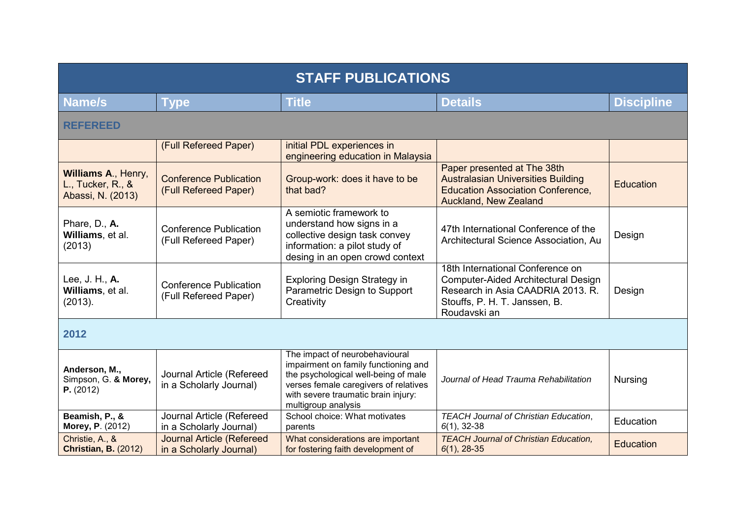| STAFF PUBLICATIONS | | | | |
|---|---|---|---|---|
| **Name/s** | **Type** | **Title** | **Details** | **Discipline** |
| **REFEREED** | | | | |
| | (Full Refereed Paper) | initial PDL experiences in engineering education in Malaysia | | |
| **Williams A**., Henry, L., Tucker, R., & Abassi, N. (2013) | Conference Publication (Full Refereed Paper) | Group-work: does it have to be that bad? | Paper presented at The 38th Australasian Universities Building Education Association Conference, Auckland, New Zealand | Education |
| Phare, D., **A. Williams**, et al. (2013) | Conference Publication (Full Refereed Paper) | A semiotic framework to understand how signs in a collective design task convey information: a pilot study of desing in an open crowd context | 47th International Conference of the Architectural Science Association, Au | Design |
| Lee, J. H., **A. Williams**, et al. (2013). | Conference Publication (Full Refereed Paper) | Exploring Design Strategy in Parametric Design to Support Creativity | 18th International Conference on Computer-Aided Architectural Design Research in Asia CAADRIA 2013. R. Stouffs, P. H. T. Janssen, B. Roudavski an | Design |
| **2012** | | | | |
| **Anderson, M.**, Simpson, G. **& Morey, P.** (2012) | Journal Article (Refereed in a Scholarly Journal) | The impact of neurobehavioural impairment on family functioning and the psychological well-being of male verses female caregivers of relatives with severe traumatic brain injury: multigroup analysis | *Journal of Head Trauma Rehabilitation* | Nursing |
| **Beamish, P., & Morey, P**. (2012) | Journal Article (Refereed in a Scholarly Journal) | School choice: What motivates parents | *TEACH Journal of Christian Education*, *6*(1), 32-38 | Education |
| Christie, A., & **Christian, B.** (2012) | Journal Article (Refereed in a Scholarly Journal) | What considerations are important for fostering faith development of | *TEACH Journal of Christian Education, 6*(1), 28-35 | Education |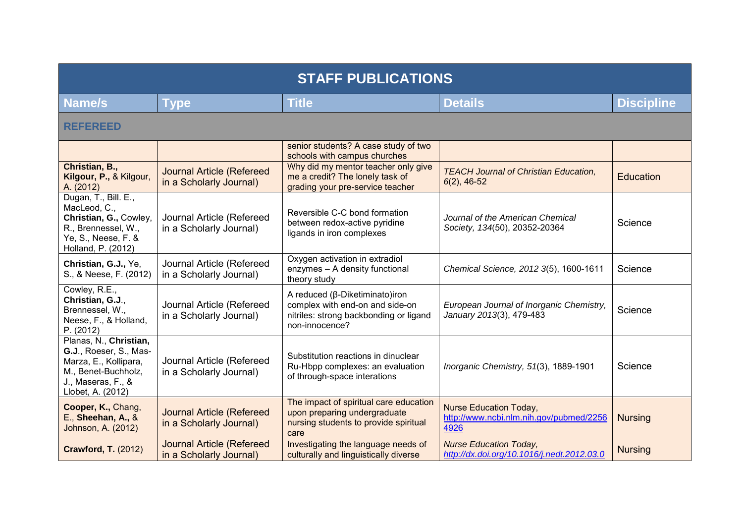| STAFF PUBLICATIONS | | | | |
|---|---|---|---|---|
| **Name/s** | **Type** | **Title** | **Details** | **Discipline** |
| **REFEREED** | | | | |
| | | senior students? A case study of two schools with campus churches | | |
| **Christian, B., Kilgour, P.,** & Kilgour, A. (2012) | Journal Article (Refereed in a Scholarly Journal) | Why did my mentor teacher only give me a credit? The lonely task of grading your pre-service teacher | *TEACH Journal of Christian Education, 6*(2), 46-52 | Education |
| Dugan, T., Bill. E., MacLeod, C., **Christian, G.,** Cowley, R., Brennessel, W., Ye, S., Neese, F. & Holland, P. (2012) | Journal Article (Refereed in a Scholarly Journal) | Reversible C-C bond formation between redox-active pyridine ligands in iron complexes | *Journal of the American Chemical Society, 134*(50), 20352-20364 | Science |
| **Christian, G.J.,** Ye, S., & Neese, F. (2012) | Journal Article (Refereed in a Scholarly Journal) | Oxygen activation in extradiol enzymes – A density functional theory study | *Chemical Science, 2012 3*(5), 1600-1611 | Science |
| Cowley, R.E., **Christian, G.J**., Brennessel, W., Neese, F., & Holland, P. (2012) | Journal Article (Refereed in a Scholarly Journal) | A reduced (β-Diketiminato)iron complex with end-on and side-on nitriles: strong backbonding or ligand non-innocence? | *European Journal of Inorganic Chemistry, January 2013*(3), 479-483 | Science |
| Planas, N., **Christian, G.J**., Roeser, S., Mas-Marza, E., Kollipara, M., Benet-Buchholz, J., Maseras, F., & Llobet, A. (2012) | Journal Article (Refereed in a Scholarly Journal) | Substitution reactions in dinuclear Ru-Hbpp complexes: an evaluation of through-space interations | *Inorganic Chemistry, 51*(3), 1889-1901 | Science |
| **Cooper, K.,** Chang, E., **Sheehan, A.,** & Johnson, A. (2012) | Journal Article (Refereed in a Scholarly Journal) | The impact of spiritual care education upon preparing undergraduate nursing students to provide spiritual care | Nurse Education Today, http://www.ncbi.nlm.nih.gov/pubmed/22564926 | Nursing |
| **Crawford, T.** (2012) | Journal Article (Refereed in a Scholarly Journal) | Investigating the language needs of culturally and linguistically diverse | *Nurse Education Today, http://dx.doi.org/10.1016/j.nedt.2012.03.0* | Nursing |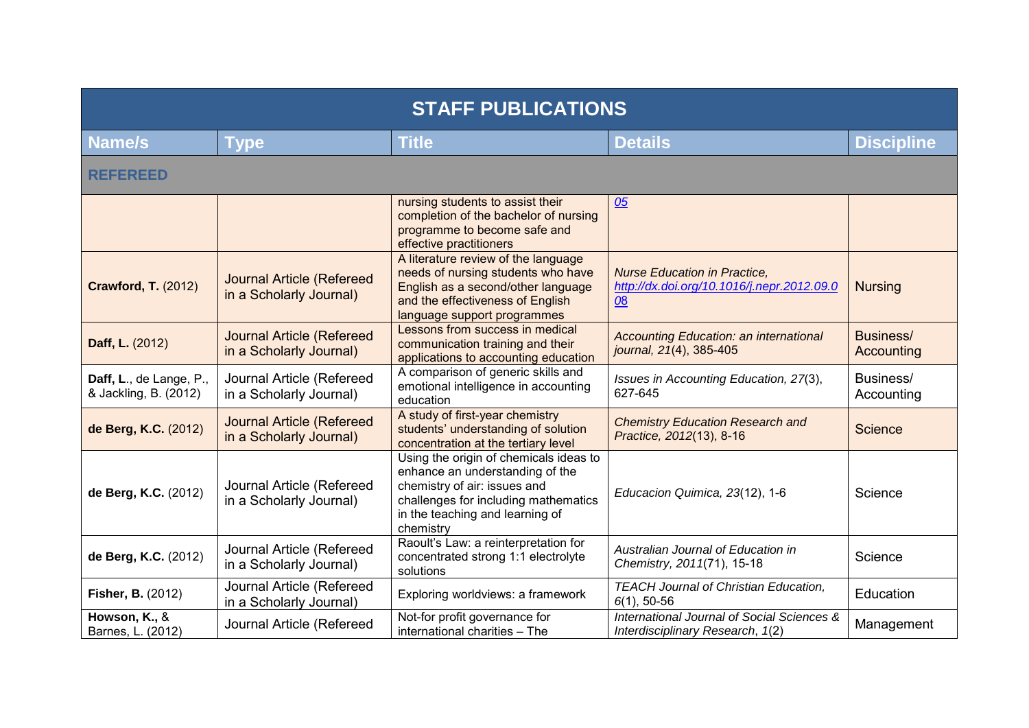| STAFF PUBLICATIONS | | | | |
|---|---|---|---|---|
| **Name/s** | **Type** | **Title** | **Details** | **Discipline** |
| **REFEREED** | | | | |
| | | nursing students to assist their completion of the bachelor of nursing programme to become safe and effective practitioners | *05* | |
| **Crawford, T.** (2012) | Journal Article (Refereed in a Scholarly Journal) | A literature review of the language needs of nursing students who have English as a second/other language and the effectiveness of English language support programmes | *Nurse Education in Practice, http://dx.doi.org/10.1016/j.nepr.2012.09.008* | Nursing |
| **Daff, L.** (2012) | Journal Article (Refereed in a Scholarly Journal) | Lessons from success in medical communication training and their applications to accounting education | *Accounting Education: an international journal, 21*(4), 385-405 | Business/ Accounting |
| **Daff, L**., de Lange, P., & Jackling, B. (2012) | Journal Article (Refereed in a Scholarly Journal) | A comparison of generic skills and emotional intelligence in accounting education | *Issues in Accounting Education, 27*(3), 627-645 | Business/ Accounting |
| **de Berg, K.C.** (2012) | Journal Article (Refereed in a Scholarly Journal) | A study of first-year chemistry students' understanding of solution concentration at the tertiary level | *Chemistry Education Research and Practice, 2012*(13), 8-16 | Science |
| **de Berg, K.C.** (2012) | Journal Article (Refereed in a Scholarly Journal) | Using the origin of chemicals ideas to enhance an understanding of the chemistry of air: issues and challenges for including mathematics in the teaching and learning of chemistry | *Educacion Quimica, 23*(12), 1-6 | Science |
| **de Berg, K.C.** (2012) | Journal Article (Refereed in a Scholarly Journal) | Raoult's Law: a reinterpretation for concentrated strong 1:1 electrolyte solutions | *Australian Journal of Education in Chemistry, 2011*(71), 15-18 | Science |
| **Fisher, B.** (2012) | Journal Article (Refereed in a Scholarly Journal) | Exploring worldviews: a framework | *TEACH Journal of Christian Education, 6*(1), 50-56 | Education |
| **Howson, K.**, & Barnes, L. (2012) | Journal Article (Refereed | Not-for profit governance for international charities – The | *International Journal of Social Sciences & Interdisciplinary Research, 1*(2) | Management |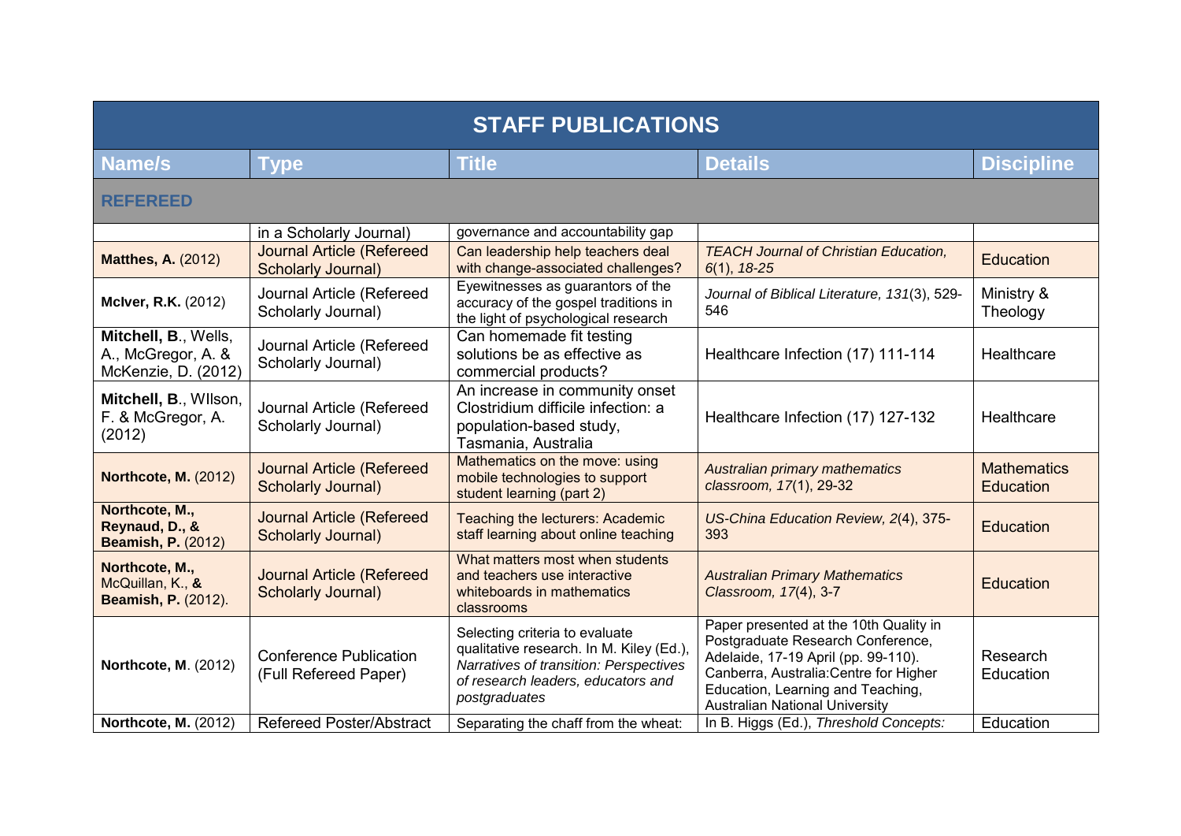| STAFF PUBLICATIONS | | | | |
|---|---|---|---|---|
| **Name/s** | **Type** | **Title** | **Details** | **Discipline** |
| **REFEREED** | | | | |
| | in a Scholarly Journal) | governance and accountability gap | | |
| **Matthes, A.** (2012) | Journal Article (Refereed Scholarly Journal) | Can leadership help teachers deal with change-associated challenges? | *TEACH Journal of Christian Education, 6*(1), *18-25* | Education |
| **McIver, R.K.** (2012) | Journal Article (Refereed Scholarly Journal) | Eyewitnesses as guarantors of the accuracy of the gospel traditions in the light of psychological research | *Journal of Biblical Literature, 131*(3), 529-546 | Ministry & Theology |
| **Mitchell, B**., Wells, A., McGregor, A. & McKenzie, D. (2012) | Journal Article (Refereed Scholarly Journal) | Can homemade fit testing solutions be as effective as commercial products? | Healthcare Infection (17) 111-114 | Healthcare |
| **Mitchell, B**., WIlson, F. & McGregor, A. (2012) | Journal Article (Refereed Scholarly Journal) | An increase in community onset Clostridium difficile infection: a population-based study, Tasmania, Australia | Healthcare Infection (17) 127-132 | Healthcare |
| **Northcote, M.** (2012) | Journal Article (Refereed Scholarly Journal) | Mathematics on the move: using mobile technologies to support student learning (part 2) | *Australian primary mathematics classroom, 17*(1), 29-32 | Mathematics Education |
| **Northcote, M., Reynaud, D., & Beamish, P.** (2012) | Journal Article (Refereed Scholarly Journal) | Teaching the lecturers: Academic staff learning about online teaching | *US-China Education Review, 2*(4), 375-393 | Education |
| **Northcote, M.,** McQuillan, K., **& Beamish, P.** (2012). | Journal Article (Refereed Scholarly Journal) | What matters most when students and teachers use interactive whiteboards in mathematics classrooms | *Australian Primary Mathematics Classroom, 17*(4), 3-7 | Education |
| **Northcote, M**. (2012) | Conference Publication (Full Refereed Paper) | Selecting criteria to evaluate qualitative research. In M. Kiley (Ed.), *Narratives of transition: Perspectives of research leaders, educators and postgraduates* | Paper presented at the 10th Quality in Postgraduate Research Conference, Adelaide, 17-19 April (pp. 99-110). Canberra, Australia:Centre for Higher Education, Learning and Teaching, Australian National University | Research Education |
| **Northcote, M.** (2012) | Refereed Poster/Abstract | Separating the chaff from the wheat: | In B. Higgs (Ed.), *Threshold Concepts:* | Education |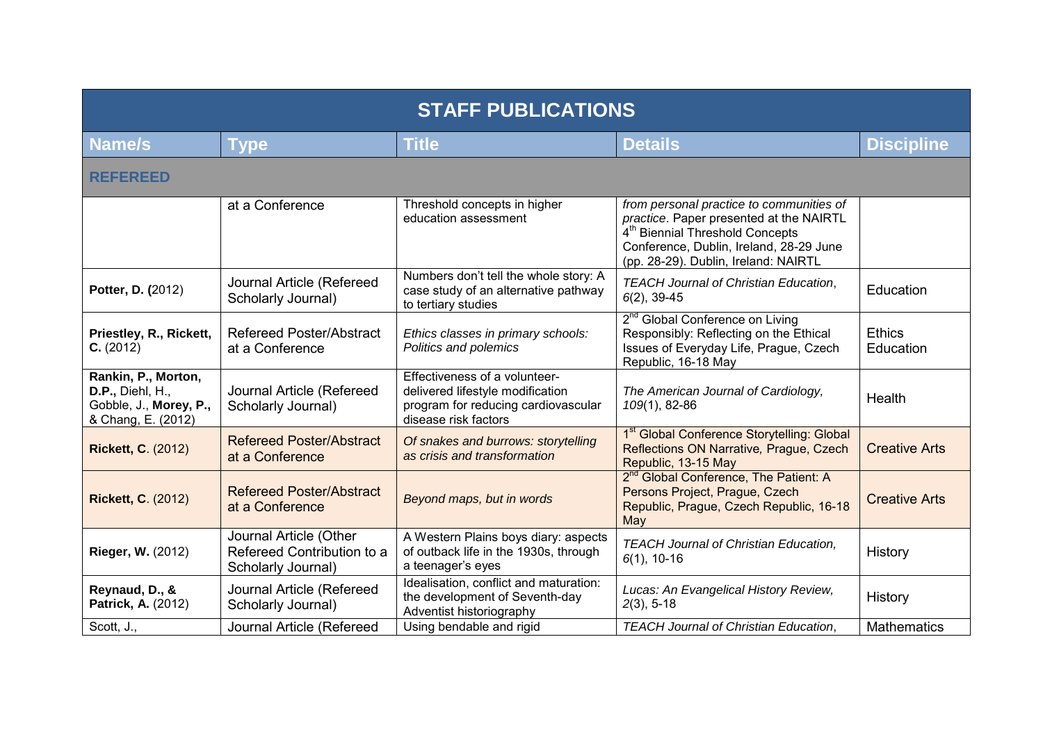## STAFF PUBLICATIONS

| Name/s | Type | Title | Details | Discipline |
|---|---|---|---|---|
| **REFEREED** | | | | |
| | at a Conference | Threshold concepts in higher education assessment | *from personal practice to communities of practice*. Paper presented at the NAIRTL 4th Biennial Threshold Concepts Conference, Dublin, Ireland, 28-29 June (pp. 28-29). Dublin, Ireland: NAIRTL | |
| **Potter, D. (**2012) | Journal Article (Refereed Scholarly Journal) | Numbers don't tell the whole story: A case study of an alternative pathway to tertiary studies | *TEACH Journal of Christian Education*, *6*(2), 39-45 | Education |
| **Priestley, R., Rickett, C.** (2012) | Refereed Poster/Abstract at a Conference | *Ethics classes in primary schools: Politics and polemics* | 2nd Global Conference on Living Responsibly: Reflecting on the Ethical Issues of Everyday Life, Prague, Czech Republic, 16-18 May | Ethics Education |
| **Rankin, P., Morton, D.P.,** Diehl, H., Gobble, J., **Morey, P.,** & Chang, E. (2012) | Journal Article (Refereed Scholarly Journal) | Effectiveness of a volunteer-delivered lifestyle modification program for reducing cardiovascular disease risk factors | *The American Journal of Cardiology*, *109*(1), 82-86 | Health |
| **Rickett, C**. (2012) | Refereed Poster/Abstract at a Conference | *Of snakes and burrows: storytelling as crisis and transformation* | 1st Global Conference Storytelling: Global Reflections ON Narrative, Prague, Czech Republic, 13-15 May | Creative Arts |
| **Rickett, C**. (2012) | Refereed Poster/Abstract at a Conference | *Beyond maps, but in words* | 2nd Global Conference, The Patient: A Persons Project, Prague, Czech Republic, Prague, Czech Republic, 16-18 May | Creative Arts |
| **Rieger, W.** (2012) | Journal Article (Other Refereed Contribution to a Scholarly Journal) | A Western Plains boys diary: aspects of outback life in the 1930s, through a teenager's eyes | *TEACH Journal of Christian Education,* *6*(1), 10-16 | History |
| **Reynaud, D., & Patrick, A.** (2012) | Journal Article (Refereed Scholarly Journal) | Idealisation, conflict and maturation: the development of Seventh-day Adventist historiography | *Lucas: An Evangelical History Review,* *2*(3), 5-18 | History |
| Scott, J., | Journal Article (Refereed | Using bendable and rigid | *TEACH Journal of Christian Education*, | Mathematics |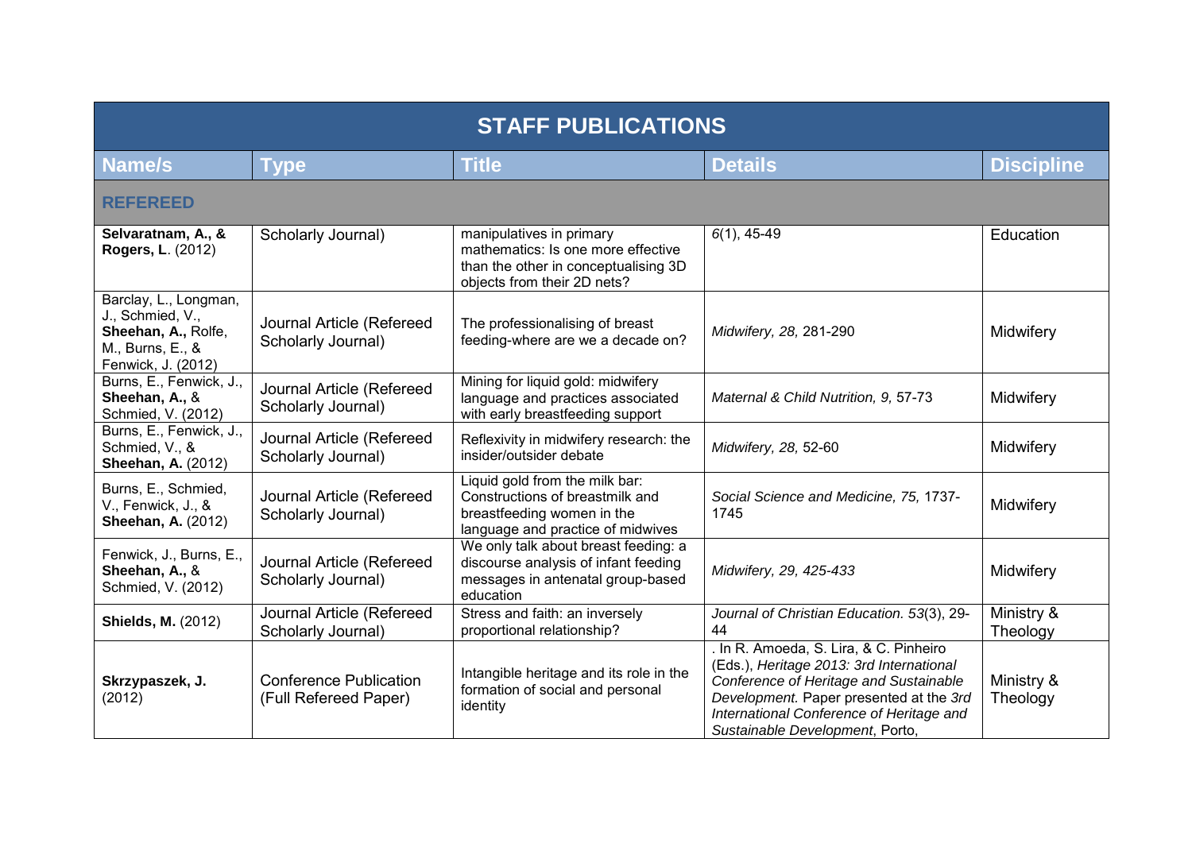| STAFF PUBLICATIONS | | | | |
|---|---|---|---|---|
| **Name/s** | **Type** | **Title** | **Details** | **Discipline** |
| **REFEREED** | | | | |
| **Selvaratnam, A., & Rogers, L**. (2012) | Scholarly Journal) | manipulatives in primary mathematics: Is one more effective than the other in conceptualising 3D objects from their 2D nets? | *6*(1), 45-49 | Education |
| Barclay, L., Longman, J., Schmied, V., **Sheehan, A.,** Rolfe, M., Burns, E., & Fenwick, J. (2012) | Journal Article (Refereed Scholarly Journal) | The professionalising of breast feeding-where are we a decade on? | *Midwifery, 28,* 281-290 | Midwifery |
| Burns, E., Fenwick, J., **Sheehan, A.,** & Schmied, V. (2012) | Journal Article (Refereed Scholarly Journal) | Mining for liquid gold: midwifery language and practices associated with early breastfeeding support | *Maternal & Child Nutrition, 9,* 57-73 | Midwifery |
| Burns, E., Fenwick, J., Schmied, V., & **Sheehan, A.** (2012) | Journal Article (Refereed Scholarly Journal) | Reflexivity in midwifery research: the insider/outsider debate | *Midwifery, 28,* 52-60 | Midwifery |
| Burns, E., Schmied, V., Fenwick, J., & **Sheehan, A.** (2012) | Journal Article (Refereed Scholarly Journal) | Liquid gold from the milk bar: Constructions of breastmilk and breastfeeding women in the language and practice of midwives | *Social Science and Medicine, 75,* 1737-1745 | Midwifery |
| Fenwick, J., Burns, E., **Sheehan, A.,** & Schmied, V. (2012) | Journal Article (Refereed Scholarly Journal) | We only talk about breast feeding: a discourse analysis of infant feeding messages in antenatal group-based education | *Midwifery, 29, 425-433* | Midwifery |
| **Shields, M.** (2012) | Journal Article (Refereed Scholarly Journal) | Stress and faith: an inversely proportional relationship? | *Journal of Christian Education.* *53*(3), 29-44 | Ministry & Theology |
| **Skrzypaszek, J.** (2012) | Conference Publication (Full Refereed Paper) | Intangible heritage and its role in the formation of social and personal identity | . In R. Amoeda, S. Lira, & C. Pinheiro (Eds.), *Heritage 2013: 3rd International Conference of Heritage and Sustainable Development.* Paper presented at the *3rd International Conference of Heritage and Sustainable Development*, Porto, | Ministry & Theology |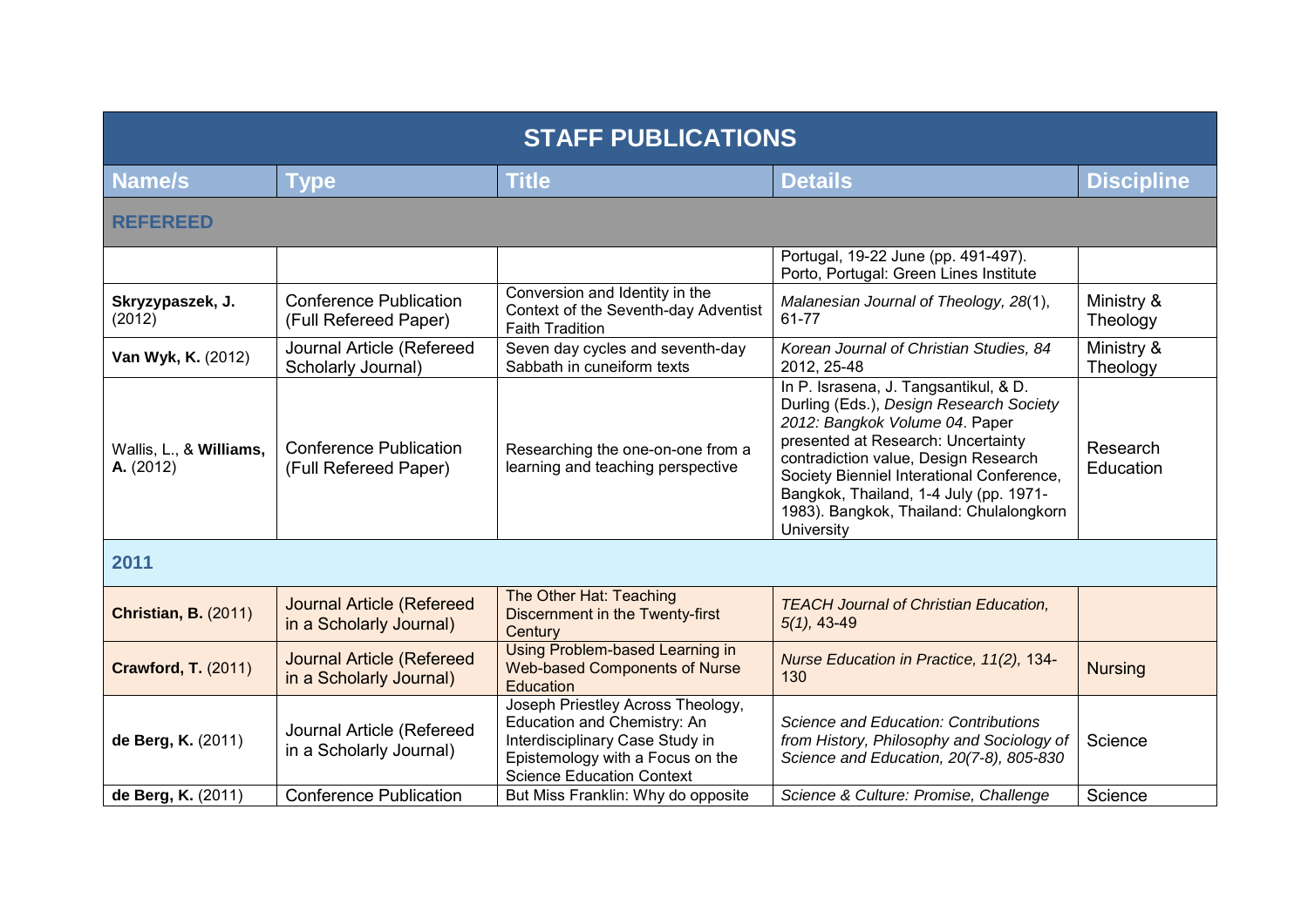| STAFF PUBLICATIONS | | | | |
|---|---|---|---|---|
| **Name/s** | **Type** | **Title** | **Details** | **Discipline** |
| **REFEREED** | | | | |
| | | | Portugal, 19-22 June (pp. 491-497). Porto, Portugal: Green Lines Institute | |
| **Skryzypaszek, J.** (2012) | Conference Publication (Full Refereed Paper) | Conversion and Identity in the Context of the Seventh-day Adventist Faith Tradition | *Malanesian Journal of Theology, 28*(1), 61-77 | Ministry & Theology |
| **Van Wyk, K.** (2012) | Journal Article (Refereed Scholarly Journal) | Seven day cycles and seventh-day Sabbath in cuneiform texts | *Korean Journal of Christian Studies, 84* 2012, 25-48 | Ministry & Theology |
| Wallis, L., & **Williams, A.** (2012) | Conference Publication (Full Refereed Paper) | Researching the one-on-one from a learning and teaching perspective | In P. Israsena, J. Tangsantikul, & D. Durling (Eds.), *Design Research Society 2012: Bangkok Volume 04*. Paper presented at Research: Uncertainty contradiction value, Design Research Society Bienniel Interational Conference, Bangkok, Thailand, 1-4 July (pp. 1971-1983). Bangkok, Thailand: Chulalongkorn University | Research Education |
| **2011** | | | | |
| **Christian, B.** (2011) | Journal Article (Refereed in a Scholarly Journal) | The Other Hat: Teaching Discernment in the Twenty-first Century | *TEACH Journal of Christian Education, 5(1),* 43-49 | |
| **Crawford, T.** (2011) | Journal Article (Refereed in a Scholarly Journal) | Using Problem-based Learning in Web-based Components of Nurse Education | *Nurse Education in Practice, 11(2),* 134-130 | Nursing |
| **de Berg, K.** (2011) | Journal Article (Refereed in a Scholarly Journal) | Joseph Priestley Across Theology, Education and Chemistry: An Interdisciplinary Case Study in Epistemology with a Focus on the Science Education Context | *Science and Education: Contributions from History, Philosophy and Sociology of Science and Education, 20(7-8), 805-830* | Science |
| **de Berg, K.** (2011) | Conference Publication | But Miss Franklin: Why do opposite | *Science & Culture: Promise, Challenge* | Science |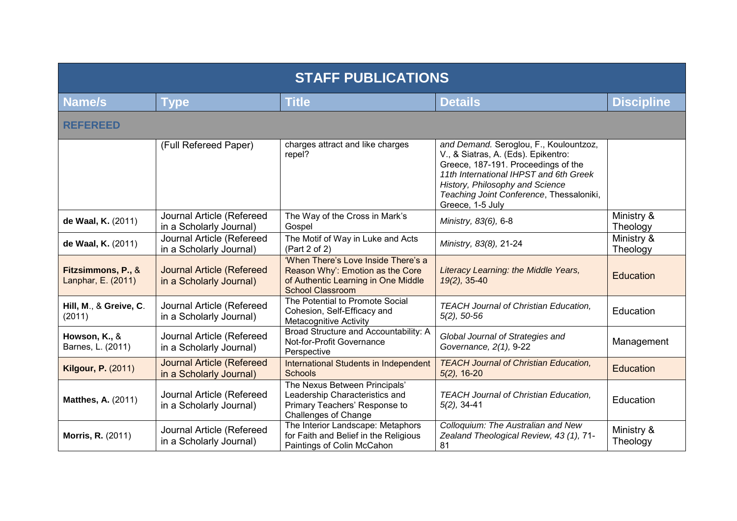| STAFF PUBLICATIONS | | | | |
|---|---|---|---|---|
| **Name/s** | **Type** | **Title** | **Details** | **Discipline** |
| **REFEREED** | | | | |
| | (Full Refereed Paper) | charges attract and like charges repel? | *and Demand.* Seroglou, F., Koulountzoz, V., & Siatras, A. (Eds). Epikentro: Greece, 187-191. Proceedings of the *11th International IHPST and 6th Greek History, Philosophy and Science Teaching Joint Conference*, Thessaloniki, Greece, 1-5 July | |
| **de Waal, K.** (2011) | Journal Article (Refereed in a Scholarly Journal) | The Way of the Cross in Mark's Gospel | *Ministry, 83(6),* 6-8 | Ministry & Theology |
| **de Waal, K.** (2011) | Journal Article (Refereed in a Scholarly Journal) | The Motif of Way in Luke and Acts (Part 2 of 2) | *Ministry, 83(8),* 21-24 | Ministry & Theology |
| **Fitzsimmons, P.**, & Lanphar, E. (2011) | Journal Article (Refereed in a Scholarly Journal) | 'When There's Love Inside There's a Reason Why': Emotion as the Core of Authentic Learning in One Middle School Classroom | *Literacy Learning: the Middle Years, 19(2),* 35-40 | Education |
| **Hill, M.**, & **Greive, C**. (2011) | Journal Article (Refereed in a Scholarly Journal) | The Potential to Promote Social Cohesion, Self-Efficacy and Metacognitive Activity | *TEACH Journal of Christian Education, 5(2), 50-56* | Education |
| **Howson, K.**, & Barnes, L. (2011) | Journal Article (Refereed in a Scholarly Journal) | Broad Structure and Accountability: A Not-for-Profit Governance Perspective | *Global Journal of Strategies and Governance, 2(1),* 9-22 | Management |
| **Kilgour, P.** (2011) | Journal Article (Refereed in a Scholarly Journal) | International Students in Independent Schools | *TEACH Journal of Christian Education, 5(2),* 16-20 | Education |
| **Matthes, A.** (2011) | Journal Article (Refereed in a Scholarly Journal) | The Nexus Between Principals' Leadership Characteristics and Primary Teachers' Response to Challenges of Change | *TEACH Journal of Christian Education, 5(2),* 34-41 | Education |
| **Morris, R.** (2011) | Journal Article (Refereed in a Scholarly Journal) | The Interior Landscape: Metaphors for Faith and Belief in the Religious Paintings of Colin McCahon | *Colloquium: The Australian and New Zealand Theological Review, 43 (1),* 71-81 | Ministry & Theology |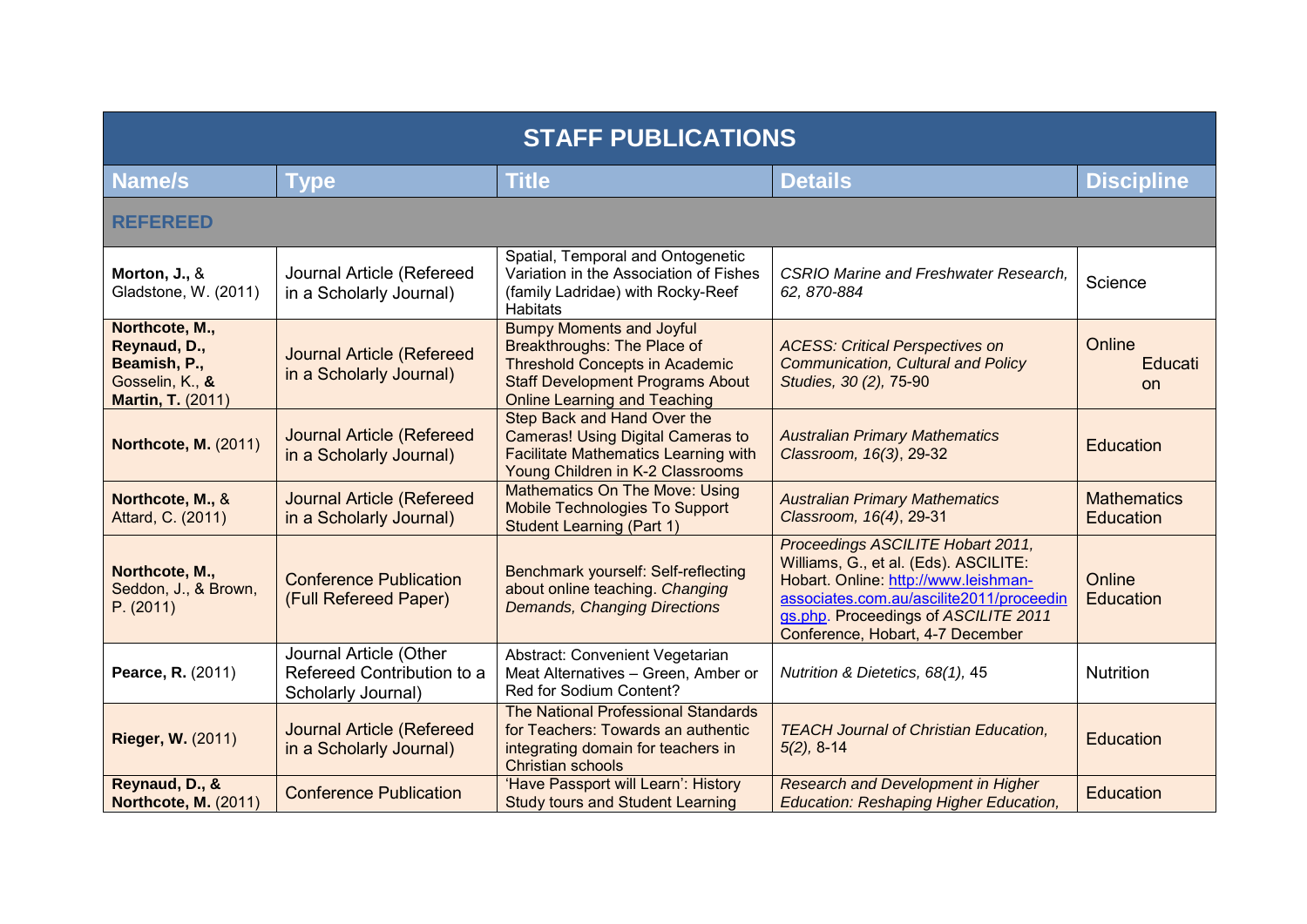| STAFF PUBLICATIONS | | | | |
|---|---|---|---|---|
| **Name/s** | **Type** | **Title** | **Details** | **Discipline** |
| **REFEREED** | | | | |
| **Morton, J.,** & Gladstone, W. (2011) | Journal Article (Refereed in a Scholarly Journal) | Spatial, Temporal and Ontogenetic Variation in the Association of Fishes (family Ladridae) with Rocky-Reef Habitats | *CSRIO Marine and Freshwater Research, 62, 870-884* | Science |
| **Northcote, M., Reynaud, D., Beamish, P.,** Gosselin, K., **& Martin, T.** (2011) | Journal Article (Refereed in a Scholarly Journal) | Bumpy Moments and Joyful Breakthroughs: The Place of Threshold Concepts in Academic Staff Development Programs About Online Learning and Teaching | *ACESS: Critical Perspectives on Communication, Cultural and Policy Studies, 30 (2),* 75-90 | Online Education |
| **Northcote, M.** (2011) | Journal Article (Refereed in a Scholarly Journal) | Step Back and Hand Over the Cameras! Using Digital Cameras to Facilitate Mathematics Learning with Young Children in K-2 Classrooms | *Australian Primary Mathematics Classroom, 16(3)*, 29-32 | Education |
| **Northcote, M.,** & Attard, C. (2011) | Journal Article (Refereed in a Scholarly Journal) | Mathematics On The Move: Using Mobile Technologies To Support Student Learning (Part 1) | *Australian Primary Mathematics Classroom, 16(4)*, 29-31 | Mathematics Education |
| **Northcote, M.,** Seddon, J., & Brown, P. (2011) | Conference Publication (Full Refereed Paper) | Benchmark yourself: Self-reflecting about online teaching. *Changing Demands, Changing Directions* | *Proceedings ASCILITE Hobart 2011*, Williams, G., et al. (Eds). ASCILITE: Hobart. Online: http://www.leishman-associates.com.au/ascilite2011/proceedings.php. Proceedings of *ASCILITE 2011* Conference, Hobart, 4-7 December | Online Education |
| **Pearce, R.** (2011) | Journal Article (Other Refereed Contribution to a Scholarly Journal) | Abstract: Convenient Vegetarian Meat Alternatives – Green, Amber or Red for Sodium Content? | *Nutrition & Dietetics, 68(1),* 45 | Nutrition |
| **Rieger, W.** (2011) | Journal Article (Refereed in a Scholarly Journal) | The National Professional Standards for Teachers: Towards an authentic integrating domain for teachers in Christian schools | *TEACH Journal of Christian Education, 5(2),* 8-14 | Education |
| **Reynaud, D., & Northcote, M.** (2011) | Conference Publication | 'Have Passport will Learn': History Study tours and Student Learning | *Research and Development in Higher Education: Reshaping Higher Education,* | Education |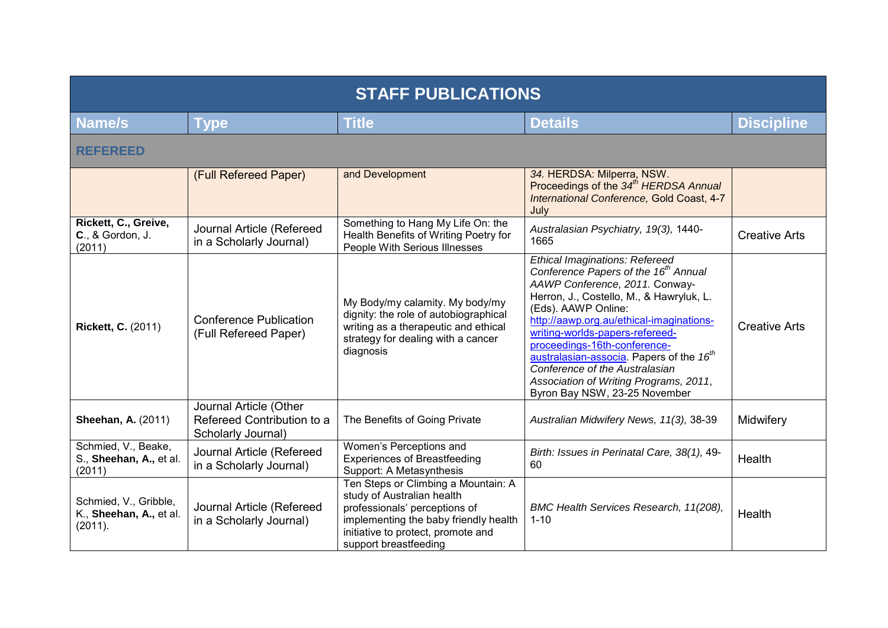| STAFF PUBLICATIONS | | | | |
|---|---|---|---|---|
| **Name/s** | **Type** | **Title** | **Details** | **Discipline** |
| **REFEREED** | | | | |
| | (Full Refereed Paper) | and Development | *34.* HERDSA: Milperra, NSW. Proceedings of the *34th HERDSA Annual International Conference,* Gold Coast, 4-7 July | |
| **Rickett, C., Greive, C**., & Gordon, J. (2011) | Journal Article (Refereed in a Scholarly Journal) | Something to Hang My Life On: the Health Benefits of Writing Poetry for People With Serious Illnesses | *Australasian Psychiatry, 19(3),* 1440-1665 | Creative Arts |
| **Rickett, C.** (2011) | Conference Publication (Full Refereed Paper) | My Body/my calamity. My body/my dignity: the role of autobiographical writing as a therapeutic and ethical strategy for dealing with a cancer diagnosis | *Ethical Imaginations: Refereed Conference Papers of the 16th Annual AAWP Conference, 2011.* Conway-Herron, J., Costello, M., & Hawryluk, L. (Eds). AAWP Online: http://aawp.org.au/ethical-imaginations-writing-worlds-papers-refereed-proceedings-16th-conference-australasian-associa. Papers of the *16th Conference of the Australasian Association of Writing Programs, 2011*, Byron Bay NSW, 23-25 November | Creative Arts |
| **Sheehan, A.** (2011) | Journal Article (Other Refereed Contribution to a Scholarly Journal) | The Benefits of Going Private | *Australian Midwifery News, 11(3),* 38-39 | Midwifery |
| Schmied, V., Beake, S., **Sheehan, A.,** et al. (2011) | Journal Article (Refereed in a Scholarly Journal) | Women's Perceptions and Experiences of Breastfeeding Support: A Metasynthesis | *Birth: Issues in Perinatal Care, 38(1),* 49-60 | Health |
| Schmied, V., Gribble, K., **Sheehan, A.,** et al. (2011). | Journal Article (Refereed in a Scholarly Journal) | Ten Steps or Climbing a Mountain: A study of Australian health professionals' perceptions of implementing the baby friendly health initiative to protect, promote and support breastfeeding | *BMC Health Services Research, 11(208),* 1-10 | Health |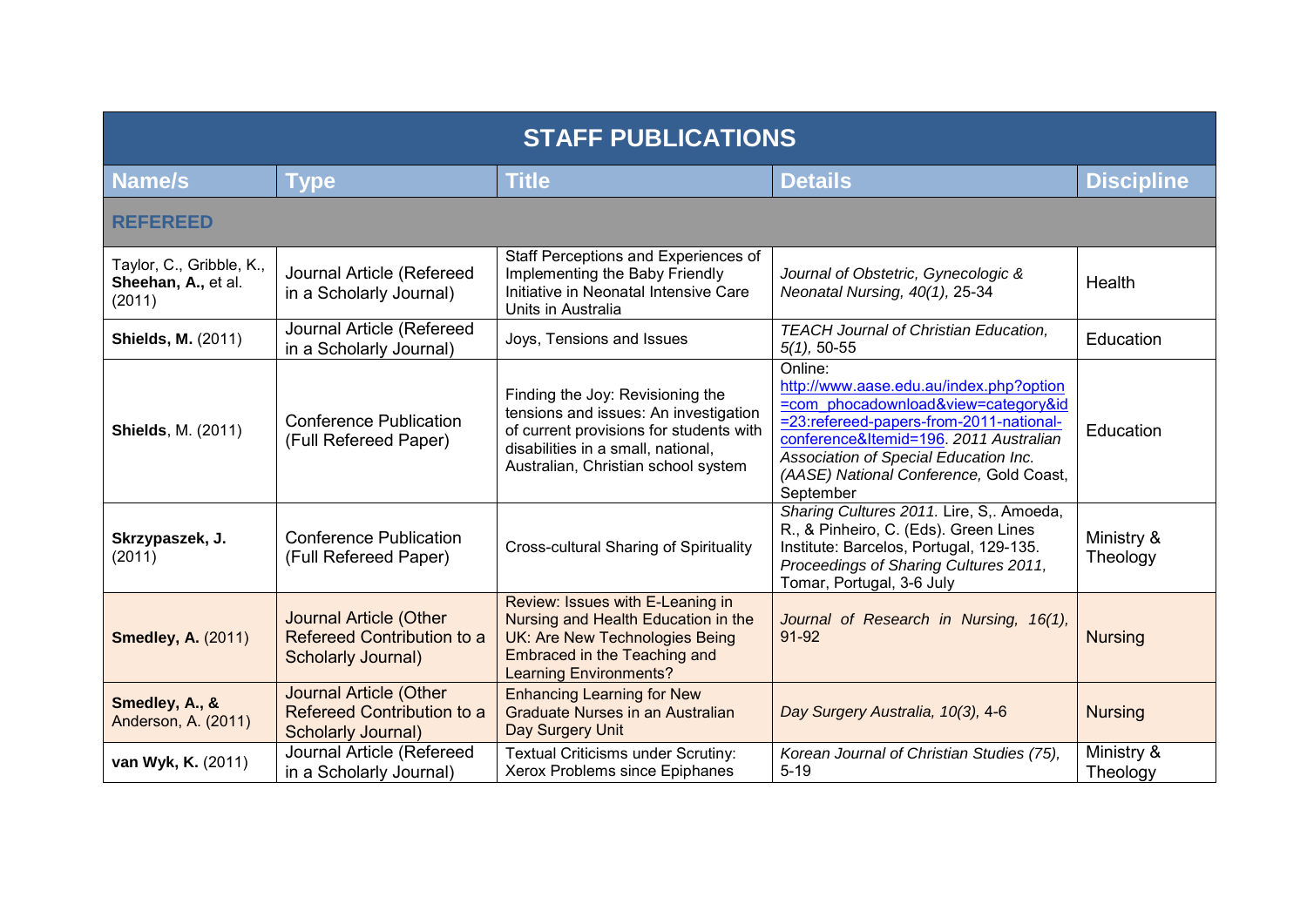| STAFF PUBLICATIONS | | | | |
|---|---|---|---|---|
| **Name/s** | **Type** | **Title** | **Details** | **Discipline** |
| **REFEREED** | | | | |
| Taylor, C., Gribble, K., **Sheehan, A.,** et al. (2011) | Journal Article (Refereed in a Scholarly Journal) | Staff Perceptions and Experiences of Implementing the Baby Friendly Initiative in Neonatal Intensive Care Units in Australia | *Journal of Obstetric, Gynecologic & Neonatal Nursing, 40(1),* 25-34 | Health |
| **Shields, M.** (2011) | Journal Article (Refereed in a Scholarly Journal) | Joys, Tensions and Issues | *TEACH Journal of Christian Education, 5(1),* 50-55 | Education |
| **Shields**, M. (2011) | Conference Publication (Full Refereed Paper) | Finding the Joy: Revisioning the tensions and issues: An investigation of current provisions for students with disabilities in a small, national, Australian, Christian school system | Online: http://www.aase.edu.au/index.php?option=com_phocadownload&view=category&id=23:refereed-papers-from-2011-national-conference&Itemid=196. *2011 Australian Association of Special Education Inc. (AASE) National Conference,* Gold Coast, September | Education |
| **Skrzypaszek, J.** (2011) | Conference Publication (Full Refereed Paper) | Cross-cultural Sharing of Spirituality | *Sharing Cultures 2011.* Lire, S,. Amoeda, R., & Pinheiro, C. (Eds). Green Lines Institute: Barcelos, Portugal, 129-135. *Proceedings of Sharing Cultures 2011,* Tomar, Portugal, 3-6 July | Ministry & Theology |
| **Smedley, A.** (2011) | Journal Article (Other Refereed Contribution to a Scholarly Journal) | Review: Issues with E-Leaning in Nursing and Health Education in the UK: Are New Technologies Being Embraced in the Teaching and Learning Environments? | *Journal of Research in Nursing, 16(1),* 91-92 | Nursing |
| **Smedley, A., &** Anderson, A. (2011) | Journal Article (Other Refereed Contribution to a Scholarly Journal) | Enhancing Learning for New Graduate Nurses in an Australian Day Surgery Unit | *Day Surgery Australia, 10(3),* 4-6 | Nursing |
| **van Wyk, K.** (2011) | Journal Article (Refereed in a Scholarly Journal) | Textual Criticisms under Scrutiny: Xerox Problems since Epiphanes | *Korean Journal of Christian Studies (75),* 5-19 | Ministry & Theology |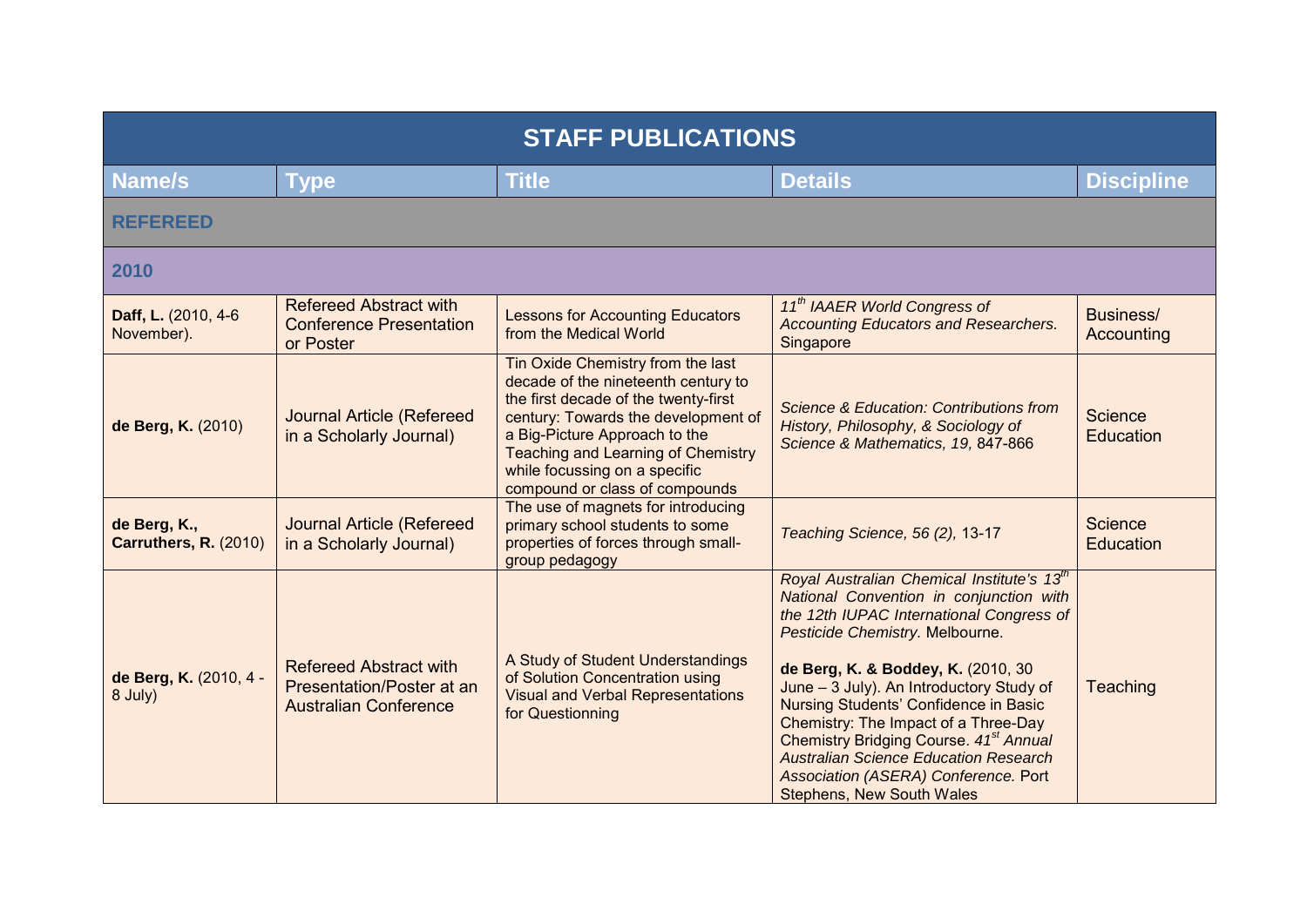| STAFF PUBLICATIONS | | | | |
|---|---|---|---|---|
| **Name/s** | **Type** | **Title** | **Details** | **Discipline** |
| **REFEREED** | | | | |
| **2010** | | | | |
| **Daff, L.** (2010, 4-6 November). | Refereed Abstract with Conference Presentation or Poster | Lessons for Accounting Educators from the Medical World | *11th IAAER World Congress of Accounting Educators and Researchers.* Singapore | Business/ Accounting |
| **de Berg, K.** (2010) | Journal Article (Refereed in a Scholarly Journal) | Tin Oxide Chemistry from the last decade of the nineteenth century to the first decade of the twenty-first century: Towards the development of a Big-Picture Approach to the Teaching and Learning of Chemistry while focussing on a specific compound or class of compounds | *Science & Education: Contributions from History, Philosophy, & Sociology of Science & Mathematics, 19,* 847-866 | Science Education |
| **de Berg, K., Carruthers, R.** (2010) | Journal Article (Refereed in a Scholarly Journal) | The use of magnets for introducing primary school students to some properties of forces through small-group pedagogy | *Teaching Science, 56 (2),* 13-17 | Science Education |
| **de Berg, K.** (2010, 4 - 8 July) | Refereed Abstract with Presentation/Poster at an Australian Conference | A Study of Student Understandings of Solution Concentration using Visual and Verbal Representations for Questionning | *Royal Australian Chemical Institute's 13th National Convention in conjunction with the 12th IUPAC International Congress of Pesticide Chemistry.* Melbourne.<br><br>**de Berg, K. & Boddey, K.** (2010, 30 June – 3 July). An Introductory Study of Nursing Students' Confidence in Basic Chemistry: The Impact of a Three-Day Chemistry Bridging Course. *41st Annual Australian Science Education Research Association (ASERA) Conference.* Port Stephens, New South Wales | Teaching |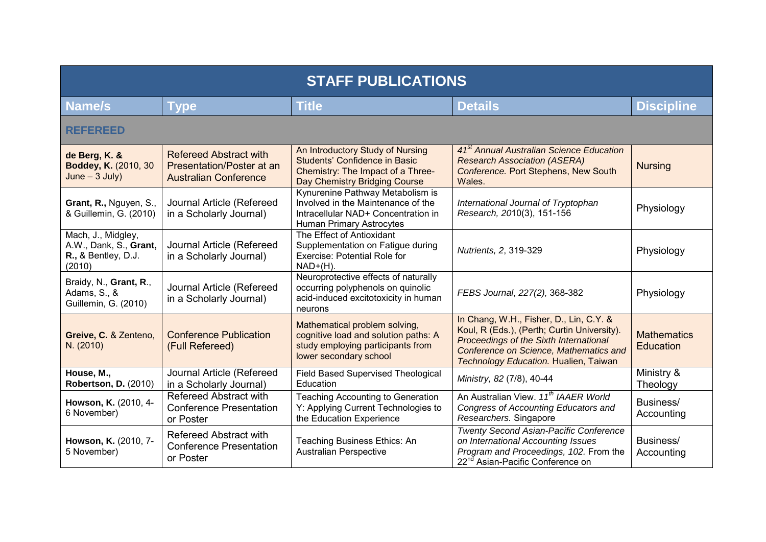| STAFF PUBLICATIONS | | | | |
|---|---|---|---|---|
| **Name/s** | **Type** | **Title** | **Details** | **Discipline** |
| **REFEREED** | | | | |
| **de Berg, K. & Boddey, K.** (2010, 30 June – 3 July) | Refereed Abstract with Presentation/Poster at an Australian Conference | An Introductory Study of Nursing Students' Confidence in Basic Chemistry: The Impact of a Three-Day Chemistry Bridging Course | *41st Annual Australian Science Education Research Association (ASERA) Conference.* Port Stephens, New South Wales. | Nursing |
| **Grant, R.,** Nguyen, S., & Guillemin, G. (2010) | Journal Article (Refereed in a Scholarly Journal) | Kynurenine Pathway Metabolism is Involved in the Maintenance of the Intracellular NAD+ Concentration in Human Primary Astrocytes | *International Journal of Tryptophan Research, 20*10(3), 151-156 | Physiology |
| Mach, J., Midgley, A.W., Dank, S., **Grant, R.,** & Bentley, D.J. (2010) | Journal Article (Refereed in a Scholarly Journal) | The Effect of Antioxidant Supplementation on Fatigue during Exercise: Potential Role for NAD+(H). | *Nutrients, 2*, 319-329 | Physiology |
| Braidy, N., **Grant, R.**, Adams, S., & Guillemin, G. (2010) | Journal Article (Refereed in a Scholarly Journal) | Neuroprotective effects of naturally occurring polyphenols on quinolic acid-induced excitotoxicity in human neurons | *FEBS Journal*, *227(2),* 368-382 | Physiology |
| **Greive, C.** & Zenteno, N. (2010) | Conference Publication (Full Refereed) | Mathematical problem solving, cognitive load and solution paths: A study employing participants from lower secondary school | In Chang, W.H., Fisher, D., Lin, C.Y. & Koul, R (Eds.), (Perth; Curtin University). *Proceedings of the Sixth International Conference on Science, Mathematics and Technology Education.* Hualien, Taiwan | Mathematics Education |
| **House, M., Robertson, D.** (2010) | Journal Article (Refereed in a Scholarly Journal) | Field Based Supervised Theological Education | *Ministry, 82* (7/8), 40-44 | Ministry & Theology |
| **Howson, K.** (2010, 4-6 November) | Refereed Abstract with Conference Presentation or Poster | Teaching Accounting to Generation Y: Applying Current Technologies to the Education Experience | An Australian View. *11th IAAER World Congress of Accounting Educators and Researchers.* Singapore | Business/ Accounting |
| **Howson, K.** (2010, 7-5 November) | Refereed Abstract with Conference Presentation or Poster | Teaching Business Ethics: An Australian Perspective | *Twenty Second Asian-Pacific Conference on International Accounting Issues Program and Proceedings, 102.* From the 22nd Asian-Pacific Conference on | Business/ Accounting |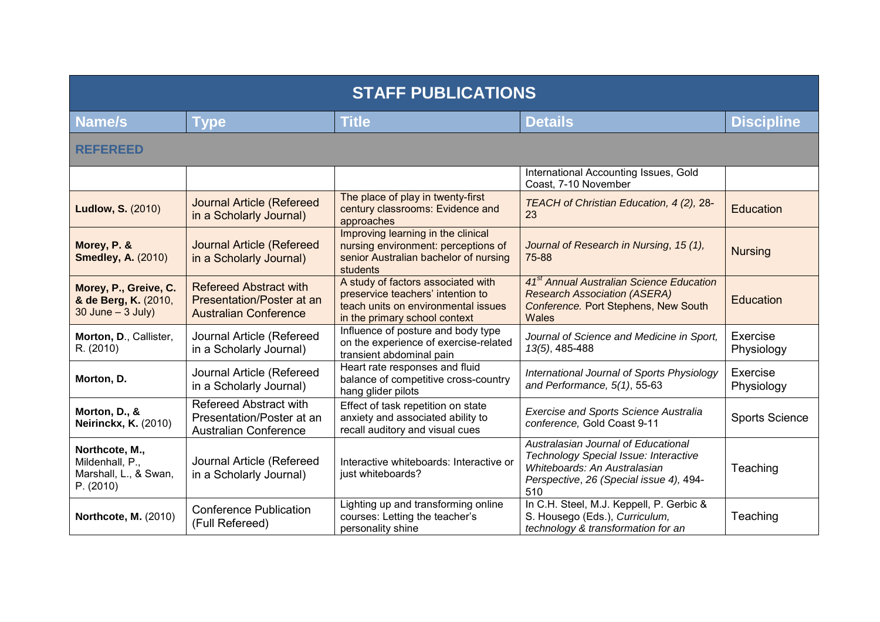| STAFF PUBLICATIONS | | | | |
|---|---|---|---|---|
| **Name/s** | **Type** | **Title** | **Details** | **Discipline** |
| **REFEREED** | | | | |
| | | | International Accounting Issues, Gold Coast, 7-10 November | |
| **Ludlow, S.** (2010) | Journal Article (Refereed in a Scholarly Journal) | The place of play in twenty-first century classrooms: Evidence and approaches | *TEACH of Christian Education, 4 (2),* 28-23 | Education |
| **Morey, P. & Smedley, A.** (2010) | Journal Article (Refereed in a Scholarly Journal) | Improving learning in the clinical nursing environment: perceptions of senior Australian bachelor of nursing students | *Journal of Research in Nursing*, *15 (1),* 75-88 | Nursing |
| **Morey, P., Greive, C. & de Berg, K.** (2010, 30 June – 3 July) | Refereed Abstract with Presentation/Poster at an Australian Conference | A study of factors associated with preservice teachers' intention to teach units on environmental issues in the primary school context | *41st Annual Australian Science Education Research Association (ASERA) Conference.* Port Stephens, New South Wales | Education |
| **Morton, D**., Callister, R. (2010) | Journal Article (Refereed in a Scholarly Journal) | Influence of posture and body type on the experience of exercise-related transient abdominal pain | *Journal of Science and Medicine in Sport, 13(5)*, 485-488 | Exercise Physiology |
| **Morton, D.** | Journal Article (Refereed in a Scholarly Journal) | Heart rate responses and fluid balance of competitive cross-country hang glider pilots | *International Journal of Sports Physiology and Performance, 5(1)*, 55-63 | Exercise Physiology |
| **Morton, D., & Neirinckx, K.** (2010) | Refereed Abstract with Presentation/Poster at an Australian Conference | Effect of task repetition on state anxiety and associated ability to recall auditory and visual cues | *Exercise and Sports Science Australia conference,* Gold Coast 9-11 | Sports Science |
| **Northcote, M.,** Mildenhall, P., Marshall, L., & Swan, P. (2010) | Journal Article (Refereed in a Scholarly Journal) | Interactive whiteboards: Interactive or just whiteboards? | *Australasian Journal of Educational Technology Special Issue: Interactive Whiteboards: An Australasian Perspective*, *26 (Special issue 4),* 494-510 | Teaching |
| **Northcote, M.** (2010) | Conference Publication (Full Refereed) | Lighting up and transforming online courses: Letting the teacher's personality shine | In C.H. Steel, M.J. Keppell, P. Gerbic & S. Housego (Eds.), *Curriculum, technology & transformation for an* | Teaching |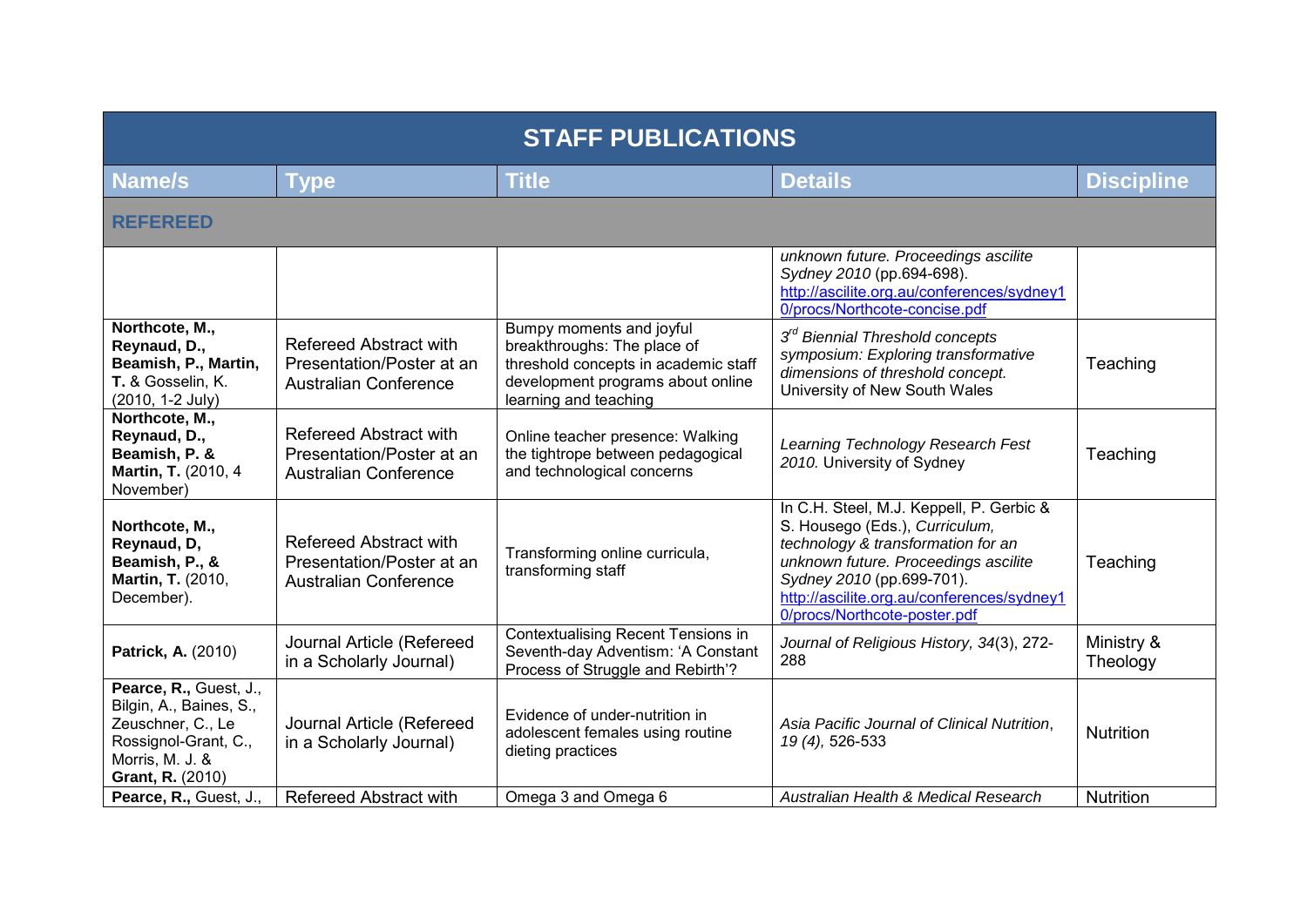| STAFF PUBLICATIONS | | | | |
|---|---|---|---|---|
| **Name/s** | **Type** | **Title** | **Details** | **Discipline** |
| **REFEREED** | | | | |
| | | | *unknown future. Proceedings ascilite Sydney 2010* (pp.694-698). http://ascilite.org.au/conferences/sydney10/procs/Northcote-concise.pdf | |
| **Northcote, M., Reynaud, D., Beamish, P., Martin, T.** & Gosselin, K. (2010, 1-2 July) | Refereed Abstract with Presentation/Poster at an Australian Conference | Bumpy moments and joyful breakthroughs: The place of threshold concepts in academic staff development programs about online learning and teaching | *3rd Biennial Threshold concepts symposium: Exploring transformative dimensions of threshold concept.* University of New South Wales | Teaching |
| **Northcote, M., Reynaud, D., Beamish, P. & Martin, T.** (2010, 4 November) | Refereed Abstract with Presentation/Poster at an Australian Conference | Online teacher presence: Walking the tightrope between pedagogical and technological concerns | *Learning Technology Research Fest 2010.* University of Sydney | Teaching |
| **Northcote, M., Reynaud, D, Beamish, P., & Martin, T.** (2010, December). | Refereed Abstract with Presentation/Poster at an Australian Conference | Transforming online curricula, transforming staff | In C.H. Steel, M.J. Keppell, P. Gerbic & S. Housego (Eds.), *Curriculum, technology & transformation for an unknown future. Proceedings ascilite Sydney 2010* (pp.699-701). http://ascilite.org.au/conferences/sydney10/procs/Northcote-poster.pdf | Teaching |
| **Patrick, A.** (2010) | Journal Article (Refereed in a Scholarly Journal) | Contextualising Recent Tensions in Seventh-day Adventism: 'A Constant Process of Struggle and Rebirth'? | *Journal of Religious History, 34*(3), 272-288 | Ministry & Theology |
| **Pearce, R.,** Guest, J., Bilgin, A., Baines, S., Zeuschner, C., Le Rossignol-Grant, C., Morris, M. J. & **Grant, R.** (2010) | Journal Article (Refereed in a Scholarly Journal) | Evidence of under-nutrition in adolescent females using routine dieting practices | *Asia Pacific Journal of Clinical Nutrition, 19 (4),* 526-533 | Nutrition |
| **Pearce, R.,** Guest, J., | Refereed Abstract with | Omega 3 and Omega 6 | *Australian Health & Medical Research* | Nutrition |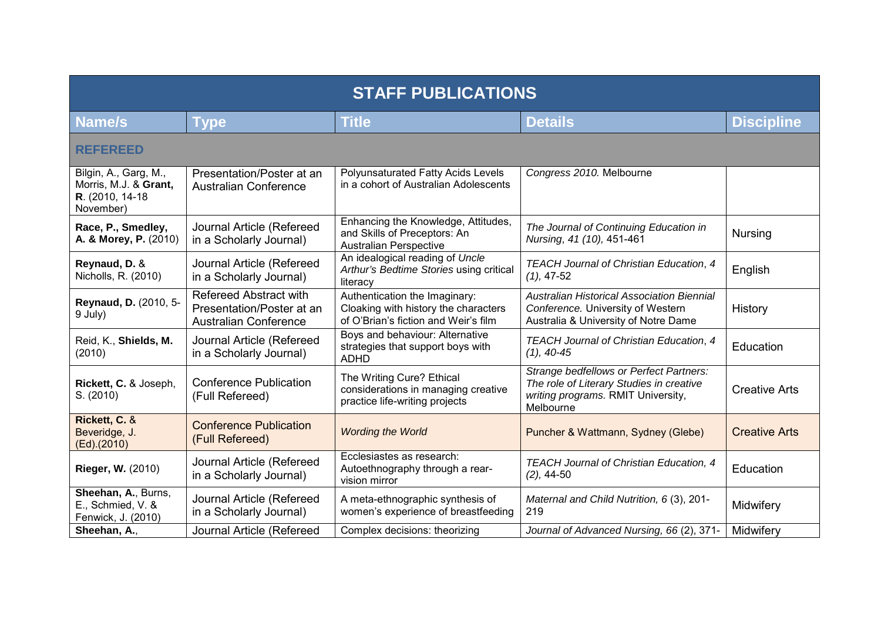| STAFF PUBLICATIONS | | | | |
|---|---|---|---|---|
| **Name/s** | **Type** | **Title** | **Details** | **Discipline** |
| **REFEREED** | | | | |
| Bilgin, A., Garg, M., Morris, M.J. & **Grant, R**. (2010, 14-18 November) | Presentation/Poster at an Australian Conference | Polyunsaturated Fatty Acids Levels in a cohort of Australian Adolescents | *Congress 2010.* Melbourne | |
| **Race, P., Smedley, A. & Morey, P.** (2010) | Journal Article (Refereed in a Scholarly Journal) | Enhancing the Knowledge, Attitudes, and Skills of Preceptors: An Australian Perspective | *The Journal of Continuing Education in Nursing*, *41 (10),* 451-461 | Nursing |
| **Reynaud, D.** & Nicholls, R. (2010) | Journal Article (Refereed in a Scholarly Journal) | An idealogical reading of *Uncle Arthur's Bedtime Stories* using critical literacy | *TEACH Journal of Christian Education*, *4 (1),* 47-52 | English |
| **Reynaud, D.** (2010, 5-9 July) | Refereed Abstract with Presentation/Poster at an Australian Conference | Authentication the Imaginary: Cloaking with history the characters of O'Brian's fiction and Weir's film | *Australian Historical Association Biennial Conference.* University of Western Australia & University of Notre Dame | History |
| Reid, K., **Shields, M.** (2010) | Journal Article (Refereed in a Scholarly Journal) | Boys and behaviour: Alternative strategies that support boys with ADHD | *TEACH Journal of Christian Education*, *4 (1), 40-45* | Education |
| **Rickett, C.** & Joseph, S. (2010) | Conference Publication (Full Refereed) | The Writing Cure? Ethical considerations in managing creative practice life-writing projects | *Strange bedfellows or Perfect Partners: The role of Literary Studies in creative writing programs.* RMIT University, Melbourne | Creative Arts |
| **Rickett, C.** & Beveridge, J. (Ed).(2010) | Conference Publication (Full Refereed) | *Wording the World* | Puncher & Wattmann, Sydney (Glebe) | Creative Arts |
| **Rieger, W.** (2010) | Journal Article (Refereed in a Scholarly Journal) | Ecclesiastes as research: Autoethnography through a rear-vision mirror | *TEACH Journal of Christian Education, 4 (2),* 44-50 | Education |
| **Sheehan, A.**, Burns, E., Schmied, V. & Fenwick, J. (2010) | Journal Article (Refereed in a Scholarly Journal) | A meta-ethnographic synthesis of women's experience of breastfeeding | *Maternal and Child Nutrition, 6* (3), 201-219 | Midwifery |
| **Sheehan, A.**, | Journal Article (Refereed | Complex decisions: theorizing | *Journal of Advanced Nursing, 66* (2), 371- | Midwifery |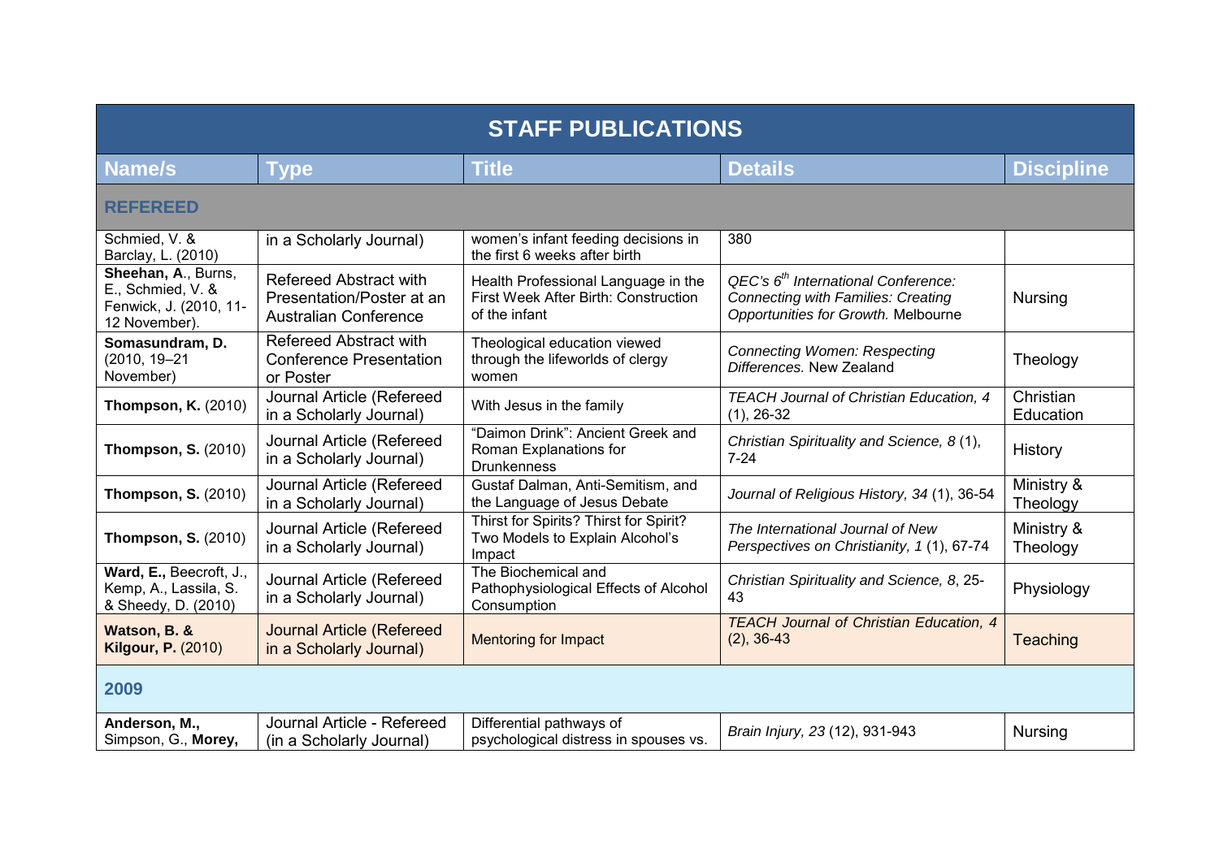| STAFF PUBLICATIONS | | | | |
|---|---|---|---|---|
| **Name/s** | **Type** | **Title** | **Details** | **Discipline** |
| **REFEREED** | | | | |
| Schmied, V. & Barclay, L. (2010) | in a Scholarly Journal) | women's infant feeding decisions in the first 6 weeks after birth | 380 | |
| **Sheehan, A**., Burns, E., Schmied, V. & Fenwick, J. (2010, 11-12 November). | Refereed Abstract with Presentation/Poster at an Australian Conference | Health Professional Language in the First Week After Birth: Construction of the infant | *QEC's 6th International Conference: Connecting with Families: Creating Opportunities for Growth.* Melbourne | Nursing |
| **Somasundram, D.** (2010, 19–21 November) | Refereed Abstract with Conference Presentation or Poster | Theological education viewed through the lifeworlds of clergy women | *Connecting Women: Respecting Differences.* New Zealand | Theology |
| **Thompson, K.** (2010) | Journal Article (Refereed in a Scholarly Journal) | With Jesus in the family | *TEACH Journal of Christian Education, 4* (1), 26-32 | Christian Education |
| **Thompson, S.** (2010) | Journal Article (Refereed in a Scholarly Journal) | "Daimon Drink": Ancient Greek and Roman Explanations for Drunkenness | *Christian Spirituality and Science, 8* (1), 7-24 | History |
| **Thompson, S.** (2010) | Journal Article (Refereed in a Scholarly Journal) | Gustaf Dalman, Anti-Semitism, and the Language of Jesus Debate | *Journal of Religious History, 34* (1), 36-54 | Ministry & Theology |
| **Thompson, S.** (2010) | Journal Article (Refereed in a Scholarly Journal) | Thirst for Spirits? Thirst for Spirit? Two Models to Explain Alcohol's Impact | *The International Journal of New Perspectives on Christianity, 1* (1), 67-74 | Ministry & Theology |
| **Ward, E.,** Beecroft, J., Kemp, A., Lassila, S. & Sheedy, D. (2010) | Journal Article (Refereed in a Scholarly Journal) | The Biochemical and Pathophysiological Effects of Alcohol Consumption | *Christian Spirituality and Science, 8*, 25-43 | Physiology |
| **Watson, B. & Kilgour, P.** (2010) | Journal Article (Refereed in a Scholarly Journal) | Mentoring for Impact | *TEACH Journal of Christian Education, 4* (2), 36-43 | Teaching |
| **2009** | | | | |
| **Anderson, M.,** Simpson, G., **Morey,** | Journal Article - Refereed (in a Scholarly Journal) | Differential pathways of psychological distress in spouses vs. | *Brain Injury, 23* (12), 931-943 | Nursing |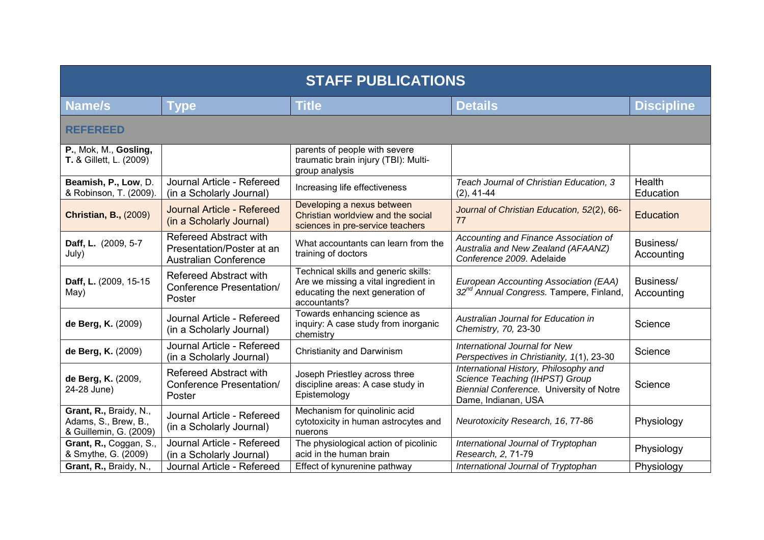| STAFF PUBLICATIONS | | | | |
|---|---|---|---|---|
| **Name/s** | **Type** | **Title** | **Details** | **Discipline** |
| **REFEREED** | | | | |
| **P.**, Mok, M., **Gosling, T.** & Gillett, L. (2009) | | parents of people with severe traumatic brain injury (TBI): Multi-group analysis | | |
| **Beamish, P., Low**, D. & Robinson, T. (2009). | Journal Article - Refereed (in a Scholarly Journal) | Increasing life effectiveness | *Teach Journal of Christian Education, 3* (2), 41-44 | Health Education |
| **Christian, B.,** (2009) | Journal Article - Refereed (in a Scholarly Journal) | Developing a nexus between Christian worldview and the social sciences in pre-service teachers | *Journal of Christian Education, 52*(2), 66-77 | Education |
| **Daff, L.** (2009, 5-7 July) | Refereed Abstract with Presentation/Poster at an Australian Conference | What accountants can learn from the training of doctors | *Accounting and Finance Association of Australia and New Zealand (AFAANZ) Conference 2009.* Adelaide | Business/ Accounting |
| **Daff, L.** (2009, 15-15 May) | Refereed Abstract with Conference Presentation/ Poster | Technical skills and generic skills: Are we missing a vital ingredient in educating the next generation of accountants? | *European Accounting Association (EAA) 32nd Annual Congress.* Tampere, Finland, | Business/ Accounting |
| **de Berg, K.** (2009) | Journal Article - Refereed (in a Scholarly Journal) | Towards enhancing science as inquiry: A case study from inorganic chemistry | *Australian Journal for Education in Chemistry, 70,* 23-30 | Science |
| **de Berg, K.** (2009) | Journal Article - Refereed (in a Scholarly Journal) | Christianity and Darwinism | *International Journal for New Perspectives in Christianity, 1*(1), 23-30 | Science |
| **de Berg, K.** (2009, 24-28 June) | Refereed Abstract with Conference Presentation/ Poster | Joseph Priestley across three discipline areas: A case study in Epistemology | *International History, Philosophy and Science Teaching (IHPST) Group Biennial Conference.* University of Notre Dame, Indianan, USA | Science |
| **Grant, R.,** Braidy, N., Adams, S., Brew, B., & Guillemin, G. (2009) | Journal Article - Refereed (in a Scholarly Journal) | Mechanism for quinolinic acid cytotoxicity in human astrocytes and nuerons | *Neurotoxicity Research, 16*, 77-86 | Physiology |
| **Grant, R.,** Coggan, S., & Smythe, G. (2009) | Journal Article - Refereed (in a Scholarly Journal) | The physiological action of picolinic acid in the human brain | *International Journal of Tryptophan Research, 2,* 71-79 | Physiology |
| **Grant, R.,** Braidy, N., | Journal Article - Refereed | Effect of kynurenine pathway | *International Journal of Tryptophan* | Physiology |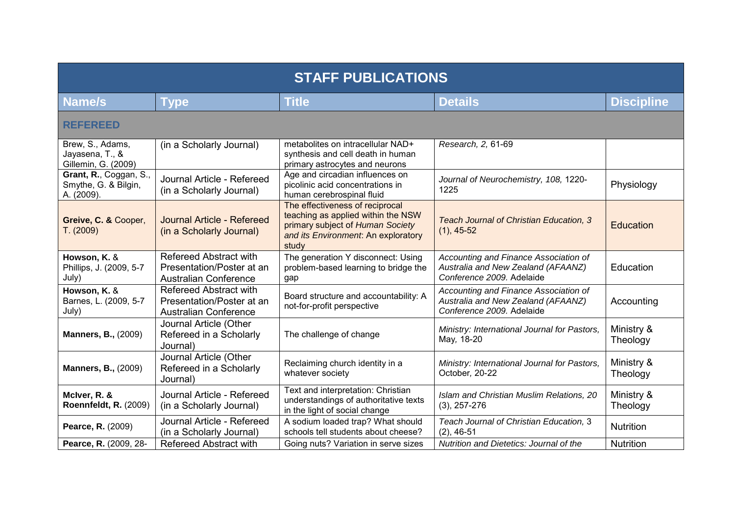| STAFF PUBLICATIONS | | | | |
|---|---|---|---|---|
| **Name/s** | **Type** | **Title** | **Details** | **Discipline** |
| **REFEREED** | | | | |
| Brew, S., Adams, Jayasena, T., & Gillemin, G. (2009) | (in a Scholarly Journal) | metabolites on intracellular NAD+ synthesis and cell death in human primary astrocytes and neurons | *Research, 2,* 61-69 | |
| **Grant, R.**, Coggan, S., Smythe, G. & Bilgin, A. (2009). | Journal Article - Refereed (in a Scholarly Journal) | Age and circadian influences on picolinic acid concentrations in human cerebrospinal fluid | *Journal of Neurochemistry, 108,* 1220-1225 | Physiology |
| **Greive, C. &** Cooper, T. (2009) | Journal Article - Refereed (in a Scholarly Journal) | The effectiveness of reciprocal teaching as applied within the NSW primary subject of *Human Society and its Environment*: An exploratory study | *Teach Journal of Christian Education, 3* (1), 45-52 | Education |
| **Howson, K.** & Phillips, J. (2009, 5-7 July) | Refereed Abstract with Presentation/Poster at an Australian Conference | The generation Y disconnect: Using problem-based learning to bridge the gap | *Accounting and Finance Association of Australia and New Zealand (AFAANZ) Conference 2009.* Adelaide | Education |
| **Howson, K.** & Barnes, L. (2009, 5-7 July) | Refereed Abstract with Presentation/Poster at an Australian Conference | Board structure and accountability: A not-for-profit perspective | *Accounting and Finance Association of Australia and New Zealand (AFAANZ) Conference 2009.* Adelaide | Accounting |
| **Manners, B.,** (2009) | Journal Article (Other Refereed in a Scholarly Journal) | The challenge of change | *Ministry: International Journal for Pastors,* May, 18-20 | Ministry & Theology |
| **Manners, B.,** (2009) | Journal Article (Other Refereed in a Scholarly Journal) | Reclaiming church identity in a whatever society | *Ministry: International Journal for Pastors,* October, 20-22 | Ministry & Theology |
| **McIver, R. & Roennfeldt, R.** (2009) | Journal Article - Refereed (in a Scholarly Journal) | Text and interpretation: Christian understandings of authoritative texts in the light of social change | *Islam and Christian Muslim Relations, 20* (3), 257-276 | Ministry & Theology |
| **Pearce, R.** (2009) | Journal Article - Refereed (in a Scholarly Journal) | A sodium loaded trap? What should schools tell students about cheese? | *Teach Journal of Christian Education,* 3 (2), 46-51 | Nutrition |
| **Pearce, R.** (2009, 28- | Refereed Abstract with | Going nuts? Variation in serve sizes | *Nutrition and Dietetics: Journal of the* | Nutrition |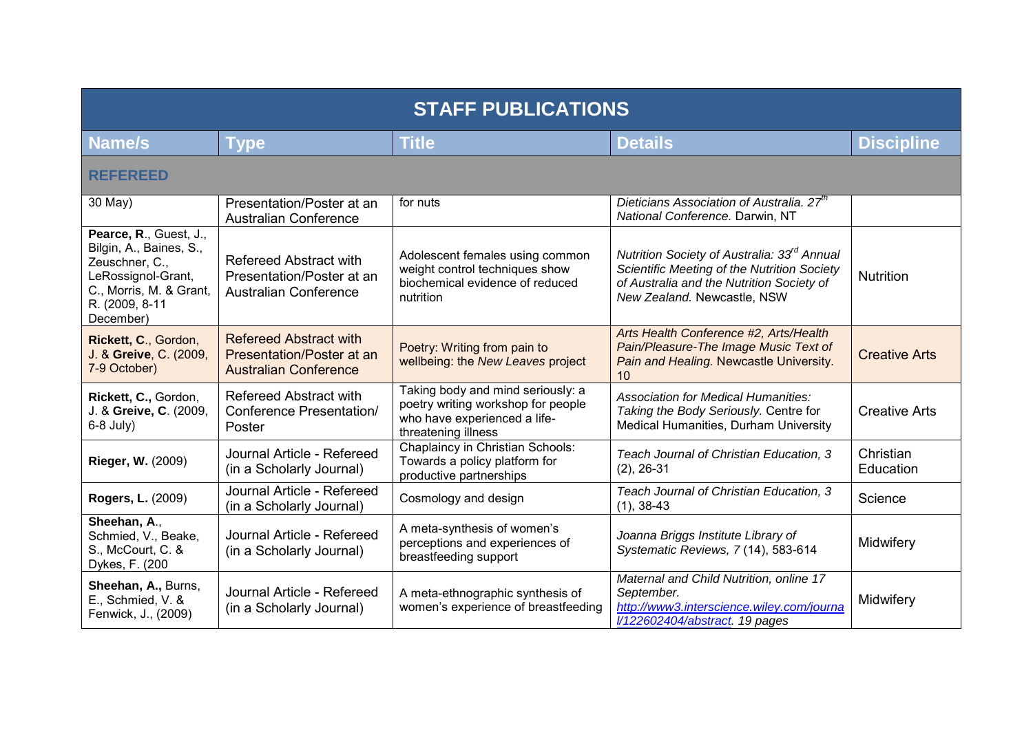| STAFF PUBLICATIONS | | | | |
|---|---|---|---|---|
| **Name/s** | **Type** | **Title** | **Details** | **Discipline** |
| **REFEREED** | | | | |
| 30 May) | Presentation/Poster at an Australian Conference | for nuts | *Dieticians Association of Australia. 27th National Conference.* Darwin, NT | |
| **Pearce, R**., Guest, J., Bilgin, A., Baines, S., Zeuschner, C., LeRossignol-Grant, C., Morris, M. & Grant, R. (2009, 8-11 December) | Refereed Abstract with Presentation/Poster at an Australian Conference | Adolescent females using common weight control techniques show biochemical evidence of reduced nutrition | *Nutrition Society of Australia: 33rd Annual Scientific Meeting of the Nutrition Society of Australia and the Nutrition Society of New Zealand.* Newcastle, NSW | Nutrition |
| **Rickett, C**., Gordon, J. & **Greive**, C. (2009, 7-9 October) | Refereed Abstract with Presentation/Poster at an Australian Conference | Poetry: Writing from pain to wellbeing: the *New Leaves* project | *Arts Health Conference #2, Arts/Health Pain/Pleasure-The Image Music Text of Pain and Healing.* Newcastle University. 10 | Creative Arts |
| **Rickett, C.,** Gordon, J. & **Greive, C**. (2009, 6-8 July) | Refereed Abstract with Conference Presentation/ Poster | Taking body and mind seriously: a poetry writing workshop for people who have experienced a life-threatening illness | *Association for Medical Humanities: Taking the Body Seriously.* Centre for Medical Humanities, Durham University | Creative Arts |
| **Rieger, W.** (2009) | Journal Article - Refereed (in a Scholarly Journal) | Chaplaincy in Christian Schools: Towards a policy platform for productive partnerships | *Teach Journal of Christian Education, 3* (2), 26-31 | Christian Education |
| **Rogers, L.** (2009) | Journal Article - Refereed (in a Scholarly Journal) | Cosmology and design | *Teach Journal of Christian Education, 3* (1), 38-43 | Science |
| **Sheehan, A**., Schmied, V., Beake, S., McCourt, C. & Dykes, F. (200 | Journal Article - Refereed (in a Scholarly Journal) | A meta-synthesis of women's perceptions and experiences of breastfeeding support | *Joanna Briggs Institute Library of Systematic Reviews, 7* (14), 583-614 | Midwifery |
| **Sheehan, A.,** Burns, E., Schmied, V. & Fenwick, J., (2009) | Journal Article - Refereed (in a Scholarly Journal) | A meta-ethnographic synthesis of women's experience of breastfeeding | *Maternal and Child Nutrition, online 17 September.* *http://www3.interscience.wiley.com/journal/122602404/abstract. 19 pages* | Midwifery |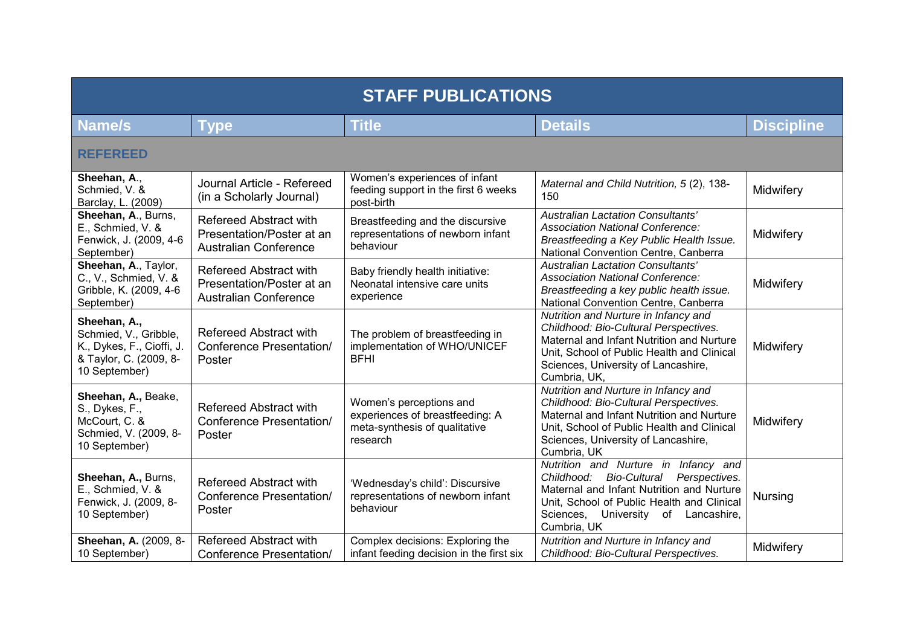| STAFF PUBLICATIONS | | | | |
|---|---|---|---|---|
| **Name/s** | **Type** | **Title** | **Details** | **Discipline** |
| **REFEREED** | | | | |
| **Sheehan, A**., Schmied, V. & Barclay, L. (2009) | Journal Article - Refereed (in a Scholarly Journal) | Women's experiences of infant feeding support in the first 6 weeks post-birth | *Maternal and Child Nutrition, 5* (2), 138-150 | Midwifery |
| **Sheehan, A**., Burns, E., Schmied, V. & Fenwick, J. (2009, 4-6 September) | Refereed Abstract with Presentation/Poster at an Australian Conference | Breastfeeding and the discursive representations of newborn infant behaviour | *Australian Lactation Consultants' Association National Conference: Breastfeeding a Key Public Health Issue.* National Convention Centre, Canberra | Midwifery |
| **Sheehan, A**., Taylor, C., V., Schmied, V. & Gribble, K. (2009, 4-6 September) | Refereed Abstract with Presentation/Poster at an Australian Conference | Baby friendly health initiative: Neonatal intensive care units experience | *Australian Lactation Consultants' Association National Conference: Breastfeeding a key public health issue.* National Convention Centre, Canberra | Midwifery |
| **Sheehan, A.,** Schmied, V., Gribble, K., Dykes, F., Cioffi, J. & Taylor, C. (2009, 8-10 September) | Refereed Abstract with Conference Presentation/ Poster | The problem of breastfeeding in implementation of WHO/UNICEF BFHI | *Nutrition and Nurture in Infancy and Childhood: Bio-Cultural Perspectives.* Maternal and Infant Nutrition and Nurture Unit, School of Public Health and Clinical Sciences, University of Lancashire, Cumbria, UK, | Midwifery |
| **Sheehan, A.,** Beake, S., Dykes, F., McCourt, C. & Schmied, V. (2009, 8-10 September) | Refereed Abstract with Conference Presentation/ Poster | Women's perceptions and experiences of breastfeeding: A meta-synthesis of qualitative research | *Nutrition and Nurture in Infancy and Childhood: Bio-Cultural Perspectives.* Maternal and Infant Nutrition and Nurture Unit, School of Public Health and Clinical Sciences, University of Lancashire, Cumbria, UK | Midwifery |
| **Sheehan, A.,** Burns, E., Schmied, V. & Fenwick, J. (2009, 8-10 September) | Refereed Abstract with Conference Presentation/ Poster | 'Wednesday's child': Discursive representations of newborn infant behaviour | *Nutrition and Nurture in Infancy and Childhood: Bio-Cultural Perspectives.* Maternal and Infant Nutrition and Nurture Unit, School of Public Health and Clinical Sciences, University of Lancashire, Cumbria, UK | Nursing |
| **Sheehan, A.** (2009, 8-10 September) | Refereed Abstract with Conference Presentation/ | Complex decisions: Exploring the infant feeding decision in the first six | *Nutrition and Nurture in Infancy and Childhood: Bio-Cultural Perspectives.* | Midwifery |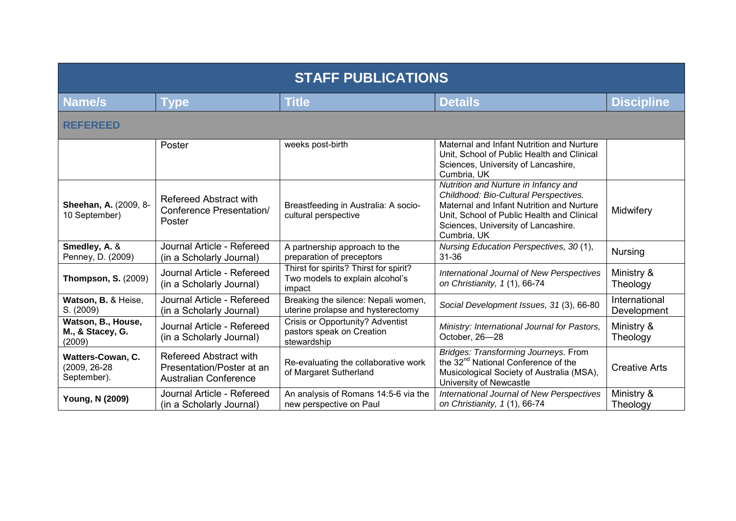| STAFF PUBLICATIONS | | | | |
|---|---|---|---|---|
| **Name/s** | **Type** | **Title** | **Details** | **Discipline** |
| **REFEREED** | | | | |
| | Poster | weeks post-birth | Maternal and Infant Nutrition and Nurture Unit, School of Public Health and Clinical Sciences, University of Lancashire, Cumbria, UK | |
| **Sheehan, A.** (2009, 8-10 September) | Refereed Abstract with Conference Presentation/ Poster | Breastfeeding in Australia: A socio-cultural perspective | *Nutrition and Nurture in Infancy and Childhood: Bio-Cultural Perspectives.* Maternal and Infant Nutrition and Nurture Unit, School of Public Health and Clinical Sciences, University of Lancashire. Cumbria, UK | Midwifery |
| **Smedley, A.** & Penney, D. (2009) | Journal Article - Refereed (in a Scholarly Journal) | A partnership approach to the preparation of preceptors | *Nursing Education Perspectives, 30* (1), 31-36 | Nursing |
| **Thompson, S.** (2009) | Journal Article - Refereed (in a Scholarly Journal) | Thirst for spirits? Thirst for spirit? Two models to explain alcohol's impact | *International Journal of New Perspectives on Christianity, 1* (1), 66-74 | Ministry & Theology |
| **Watson, B.** & Heise, S. (2009) | Journal Article - Refereed (in a Scholarly Journal) | Breaking the silence: Nepali women, uterine prolapse and hysterectomy | *Social Development Issues, 31* (3), 66-80 | International Development |
| **Watson, B., House, M., & Stacey, G.** (2009) | Journal Article - Refereed (in a Scholarly Journal) | Crisis or Opportunity? Adventist pastors speak on Creation stewardship | *Ministry: International Journal for Pastors,* October, 26—28 | Ministry & Theology |
| **Watters-Cowan, C.** (2009, 26-28 September). | Refereed Abstract with Presentation/Poster at an Australian Conference | Re-evaluating the collaborative work of Margaret Sutherland | *Bridges: Transforming Journeys.* From the 32nd National Conference of the Musicological Society of Australia (MSA), University of Newcastle | Creative Arts |
| **Young, N (2009)** | Journal Article - Refereed (in a Scholarly Journal) | An analysis of Romans 14:5-6 via the new perspective on Paul | *International Journal of New Perspectives on Christianity, 1* (1), 66-74 | Ministry & Theology |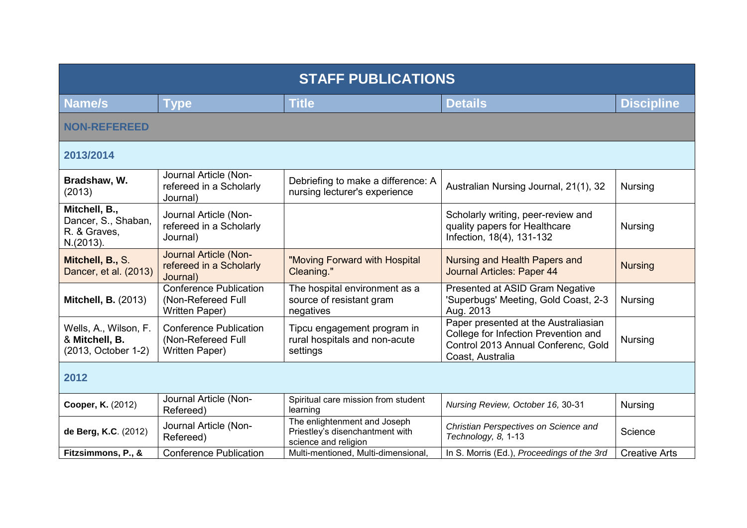| STAFF PUBLICATIONS | | | | |
|---|---|---|---|---|
| **Name/s** | **Type** | **Title** | **Details** | **Discipline** |
| **NON-REFEREED** | | | | |
| **2013/2014** | | | | |
| **Bradshaw, W.** (2013) | Journal Article (Non-refereed in a Scholarly Journal) | Debriefing to make a difference: A nursing lecturer's experience | Australian Nursing Journal, 21(1), 32 | Nursing |
| **Mitchell, B.,** Dancer, S., Shaban, R. & Graves, N.(2013). | Journal Article (Non-refereed in a Scholarly Journal) | | Scholarly writing, peer-review and quality papers for Healthcare Infection, 18(4), 131-132 | Nursing |
| **Mitchell, B.,** S. Dancer, et al. (2013) | Journal Article (Non-refereed in a Scholarly Journal) | "Moving Forward with Hospital Cleaning." | Nursing and Health Papers and Journal Articles: Paper 44 | Nursing |
| **Mitchell, B.** (2013) | Conference Publication (Non-Refereed Full Written Paper) | The hospital environment as a source of resistant gram negatives | Presented at ASID Gram Negative 'Superbugs' Meeting, Gold Coast, 2-3 Aug. 2013 | Nursing |
| Wells, A., Wilson, F. & **Mitchell, B.** (2013, October 1-2) | Conference Publication (Non-Refereed Full Written Paper) | Tipcu engagement program in rural hospitals and non-acute settings | Paper presented at the Australiasian College for Infection Prevention and Control 2013 Annual Conferenc, Gold Coast, Australia | Nursing |
| **2012** | | | | |
| **Cooper, K.** (2012) | Journal Article (Non-Refereed) | Spiritual care mission from student learning | *Nursing Review, October 16,* 30-31 | Nursing |
| **de Berg, K.C**. (2012) | Journal Article (Non-Refereed) | The enlightenment and Joseph Priestley's disenchantment with science and religion | *Christian Perspectives on Science and Technology, 8,* 1-13 | Science |
| **Fitzsimmons, P., &** | Conference Publication | Multi-mentioned, Multi-dimensional, | In S. Morris (Ed.), *Proceedings of the 3rd* | Creative Arts |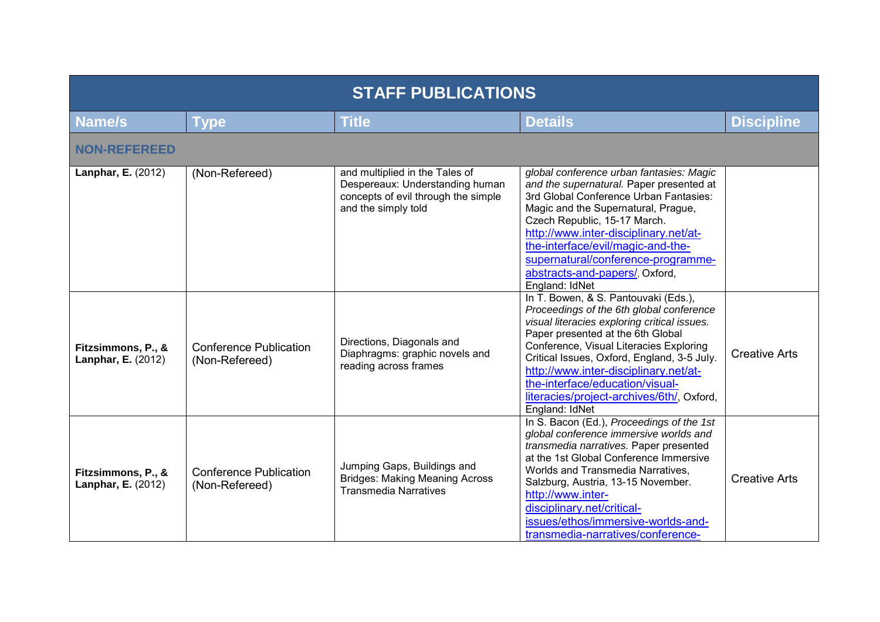| STAFF PUBLICATIONS | | | | |
|---|---|---|---|---|
| **Name/s** | **Type** | **Title** | **Details** | **Discipline** |
| **NON-REFEREED** | | | | |
| **Lanphar, E.** (2012) | (Non-Refereed) | and multiplied in the Tales of Despereaux: Understanding human concepts of evil through the simple and the simply told | *global conference urban fantasies: Magic and the supernatural.* Paper presented at 3rd Global Conference Urban Fantasies: Magic and the Supernatural, Prague, Czech Republic, 15-17 March. http://www.inter-disciplinary.net/at-the-interface/evil/magic-and-the-supernatural/conference-programme-abstracts-and-papers/, Oxford, England: IdNet | |
| **Fitzsimmons, P., & Lanphar, E.** (2012) | Conference Publication (Non-Refereed) | Directions, Diagonals and Diaphragms: graphic novels and reading across frames | In T. Bowen, & S. Pantouvaki (Eds.), *Proceedings of the 6th global conference visual literacies exploring critical issues.* Paper presented at the 6th Global Conference, Visual Literacies Exploring Critical Issues, Oxford, England, 3-5 July. http://www.inter-disciplinary.net/at-the-interface/education/visual-literacies/project-archives/6th/, Oxford, England: IdNet | Creative Arts |
| **Fitzsimmons, P., & Lanphar, E.** (2012) | Conference Publication (Non-Refereed) | Jumping Gaps, Buildings and Bridges: Making Meaning Across Transmedia Narratives | In S. Bacon (Ed.), *Proceedings of the 1st global conference immersive worlds and transmedia narratives.* Paper presented at the 1st Global Conference Immersive Worlds and Transmedia Narratives, Salzburg, Austria, 13-15 November. http://www.inter-disciplinary.net/critical-issues/ethos/immersive-worlds-and-transmedia-narratives/conference- | Creative Arts |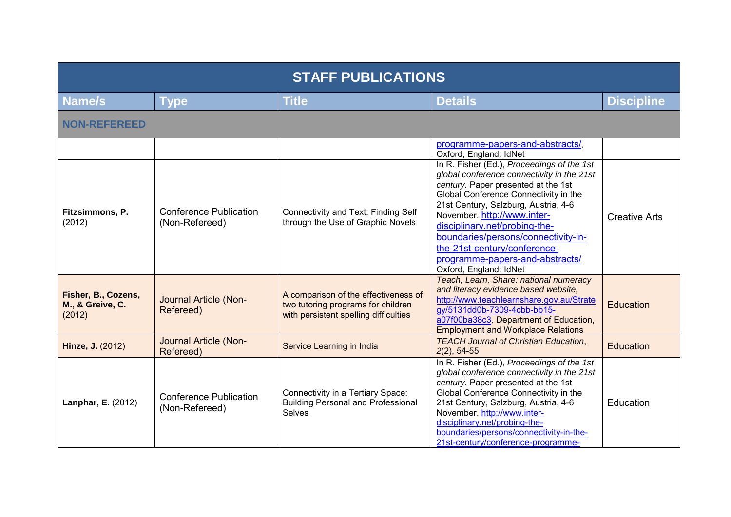| STAFF PUBLICATIONS | | | | |
|---|---|---|---|---|
| **Name/s** | **Type** | **Title** | **Details** | **Discipline** |
| **NON-REFEREED** | | | | |
| | | | programme-papers-and-abstracts/, Oxford, England: IdNet | |
| **Fitzsimmons, P.** (2012) | Conference Publication (Non-Refereed) | Connectivity and Text: Finding Self through the Use of Graphic Novels | In R. Fisher (Ed.), *Proceedings of the 1st global conference connectivity in the 21st century.* Paper presented at the 1st Global Conference Connectivity in the 21st Century, Salzburg, Austria, 4-6 November. http://www.inter-disciplinary.net/probing-the-boundaries/persons/connectivity-in-the-21st-century/conference-programme-papers-and-abstracts/ Oxford, England: IdNet | Creative Arts |
| **Fisher, B., Cozens, M., & Greive, C.** (2012) | Journal Article (Non-Refereed) | A comparison of the effectiveness of two tutoring programs for children with persistent spelling difficulties | *Teach, Learn, Share: national numeracy and literacy evidence based website,* http://www.teachlearnshare.gov.au/Strategy/5131dd0b-7309-4cbb-bb15-a07f00ba38c3, Department of Education, Employment and Workplace Relations | Education |
| **Hinze, J.** (2012) | Journal Article (Non-Refereed) | Service Learning in India | *TEACH Journal of Christian Education*, *2*(2), 54-55 | Education |
| **Lanphar, E.** (2012) | Conference Publication (Non-Refereed) | Connectivity in a Tertiary Space: Building Personal and Professional Selves | In R. Fisher (Ed.), *Proceedings of the 1st global conference connectivity in the 21st century.* Paper presented at the 1st Global Conference Connectivity in the 21st Century, Salzburg, Austria, 4-6 November. http://www.inter-disciplinary.net/probing-the-boundaries/persons/connectivity-in-the-21st-century/conference-programme- | Education |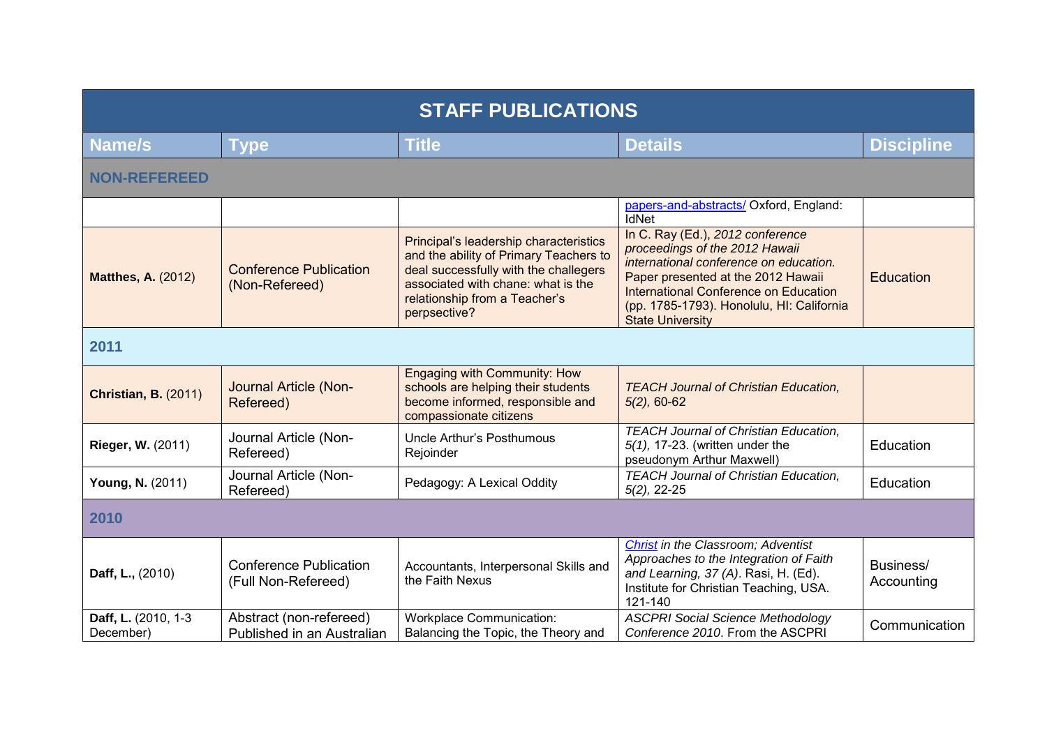| STAFF PUBLICATIONS | | | | |
|---|---|---|---|---|
| **Name/s** | **Type** | **Title** | **Details** | **Discipline** |
| **NON-REFEREED** | | | | |
| | | | papers-and-abstracts/ Oxford, England: IdNet | |
| **Matthes, A.** (2012) | Conference Publication (Non-Refereed) | Principal's leadership characteristics and the ability of Primary Teachers to deal successfully with the challegers associated with chane: what is the relationship from a Teacher's perpsective? | In C. Ray (Ed.), *2012 conference proceedings of the 2012 Hawaii international conference on education.* Paper presented at the 2012 Hawaii International Conference on Education (pp. 1785-1793). Honolulu, HI: California State University | Education |
| **2011** | | | | |
| **Christian, B.** (2011) | Journal Article (Non-Refereed) | Engaging with Community: How schools are helping their students become informed, responsible and compassionate citizens | *TEACH Journal of Christian Education, 5(2),* 60-62 | |
| **Rieger, W.** (2011) | Journal Article (Non-Refereed) | Uncle Arthur's Posthumous Rejoinder | *TEACH Journal of Christian Education, 5(1),* 17-23. (written under the pseudonym Arthur Maxwell) | Education |
| **Young, N.** (2011) | Journal Article (Non-Refereed) | Pedagogy: A Lexical Oddity | *TEACH Journal of Christian Education, 5(2),* 22-25 | Education |
| **2010** | | | | |
| **Daff, L.,** (2010) | Conference Publication (Full Non-Refereed) | Accountants, Interpersonal Skills and the Faith Nexus | *Christ in the Classroom; Adventist Approaches to the Integration of Faith and Learning, 37 (A).* Rasi, H. (Ed). Institute for Christian Teaching, USA. 121-140 | Business/ Accounting |
| **Daff, L.** (2010, 1-3 December) | Abstract (non-refereed) Published in an Australian | Workplace Communication: Balancing the Topic, the Theory and | *ASCPRI Social Science Methodology Conference 2010*. From the ASCPRI | Communication |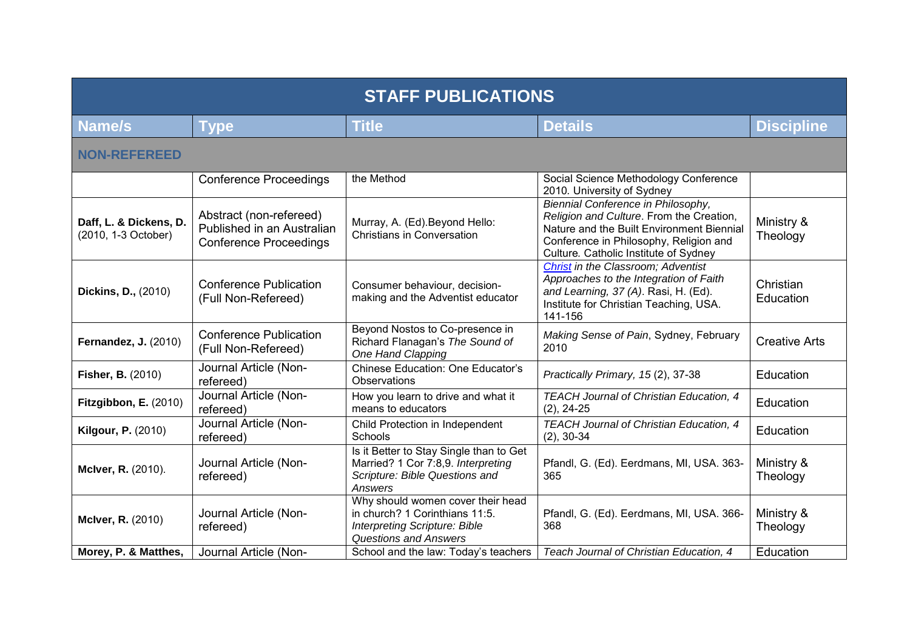| STAFF PUBLICATIONS | | | | |
|---|---|---|---|---|
| **Name/s** | **Type** | **Title** | **Details** | **Discipline** |
| **NON-REFEREED** | | | | |
| | Conference Proceedings | the Method | Social Science Methodology Conference 2010. University of Sydney | |
| **Daff, L. & Dickens, D.** (2010, 1-3 October) | Abstract (non-refereed) Published in an Australian Conference Proceedings | Murray, A. (Ed).Beyond Hello: Christians in Conversation | *Biennial Conference in Philosophy, Religion and Culture*. From the Creation, Nature and the Built Environment Biennial Conference in Philosophy, Religion and Culture. Catholic Institute of Sydney | Ministry & Theology |
| **Dickins, D.,** (2010) | Conference Publication (Full Non-Refereed) | Consumer behaviour, decision-making and the Adventist educator | *Christ in the Classroom; Adventist Approaches to the Integration of Faith and Learning, 37 (A)*. Rasi, H. (Ed). Institute for Christian Teaching, USA. 141-156 | Christian Education |
| **Fernandez, J.** (2010) | Conference Publication (Full Non-Refereed) | Beyond Nostos to Co-presence in Richard Flanagan's *The Sound of One Hand Clapping* | *Making Sense of Pain*, Sydney, February 2010 | Creative Arts |
| **Fisher, B.** (2010) | Journal Article (Non-refereed) | Chinese Education: One Educator's Observations | *Practically Primary, 15* (2), 37-38 | Education |
| **Fitzgibbon, E.** (2010) | Journal Article (Non-refereed) | How you learn to drive and what it means to educators | *TEACH Journal of Christian Education, 4* (2), 24-25 | Education |
| **Kilgour, P.** (2010) | Journal Article (Non-refereed) | Child Protection in Independent Schools | *TEACH Journal of Christian Education, 4* (2), 30-34 | Education |
| **McIver, R.** (2010). | Journal Article (Non-refereed) | Is it Better to Stay Single than to Get Married? 1 Cor 7:8,9. *Interpreting Scripture: Bible Questions and Answers* | Pfandl, G. (Ed). Eerdmans, MI, USA. 363-365 | Ministry & Theology |
| **McIver, R.** (2010) | Journal Article (Non-refereed) | Why should women cover their head in church? 1 Corinthians 11:5. *Interpreting Scripture: Bible Questions and Answers* | Pfandl, G. (Ed). Eerdmans, MI, USA. 366-368 | Ministry & Theology |
| **Morey, P. & Matthes,** | Journal Article (Non- | School and the law: Today's teachers | *Teach Journal of Christian Education, 4* | Education |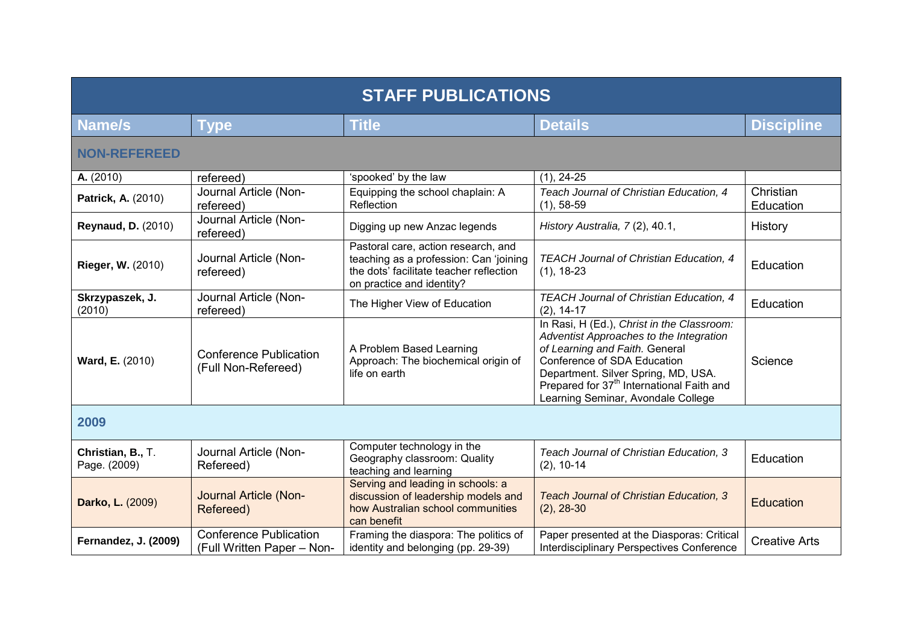| STAFF PUBLICATIONS | | | | |
|---|---|---|---|---|
| **Name/s** | **Type** | **Title** | **Details** | **Discipline** |
| **NON-REFEREED** | | | | |
| **A.** (2010) | refereed) | 'spooked' by the law | (1), 24-25 | |
| **Patrick, A.** (2010) | Journal Article (Non-refereed) | Equipping the school chaplain: A Reflection | *Teach Journal of Christian Education, 4* (1), 58-59 | Christian Education |
| **Reynaud, D.** (2010) | Journal Article (Non-refereed) | Digging up new Anzac legends | *History Australia, 7* (2), 40.1, | History |
| **Rieger, W.** (2010) | Journal Article (Non-refereed) | Pastoral care, action research, and teaching as a profession: Can 'joining the dots' facilitate teacher reflection on practice and identity? | *TEACH Journal of Christian Education, 4* (1), 18-23 | Education |
| **Skrzypaszek, J.** (2010) | Journal Article (Non-refereed) | The Higher View of Education | *TEACH Journal of Christian Education, 4* (2), 14-17 | Education |
| **Ward, E.** (2010) | Conference Publication (Full Non-Refereed) | A Problem Based Learning Approach: The biochemical origin of life on earth | In Rasi, H (Ed.), *Christ in the Classroom: Adventist Approaches to the Integration of Learning and Faith.* General Conference of SDA Education Department. Silver Spring, MD, USA. Prepared for 37th International Faith and Learning Seminar, Avondale College | Science |
| **2009** | | | | |
| **Christian, B.,** T. Page. (2009) | Journal Article (Non-Refereed) | Computer technology in the Geography classroom: Quality teaching and learning | *Teach Journal of Christian Education, 3* (2), 10-14 | Education |
| **Darko, L.** (2009) | Journal Article (Non-Refereed) | Serving and leading in schools: a discussion of leadership models and how Australian school communities can benefit | *Teach Journal of Christian Education, 3* (2), 28-30 | Education |
| **Fernandez, J. (2009)** | Conference Publication (Full Written Paper – Non- | Framing the diaspora: The politics of identity and belonging (pp. 29-39) | Paper presented at the Diasporas: Critical Interdisciplinary Perspectives Conference | Creative Arts |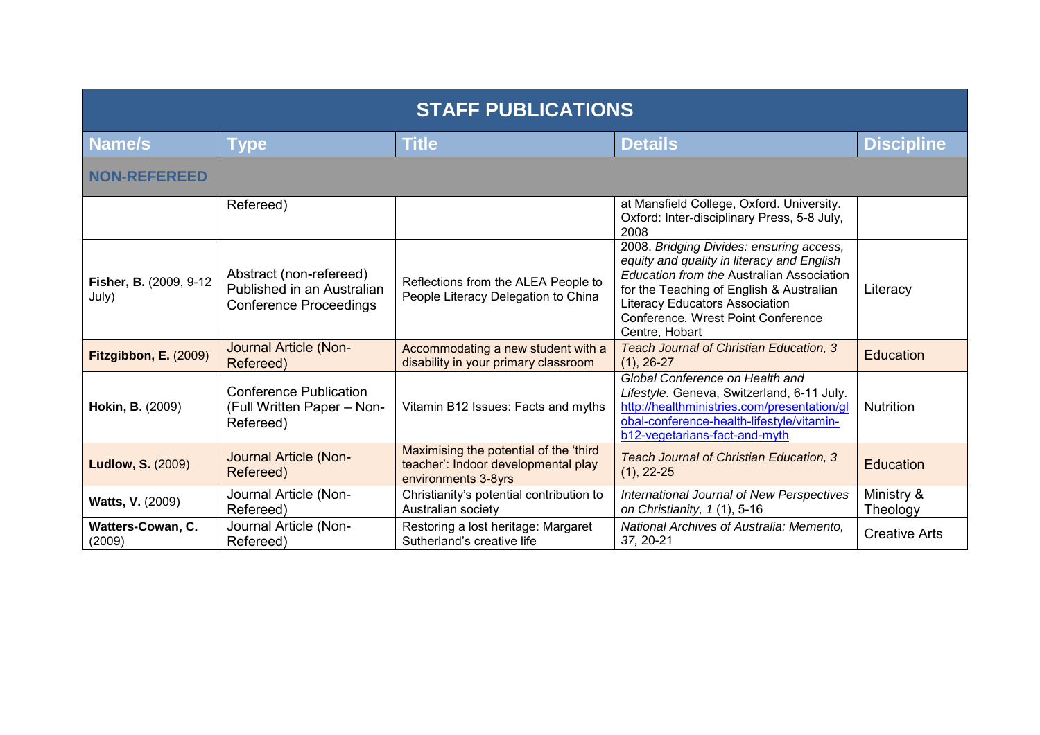| STAFF PUBLICATIONS | | | | |
|---|---|---|---|---|
| **Name/s** | **Type** | **Title** | **Details** | **Discipline** |
| **NON-REFEREED** | | | | |
| | Refereed) | | at Mansfield College, Oxford. University. Oxford: Inter-disciplinary Press, 5-8 July, 2008 | |
| **Fisher, B.** (2009, 9-12 July) | Abstract (non-refereed) Published in an Australian Conference Proceedings | Reflections from the ALEA People to People Literacy Delegation to China | 2008. *Bridging Divides: ensuring access, equity and quality in literacy and English Education from the* Australian Association for the Teaching of English & Australian Literacy Educators Association Conference*.* Wrest Point Conference Centre, Hobart | Literacy |
| **Fitzgibbon, E.** (2009) | Journal Article (Non-Refereed) | Accommodating a new student with a disability in your primary classroom | *Teach Journal of Christian Education, 3* (1), 26-27 | Education |
| **Hokin, B.** (2009) | Conference Publication (Full Written Paper – Non-Refereed) | Vitamin B12 Issues: Facts and myths | *Global Conference on Health and Lifestyle.* Geneva, Switzerland, 6-11 July. http://healthministries.com/presentation/global-conference-health-lifestyle/vitamin-b12-vegetarians-fact-and-myth | Nutrition |
| **Ludlow, S.** (2009) | Journal Article (Non-Refereed) | Maximising the potential of the 'third teacher': Indoor developmental play environments 3-8yrs | *Teach Journal of Christian Education, 3* (1), 22-25 | Education |
| **Watts, V.** (2009) | Journal Article (Non-Refereed) | Christianity's potential contribution to Australian society | *International Journal of New Perspectives on Christianity, 1* (1), 5-16 | Ministry & Theology |
| **Watters-Cowan, C.** (2009) | Journal Article (Non-Refereed) | Restoring a lost heritage: Margaret Sutherland's creative life | *National Archives of Australia: Memento, 37,* 20-21 | Creative Arts |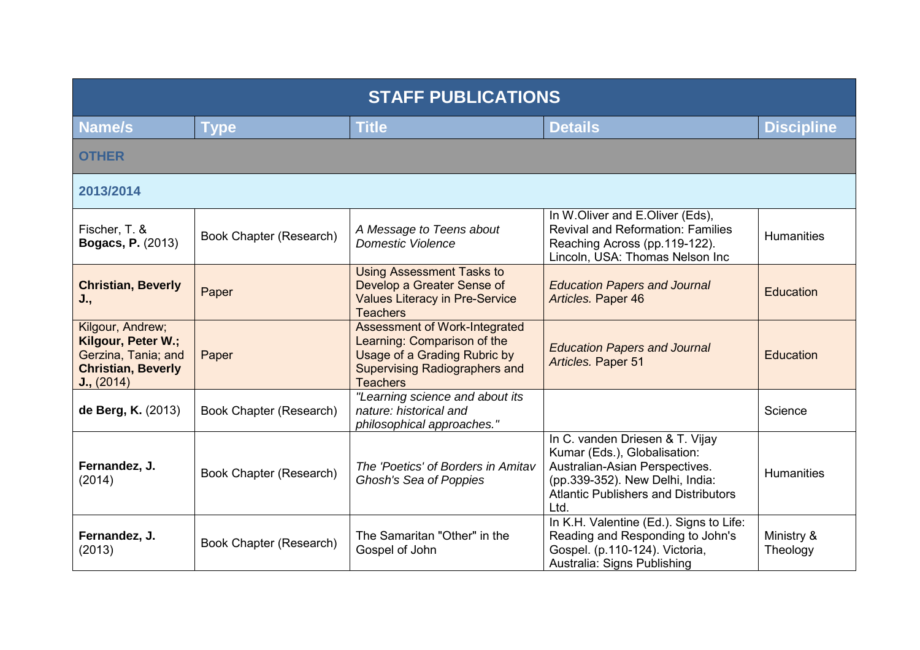| STAFF PUBLICATIONS | | | | |
|---|---|---|---|---|
| **Name/s** | **Type** | **Title** | **Details** | **Discipline** |
| **OTHER** | | | | |
| **2013/2014** | | | | |
| Fischer, T. & **Bogacs, P.** (2013) | Book Chapter (Research) | *A Message to Teens about Domestic Violence* | In W.Oliver and E.Oliver (Eds), Revival and Reformation: Families Reaching Across (pp.119-122). Lincoln, USA: Thomas Nelson Inc | Humanities |
| **Christian, Beverly J.,** | Paper | Using Assessment Tasks to Develop a Greater Sense of Values Literacy in Pre-Service Teachers | *Education Papers and Journal Articles.* Paper 46 | Education |
| Kilgour, Andrew; **Kilgour, Peter W.;** Gerzina, Tania; and **Christian, Beverly J.,** (2014) | Paper | Assessment of Work-Integrated Learning: Comparison of the Usage of a Grading Rubric by Supervising Radiographers and Teachers | *Education Papers and Journal Articles.* Paper 51 | Education |
| **de Berg, K.** (2013) | Book Chapter (Research) | *"Learning science and about its nature: historical and philosophical approaches."* | | Science |
| **Fernandez, J.** (2014) | Book Chapter (Research) | *The 'Poetics' of Borders in Amitav Ghosh's Sea of Poppies* | In C. vanden Driesen & T. Vijay Kumar (Eds.), Globalisation: Australian-Asian Perspectives. (pp.339-352). New Delhi, India: Atlantic Publishers and Distributors Ltd. | Humanities |
| **Fernandez, J.** (2013) | Book Chapter (Research) | The Samaritan "Other" in the Gospel of John | In K.H. Valentine (Ed.). Signs to Life: Reading and Responding to John's Gospel. (p.110-124). Victoria, Australia: Signs Publishing | Ministry & Theology |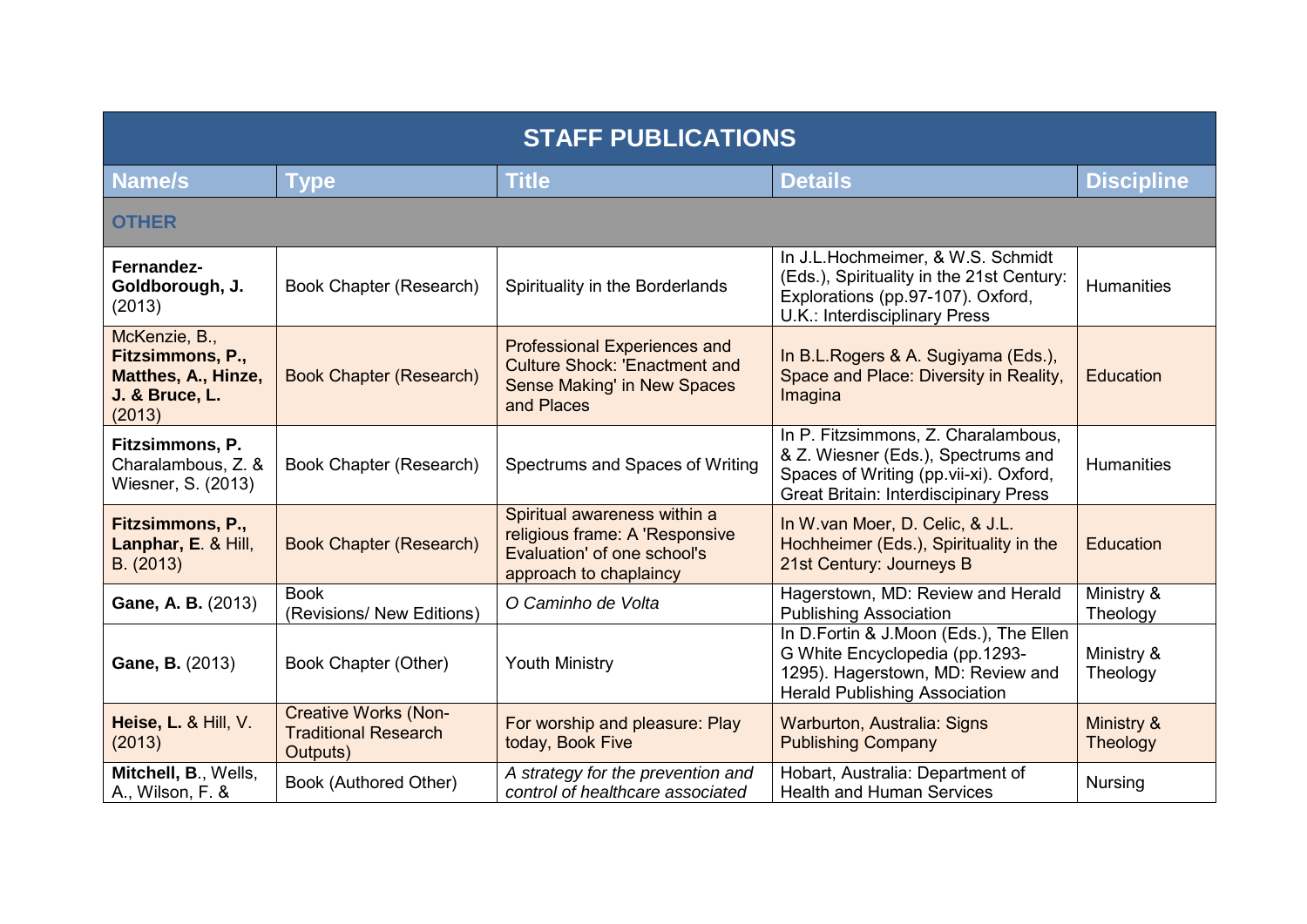| STAFF PUBLICATIONS | | | | |
|---|---|---|---|---|
| **Name/s** | **Type** | **Title** | **Details** | **Discipline** |
| **OTHER** | | | | |
| **Fernandez-Goldborough, J.** (2013) | Book Chapter (Research) | Spirituality in the Borderlands | In J.L.Hochmeimer, & W.S. Schmidt (Eds.), Spirituality in the 21st Century: Explorations (pp.97-107). Oxford, U.K.: Interdisciplinary Press | Humanities |
| McKenzie, B., **Fitzsimmons, P., Matthes, A., Hinze, J. & Bruce, L.** (2013) | Book Chapter (Research) | Professional Experiences and Culture Shock: 'Enactment and Sense Making' in New Spaces and Places | In B.L.Rogers & A. Sugiyama (Eds.), Space and Place: Diversity in Reality, Imagina | Education |
| **Fitzsimmons, P.** Charalambous, Z. & Wiesner, S. (2013) | Book Chapter (Research) | Spectrums and Spaces of Writing | In P. Fitzsimmons, Z. Charalambous, & Z. Wiesner (Eds.), Spectrums and Spaces of Writing (pp.vii-xi). Oxford, Great Britain: Interdiscipinary Press | Humanities |
| **Fitzsimmons, P., Lanphar, E**. & Hill, B. (2013) | Book Chapter (Research) | Spiritual awareness within a religious frame: A 'Responsive Evaluation' of one school's approach to chaplaincy | In W.van Moer, D. Celic, & J.L. Hochheimer (Eds.), Spirituality in the 21st Century: Journeys B | Education |
| **Gane, A. B.** (2013) | Book (Revisions/ New Editions) | *O Caminho de Volta* | Hagerstown, MD: Review and Herald Publishing Association | Ministry & Theology |
| **Gane, B.** (2013) | Book Chapter (Other) | Youth Ministry | In D.Fortin & J.Moon (Eds.), The Ellen G White Encyclopedia (pp.1293-1295). Hagerstown, MD: Review and Herald Publishing Association | Ministry & Theology |
| **Heise, L.** & Hill, V. (2013) | Creative Works (Non-Traditional Research Outputs) | For worship and pleasure: Play today, Book Five | Warburton, Australia: Signs Publishing Company | Ministry & Theology |
| **Mitchell, B**., Wells, A., Wilson, F. & | Book (Authored Other) | *A strategy for the prevention and control of healthcare associated* | Hobart, Australia: Department of Health and Human Services | Nursing |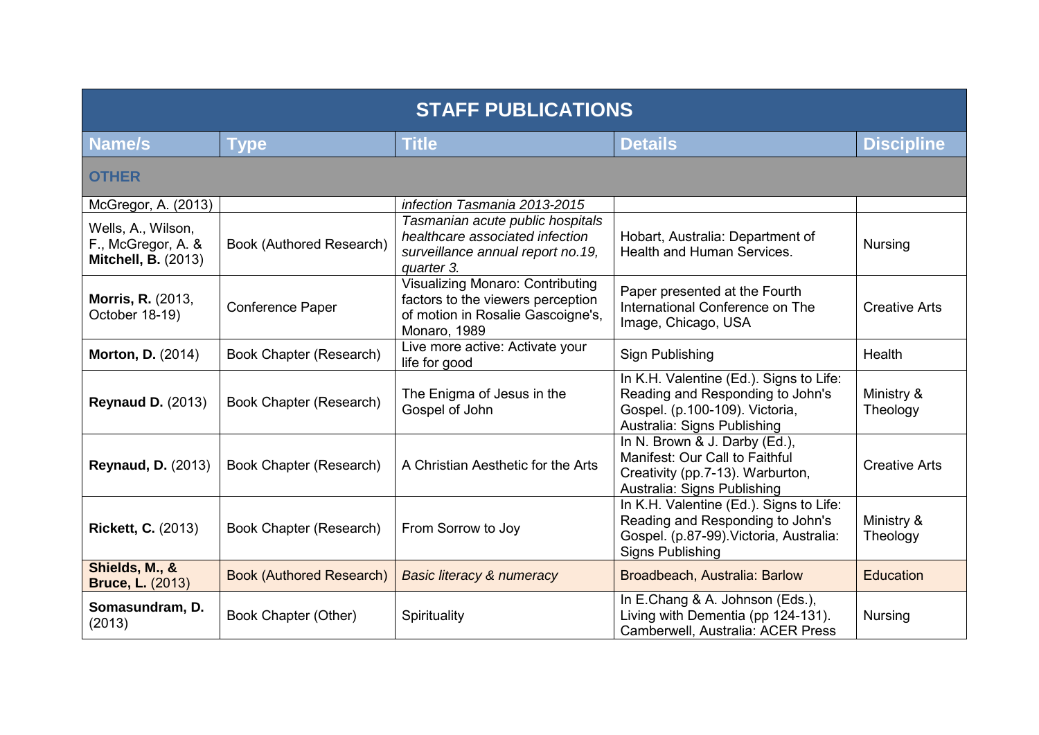| STAFF PUBLICATIONS | | | | |
|---|---|---|---|---|
| **Name/s** | **Type** | **Title** | **Details** | **Discipline** |
| **OTHER** | | | | |
| McGregor, A. (2013) | | *infection Tasmania 2013-2015* | | |
| Wells, A., Wilson, F., McGregor, A. & **Mitchell, B.** (2013) | Book (Authored Research) | *Tasmanian acute public hospitals healthcare associated infection surveillance annual report no.19, quarter 3.* | Hobart, Australia: Department of Health and Human Services. | Nursing |
| **Morris, R.** (2013, October 18-19) | Conference Paper | Visualizing Monaro: Contributing factors to the viewers perception of motion in Rosalie Gascoigne's, Monaro, 1989 | Paper presented at the Fourth International Conference on The Image, Chicago, USA | Creative Arts |
| **Morton, D.** (2014) | Book Chapter (Research) | Live more active: Activate your life for good | Sign Publishing | Health |
| **Reynaud D.** (2013) | Book Chapter (Research) | The Enigma of Jesus in the Gospel of John | In K.H. Valentine (Ed.). Signs to Life: Reading and Responding to John's Gospel. (p.100-109). Victoria, Australia: Signs Publishing | Ministry & Theology |
| **Reynaud, D.** (2013) | Book Chapter (Research) | A Christian Aesthetic for the Arts | In N. Brown & J. Darby (Ed.), Manifest: Our Call to Faithful Creativity (pp.7-13). Warburton, Australia: Signs Publishing | Creative Arts |
| **Rickett, C.** (2013) | Book Chapter (Research) | From Sorrow to Joy | In K.H. Valentine (Ed.). Signs to Life: Reading and Responding to John's Gospel. (p.87-99).Victoria, Australia: Signs Publishing | Ministry & Theology |
| **Shields, M., & Bruce, L.** (2013) | Book (Authored Research) | *Basic literacy & numeracy* | Broadbeach, Australia: Barlow | Education |
| **Somasundram, D.** (2013) | Book Chapter (Other) | Spirituality | In E.Chang & A. Johnson (Eds.), Living with Dementia (pp 124-131). Camberwell, Australia: ACER Press | Nursing |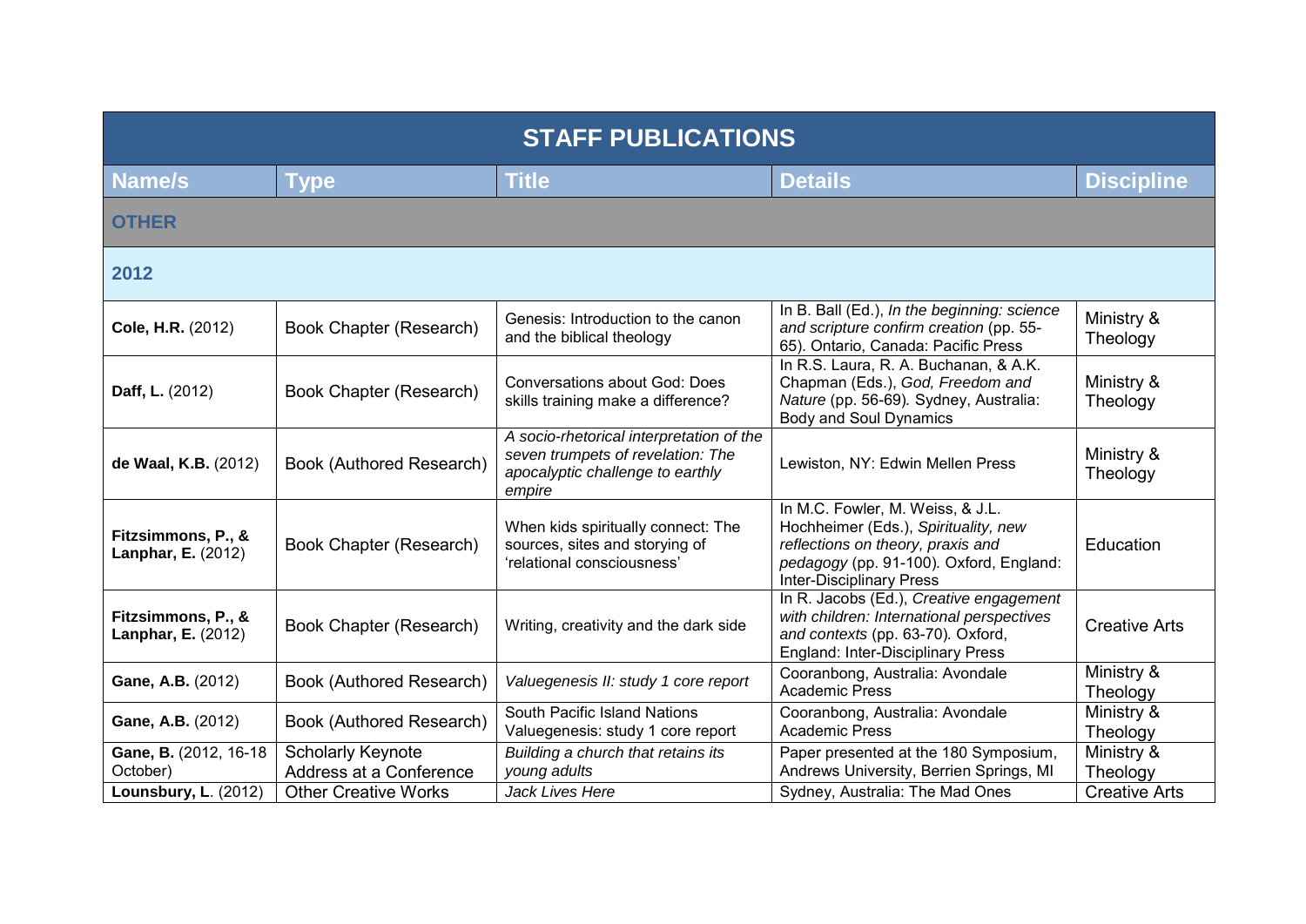| STAFF PUBLICATIONS | | | | |
|---|---|---|---|---|
| **Name/s** | **Type** | **Title** | **Details** | **Discipline** |
| **OTHER** | | | | |
| **2012** | | | | |
| **Cole, H.R.** (2012) | Book Chapter (Research) | Genesis: Introduction to the canon and the biblical theology | In B. Ball (Ed.), *In the beginning: science and scripture confirm creation* (pp. 55-65). Ontario, Canada: Pacific Press | Ministry & Theology |
| **Daff, L.** (2012) | Book Chapter (Research) | Conversations about God: Does skills training make a difference? | In R.S. Laura, R. A. Buchanan, & A.K. Chapman (Eds.), *God, Freedom and Nature* (pp. 56-69). Sydney, Australia: Body and Soul Dynamics | Ministry & Theology |
| **de Waal, K.B.** (2012) | Book (Authored Research) | *A socio-rhetorical interpretation of the seven trumpets of revelation: The apocalyptic challenge to earthly empire* | Lewiston, NY: Edwin Mellen Press | Ministry & Theology |
| **Fitzsimmons, P., & Lanphar, E.** (2012) | Book Chapter (Research) | When kids spiritually connect: The sources, sites and storying of 'relational consciousness' | In M.C. Fowler, M. Weiss, & J.L. Hochheimer (Eds.), *Spirituality, new reflections on theory, praxis and pedagogy* (pp. 91-100). Oxford, England: Inter-Disciplinary Press | Education |
| **Fitzsimmons, P., & Lanphar, E.** (2012) | Book Chapter (Research) | Writing, creativity and the dark side | In R. Jacobs (Ed.), *Creative engagement with children: International perspectives and contexts* (pp. 63-70). Oxford, England: Inter-Disciplinary Press | Creative Arts |
| **Gane, A.B.** (2012) | Book (Authored Research) | *Valuegenesis II: study 1 core report* | Cooranbong, Australia: Avondale Academic Press | Ministry & Theology |
| **Gane, A.B.** (2012) | Book (Authored Research) | South Pacific Island Nations Valuegenesis: study 1 core report | Cooranbong, Australia: Avondale Academic Press | Ministry & Theology |
| **Gane, B.** (2012, 16-18 October) | Scholarly Keynote Address at a Conference | *Building a church that retains its young adults* | Paper presented at the 180 Symposium, Andrews University, Berrien Springs, MI | Ministry & Theology |
| **Lounsbury, L**. (2012) | Other Creative Works | *Jack Lives Here* | Sydney, Australia: The Mad Ones | Creative Arts |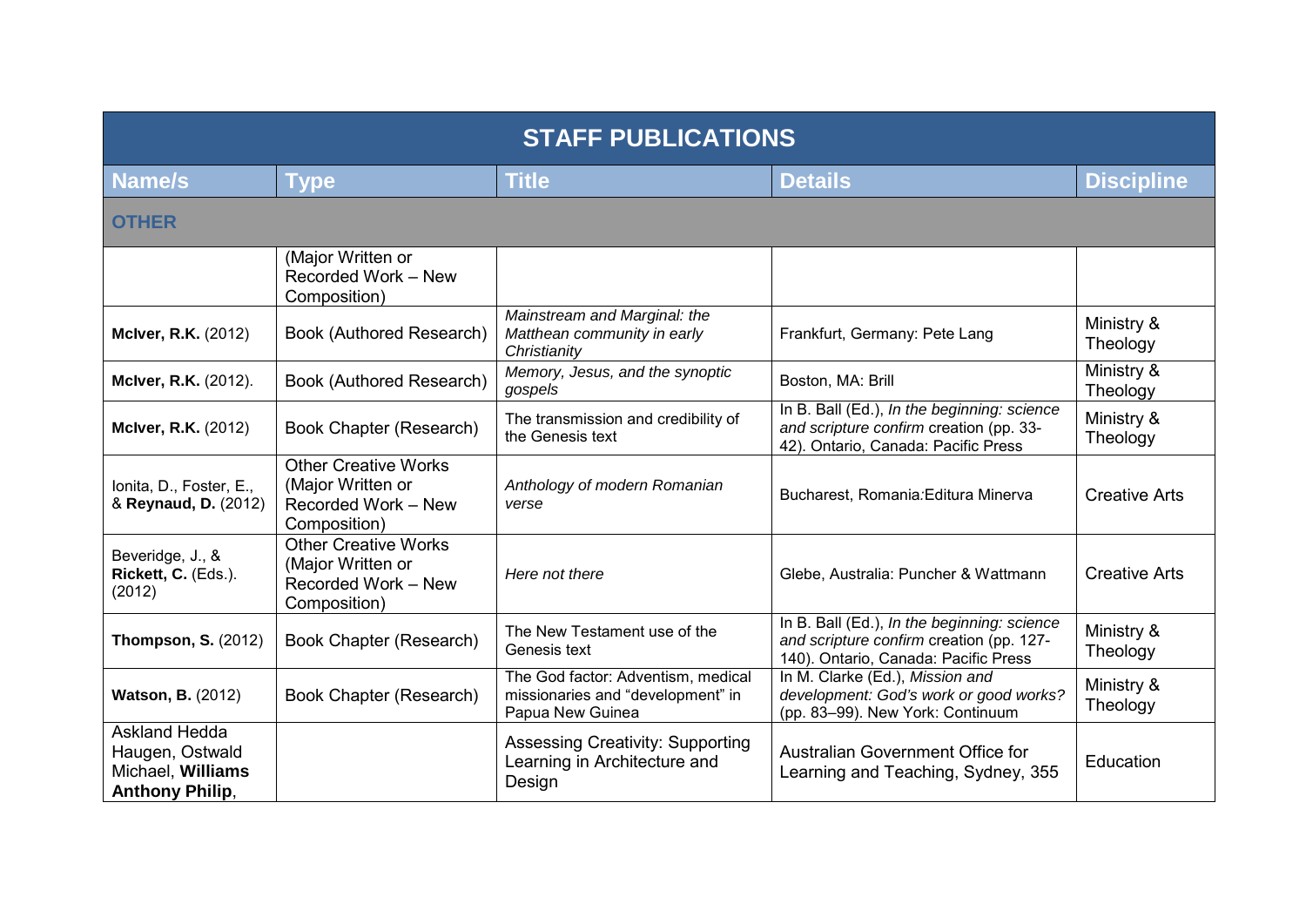| STAFF PUBLICATIONS | | | | |
|---|---|---|---|---|
| **Name/s** | **Type** | **Title** | **Details** | **Discipline** |
| **OTHER** | | | | |
| | (Major Written or Recorded Work – New Composition) | | | |
| **McIver, R.K.** (2012) | Book (Authored Research) | *Mainstream and Marginal: the Matthean community in early Christianity* | Frankfurt, Germany: Pete Lang | Ministry & Theology |
| **McIver, R.K.** (2012). | Book (Authored Research) | *Memory, Jesus, and the synoptic gospels* | Boston, MA: Brill | Ministry & Theology |
| **McIver, R.K.** (2012) | Book Chapter (Research) | The transmission and credibility of the Genesis text | In B. Ball (Ed.), *In the beginning: science and scripture confirm* creation (pp. 33-42). Ontario, Canada: Pacific Press | Ministry & Theology |
| Ionita, D., Foster, E., & **Reynaud, D.** (2012) | Other Creative Works (Major Written or Recorded Work – New Composition) | *Anthology of modern Romanian verse* | Bucharest, Romania:Editura Minerva | Creative Arts |
| Beveridge, J., & **Rickett, C.** (Eds.). (2012) | Other Creative Works (Major Written or Recorded Work – New Composition) | *Here not there* | Glebe, Australia: Puncher & Wattmann | Creative Arts |
| **Thompson, S.** (2012) | Book Chapter (Research) | The New Testament use of the Genesis text | In B. Ball (Ed.), *In the beginning: science and scripture confirm* creation (pp. 127-140). Ontario, Canada: Pacific Press | Ministry & Theology |
| **Watson, B.** (2012) | Book Chapter (Research) | The God factor: Adventism, medical missionaries and "development" in Papua New Guinea | In M. Clarke (Ed.), *Mission and development: God's work or good works?* (pp. 83–99). New York: Continuum | Ministry & Theology |
| Askland Hedda Haugen, Ostwald Michael, **Williams Anthony Philip**, | | Assessing Creativity: Supporting Learning in Architecture and Design | Australian Government Office for Learning and Teaching, Sydney, 355 | Education |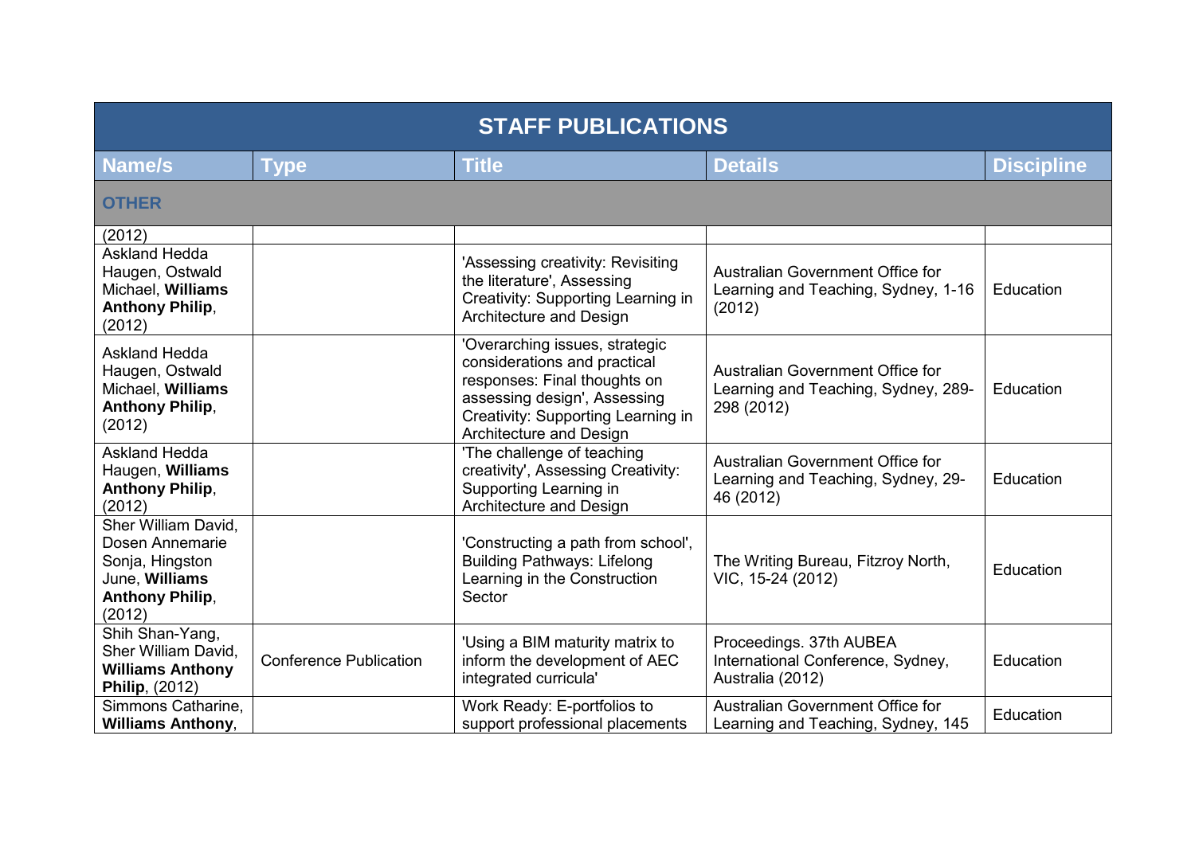| STAFF PUBLICATIONS | | | | |
|---|---|---|---|---|
| **Name/s** | **Type** | **Title** | **Details** | **Discipline** |
| **OTHER** | | | | |
| (2012) | | | | |
| Askland Hedda Haugen, Ostwald Michael, **Williams Anthony Philip**, (2012) | | 'Assessing creativity: Revisiting the literature', Assessing Creativity: Supporting Learning in Architecture and Design | Australian Government Office for Learning and Teaching, Sydney, 1-16 (2012) | Education |
| Askland Hedda Haugen, Ostwald Michael, **Williams Anthony Philip**, (2012) | | 'Overarching issues, strategic considerations and practical responses: Final thoughts on assessing design', Assessing Creativity: Supporting Learning in Architecture and Design | Australian Government Office for Learning and Teaching, Sydney, 289-298 (2012) | Education |
| Askland Hedda Haugen, **Williams Anthony Philip**, (2012) | | 'The challenge of teaching creativity', Assessing Creativity: Supporting Learning in Architecture and Design | Australian Government Office for Learning and Teaching, Sydney, 29-46 (2012) | Education |
| Sher William David, Dosen Annemarie Sonja, Hingston June, **Williams Anthony Philip**, (2012) | | 'Constructing a path from school', Building Pathways: Lifelong Learning in the Construction Sector | The Writing Bureau, Fitzroy North, VIC, 15-24 (2012) | Education |
| Shih Shan-Yang, Sher William David, **Williams Anthony Philip**, (2012) | Conference Publication | 'Using a BIM maturity matrix to inform the development of AEC integrated curricula' | Proceedings. 37th AUBEA International Conference, Sydney, Australia (2012) | Education |
| Simmons Catharine, **Williams Anthony**, | | Work Ready: E-portfolios to support professional placements | Australian Government Office for Learning and Teaching, Sydney, 145 | Education |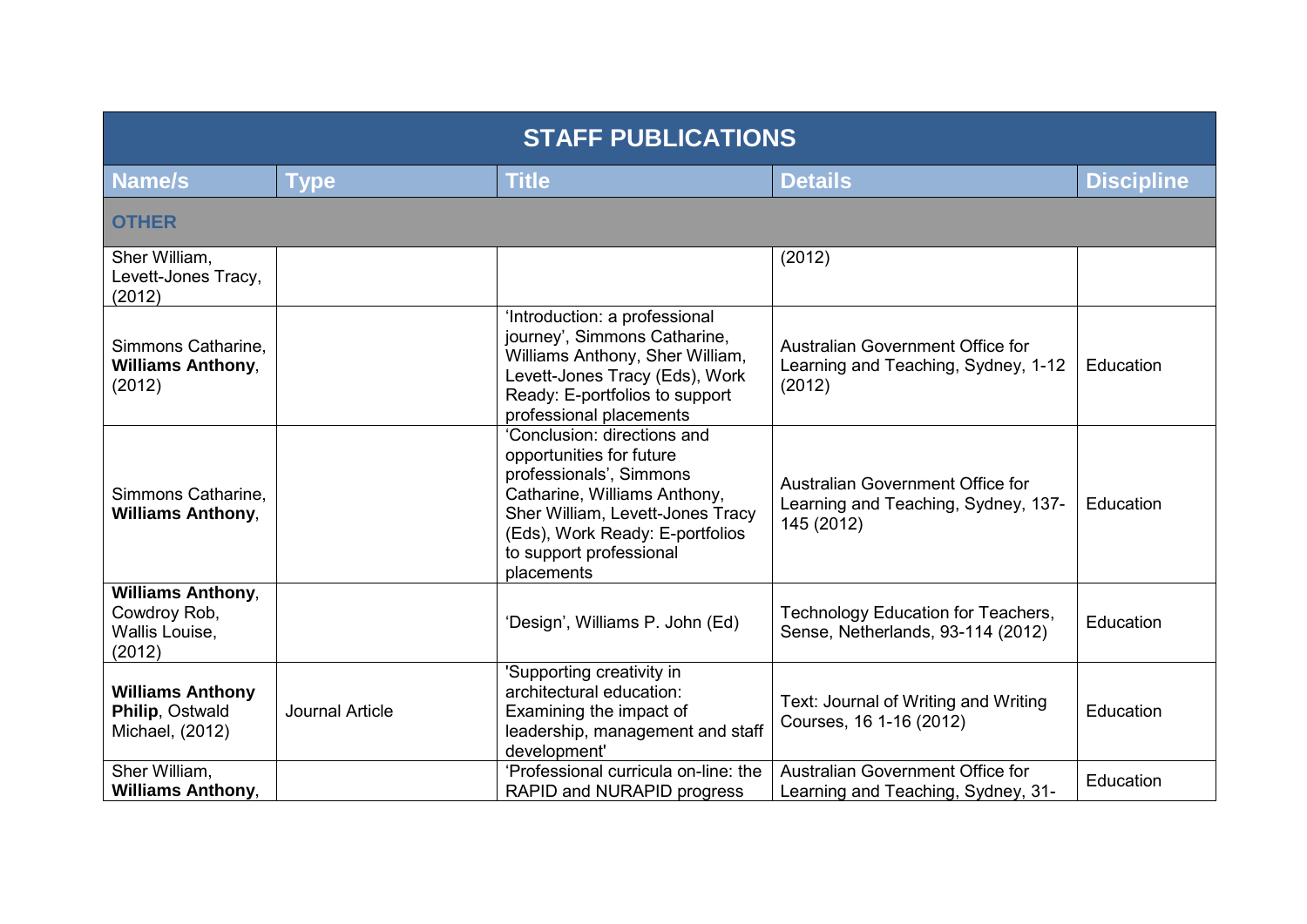| STAFF PUBLICATIONS | | | | |
|---|---|---|---|---|
| **Name/s** | **Type** | **Title** | **Details** | **Discipline** |
| **OTHER** | | | | |
| Sher William, Levett-Jones Tracy, (2012) | | | (2012) | |
| Simmons Catharine, **Williams Anthony**, (2012) | | 'Introduction: a professional journey', Simmons Catharine, Williams Anthony, Sher William, Levett-Jones Tracy (Eds), Work Ready: E-portfolios to support professional placements | Australian Government Office for Learning and Teaching, Sydney, 1-12 (2012) | Education |
| Simmons Catharine, **Williams Anthony**, | | 'Conclusion: directions and opportunities for future professionals', Simmons Catharine, Williams Anthony, Sher William, Levett-Jones Tracy (Eds), Work Ready: E-portfolios to support professional placements | Australian Government Office for Learning and Teaching, Sydney, 137-145 (2012) | Education |
| **Williams Anthony**, Cowdroy Rob, Wallis Louise, (2012) | | 'Design', Williams P. John (Ed) | Technology Education for Teachers, Sense, Netherlands, 93-114 (2012) | Education |
| **Williams Anthony Philip**, Ostwald Michael, (2012) | Journal Article | 'Supporting creativity in architectural education: Examining the impact of leadership, management and staff development' | Text: Journal of Writing and Writing Courses, 16 1-16 (2012) | Education |
| Sher William, **Williams Anthony**, | | 'Professional curricula on-line: the RAPID and NURAPID progress | Australian Government Office for Learning and Teaching, Sydney, 31- | Education |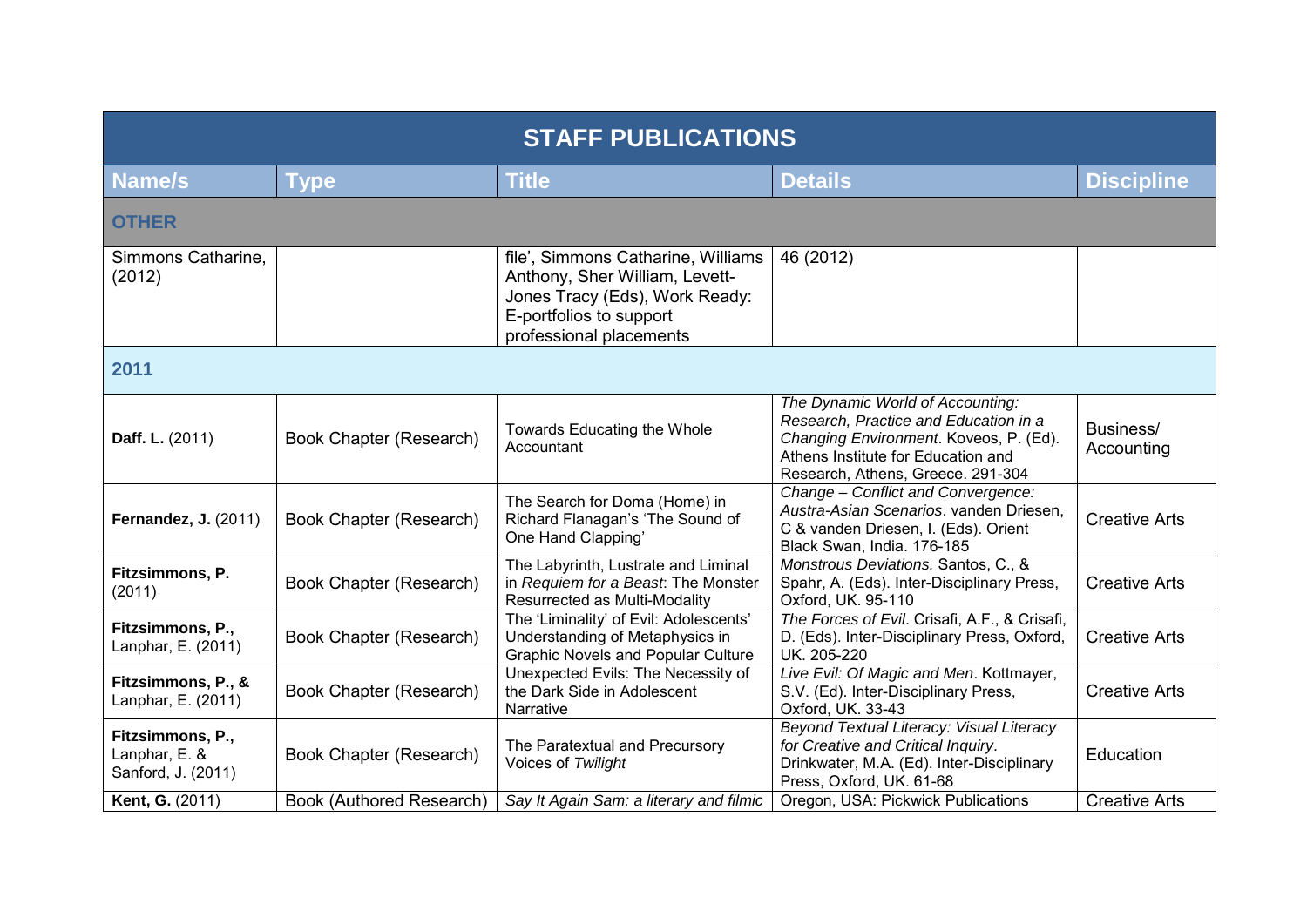| STAFF PUBLICATIONS | | | | |
|---|---|---|---|---|
| **Name/s** | **Type** | **Title** | **Details** | **Discipline** |
| **OTHER** | | | | |
| Simmons Catharine, (2012) | | file', Simmons Catharine, Williams Anthony, Sher William, Levett-Jones Tracy (Eds), Work Ready: E-portfolios to support professional placements | 46 (2012) | |
| **2011** | | | | |
| **Daff. L.** (2011) | Book Chapter (Research) | Towards Educating the Whole Accountant | *The Dynamic World of Accounting: Research, Practice and Education in a Changing Environment*. Koveos, P. (Ed). Athens Institute for Education and Research, Athens, Greece. 291-304 | Business/ Accounting |
| **Fernandez, J.** (2011) | Book Chapter (Research) | The Search for Doma (Home) in Richard Flanagan's 'The Sound of One Hand Clapping' | *Change – Conflict and Convergence: Austra-Asian Scenarios*. vanden Driesen, C & vanden Driesen, I. (Eds). Orient Black Swan, India. 176-185 | Creative Arts |
| **Fitzsimmons, P.** (2011) | Book Chapter (Research) | The Labyrinth, Lustrate and Liminal in *Requiem for a Beast*: The Monster Resurrected as Multi-Modality | *Monstrous Deviations.* Santos, C., & Spahr, A. (Eds). Inter-Disciplinary Press, Oxford, UK. 95-110 | Creative Arts |
| **Fitzsimmons, P.,** Lanphar, E. (2011) | Book Chapter (Research) | The 'Liminality' of Evil: Adolescents' Understanding of Metaphysics in Graphic Novels and Popular Culture | *The Forces of Evil*. Crisafi, A.F., & Crisafi, D. (Eds). Inter-Disciplinary Press, Oxford, UK. 205-220 | Creative Arts |
| **Fitzsimmons, P., &** Lanphar, E. (2011) | Book Chapter (Research) | Unexpected Evils: The Necessity of the Dark Side in Adolescent Narrative | *Live Evil: Of Magic and Men*. Kottmayer, S.V. (Ed). Inter-Disciplinary Press, Oxford, UK. 33-43 | Creative Arts |
| **Fitzsimmons, P.,** Lanphar, E. & Sanford, J. (2011) | Book Chapter (Research) | The Paratextual and Precursory Voices of *Twilight* | *Beyond Textual Literacy: Visual Literacy for Creative and Critical Inquiry*. Drinkwater, M.A. (Ed). Inter-Disciplinary Press, Oxford, UK. 61-68 | Education |
| **Kent, G.** (2011) | Book (Authored Research) | *Say It Again Sam: a literary and filmic* | Oregon, USA: Pickwick Publications | Creative Arts |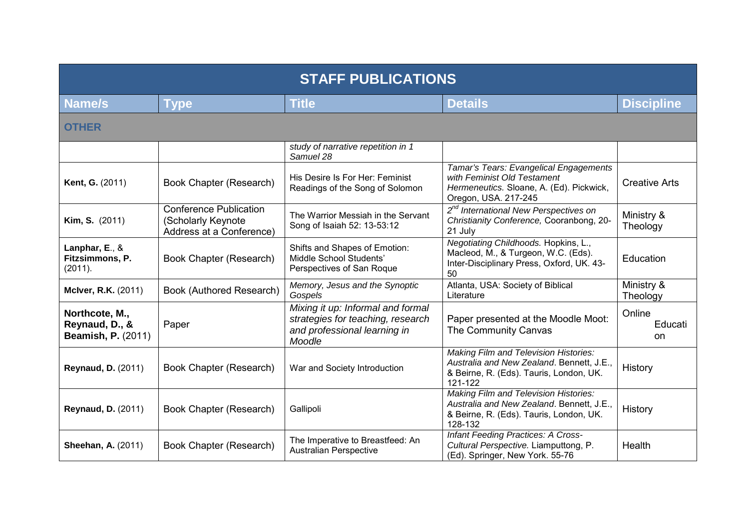| STAFF PUBLICATIONS | | | | |
|---|---|---|---|---|
| **Name/s** | **Type** | **Title** | **Details** | **Discipline** |
| **OTHER** | | | | |
| | | *study of narrative repetition in 1 Samuel 28* | | |
| **Kent, G.** (2011) | Book Chapter (Research) | His Desire Is For Her: Feminist Readings of the Song of Solomon | *Tamar's Tears: Evangelical Engagements with Feminist Old Testament Hermeneutics.* Sloane, A. (Ed). Pickwick, Oregon, USA. 217-245 | Creative Arts |
| **Kim, S.** (2011) | Conference Publication (Scholarly Keynote Address at a Conference) | The Warrior Messiah in the Servant Song of Isaiah 52: 13-53:12 | *2nd International New Perspectives on Christianity Conference,* Cooranbong, 20-21 July | Ministry & Theology |
| **Lanphar, E**., & **Fitzsimmons, P.** (2011). | Book Chapter (Research) | Shifts and Shapes of Emotion: Middle School Students' Perspectives of San Roque | *Negotiating Childhoods.* Hopkins, L., Macleod, M., & Turgeon, W.C. (Eds). Inter-Disciplinary Press, Oxford, UK. 43-50 | Education |
| **McIver, R.K.** (2011) | Book (Authored Research) | *Memory, Jesus and the Synoptic Gospels* | Atlanta, USA: Society of Biblical Literature | Ministry & Theology |
| **Northcote, M., Reynaud, D., & Beamish, P.** (2011) | Paper | *Mixing it up: Informal and formal strategies for teaching, research and professional learning in Moodle* | Paper presented at the Moodle Moot: The Community Canvas | Online Education |
| **Reynaud, D.** (2011) | Book Chapter (Research) | War and Society Introduction | *Making Film and Television Histories: Australia and New Zealand*. Bennett, J.E., & Beirne, R. (Eds). Tauris, London, UK. 121-122 | History |
| **Reynaud, D.** (2011) | Book Chapter (Research) | Gallipoli | *Making Film and Television Histories: Australia and New Zealand*. Bennett, J.E., & Beirne, R. (Eds). Tauris, London, UK. 128-132 | History |
| **Sheehan, A.** (2011) | Book Chapter (Research) | The Imperative to Breastfeed: An Australian Perspective | *Infant Feeding Practices: A Cross-Cultural Perspective.* Liamputtong, P. (Ed). Springer, New York. 55-76 | Health |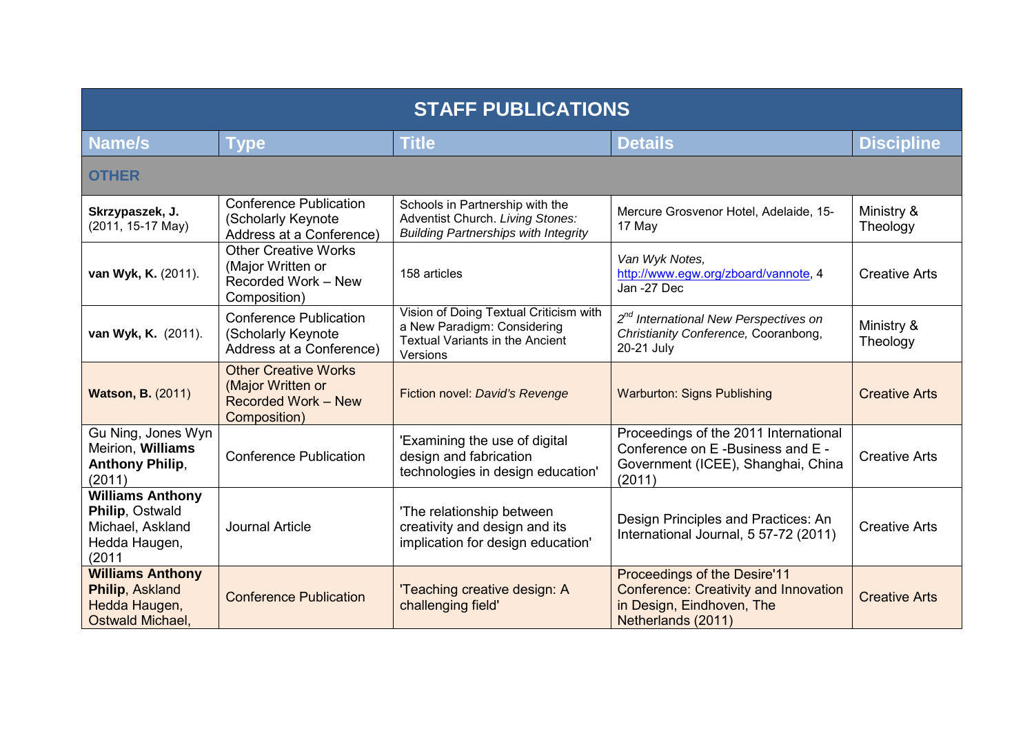| STAFF PUBLICATIONS | | | | |
|---|---|---|---|---|
| **Name/s** | **Type** | **Title** | **Details** | **Discipline** |
| **OTHER** | | | | |
| **Skrzypaszek, J.** (2011, 15-17 May) | Conference Publication (Scholarly Keynote Address at a Conference) | Schools in Partnership with the Adventist Church. *Living Stones: Building Partnerships with Integrity* | Mercure Grosvenor Hotel, Adelaide, 15-17 May | Ministry & Theology |
| **van Wyk, K.** (2011). | Other Creative Works (Major Written or Recorded Work – New Composition) | 158 articles | *Van Wyk Notes,* http://www.egw.org/zboard/vannote, 4 Jan -27 Dec | Creative Arts |
| **van Wyk, K.** (2011). | Conference Publication (Scholarly Keynote Address at a Conference) | Vision of Doing Textual Criticism with a New Paradigm: Considering Textual Variants in the Ancient Versions | *2nd International New Perspectives on Christianity Conference,* Cooranbong, 20-21 July | Ministry & Theology |
| **Watson, B.** (2011) | Other Creative Works (Major Written or Recorded Work – New Composition) | Fiction novel: *David's Revenge* | Warburton: Signs Publishing | Creative Arts |
| Gu Ning, Jones Wyn Meirion, **Williams Anthony Philip**, (2011) | Conference Publication | 'Examining the use of digital design and fabrication technologies in design education' | Proceedings of the 2011 International Conference on E -Business and E -Government (ICEE), Shanghai, China (2011) | Creative Arts |
| **Williams Anthony Philip**, Ostwald Michael, Askland Hedda Haugen, (2011 | Journal Article | 'The relationship between creativity and design and its implication for design education' | Design Principles and Practices: An International Journal, 5 57-72 (2011) | Creative Arts |
| **Williams Anthony Philip**, Askland Hedda Haugen, Ostwald Michael, | Conference Publication | 'Teaching creative design: A challenging field' | Proceedings of the Desire'11 Conference: Creativity and Innovation in Design, Eindhoven, The Netherlands (2011) | Creative Arts |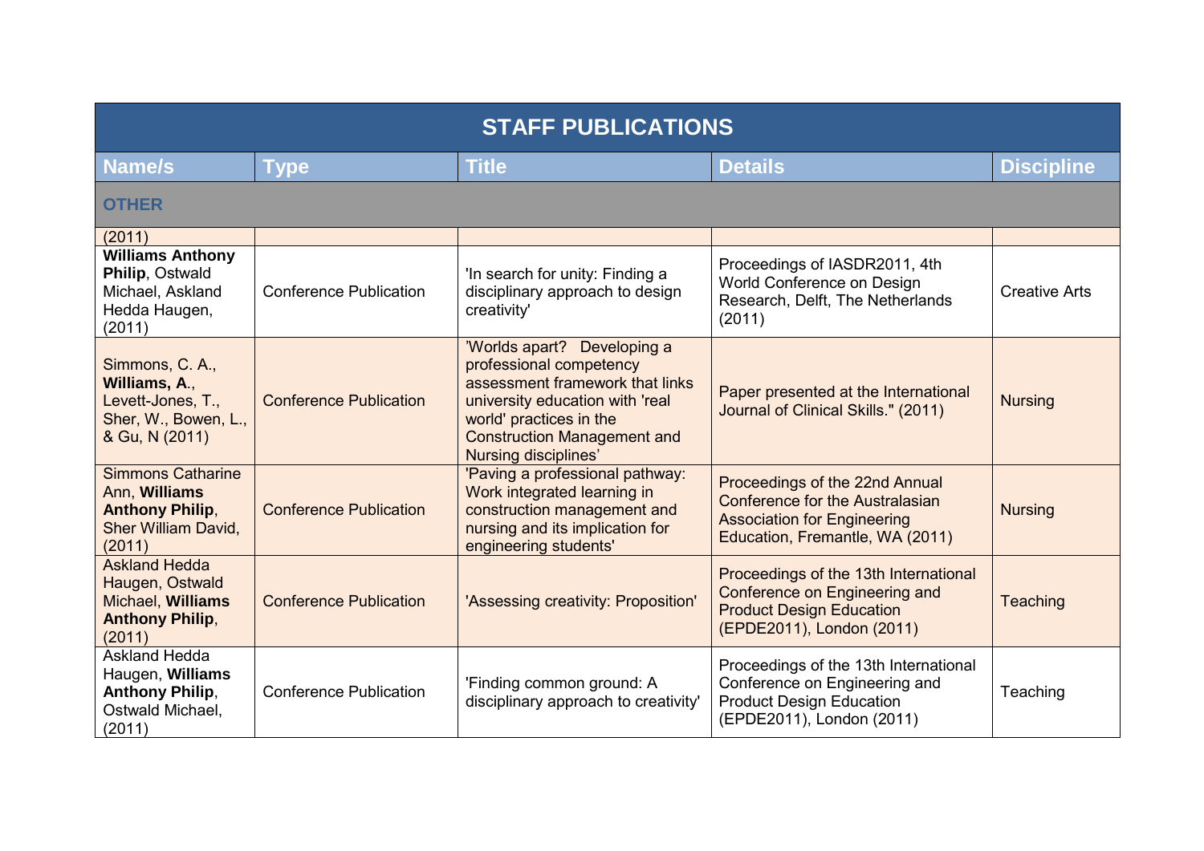| STAFF PUBLICATIONS | | | | |
|---|---|---|---|---|
| **Name/s** | **Type** | **Title** | **Details** | **Discipline** |
| **OTHER** | | | | |
| (2011) | | | | |
| **Williams Anthony Philip**, Ostwald Michael, Askland Hedda Haugen, (2011) | Conference Publication | 'In search for unity: Finding a disciplinary approach to design creativity' | Proceedings of IASDR2011, 4th World Conference on Design Research, Delft, The Netherlands (2011) | Creative Arts |
| Simmons, C. A., **Williams, A.**, Levett-Jones, T., Sher, W., Bowen, L., & Gu, N (2011) | Conference Publication | 'Worlds apart? Developing a professional competency assessment framework that links university education with 'real world' practices in the Construction Management and Nursing disciplines' | Paper presented at the International Journal of Clinical Skills." (2011) | Nursing |
| Simmons Catharine Ann, **Williams Anthony Philip**, Sher William David, (2011) | Conference Publication | 'Paving a professional pathway: Work integrated learning in construction management and nursing and its implication for engineering students' | Proceedings of the 22nd Annual Conference for the Australasian Association for Engineering Education, Fremantle, WA (2011) | Nursing |
| Askland Hedda Haugen, Ostwald Michael, **Williams Anthony Philip**, (2011) | Conference Publication | 'Assessing creativity: Proposition' | Proceedings of the 13th International Conference on Engineering and Product Design Education (EPDE2011), London (2011) | Teaching |
| Askland Hedda Haugen, **Williams Anthony Philip**, Ostwald Michael, (2011) | Conference Publication | 'Finding common ground: A disciplinary approach to creativity' | Proceedings of the 13th International Conference on Engineering and Product Design Education (EPDE2011), London (2011) | Teaching |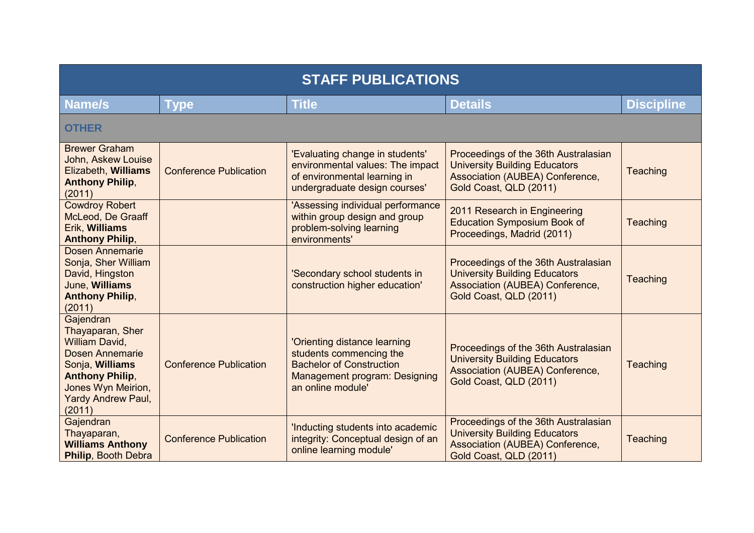| STAFF PUBLICATIONS | | | | |
|---|---|---|---|---|
| **Name/s** | **Type** | **Title** | **Details** | **Discipline** |
| **OTHER** | | | | |
| Brewer Graham John, Askew Louise Elizabeth, **Williams Anthony Philip**, (2011) | Conference Publication | 'Evaluating change in students' environmental values: The impact of environmental learning in undergraduate design courses' | Proceedings of the 36th Australasian University Building Educators Association (AUBEA) Conference, Gold Coast, QLD (2011) | Teaching |
| Cowdroy Robert McLeod, De Graaff Erik, **Williams Anthony Philip**, | | 'Assessing individual performance within group design and group problem-solving learning environments' | 2011 Research in Engineering Education Symposium Book of Proceedings, Madrid (2011) | Teaching |
| Dosen Annemarie Sonja, Sher William David, Hingston June, **Williams Anthony Philip**, (2011) | | 'Secondary school students in construction higher education' | Proceedings of the 36th Australasian University Building Educators Association (AUBEA) Conference, Gold Coast, QLD (2011) | Teaching |
| Gajendran Thayaparan, Sher William David, Dosen Annemarie Sonja, **Williams Anthony Philip**, Jones Wyn Meirion, Yardy Andrew Paul, (2011) | Conference Publication | 'Orienting distance learning students commencing the Bachelor of Construction Management program: Designing an online module' | Proceedings of the 36th Australasian University Building Educators Association (AUBEA) Conference, Gold Coast, QLD (2011) | Teaching |
| Gajendran Thayaparan, **Williams Anthony Philip**, Booth Debra | Conference Publication | 'Inducting students into academic integrity: Conceptual design of an online learning module' | Proceedings of the 36th Australasian University Building Educators Association (AUBEA) Conference, Gold Coast, QLD (2011) | Teaching |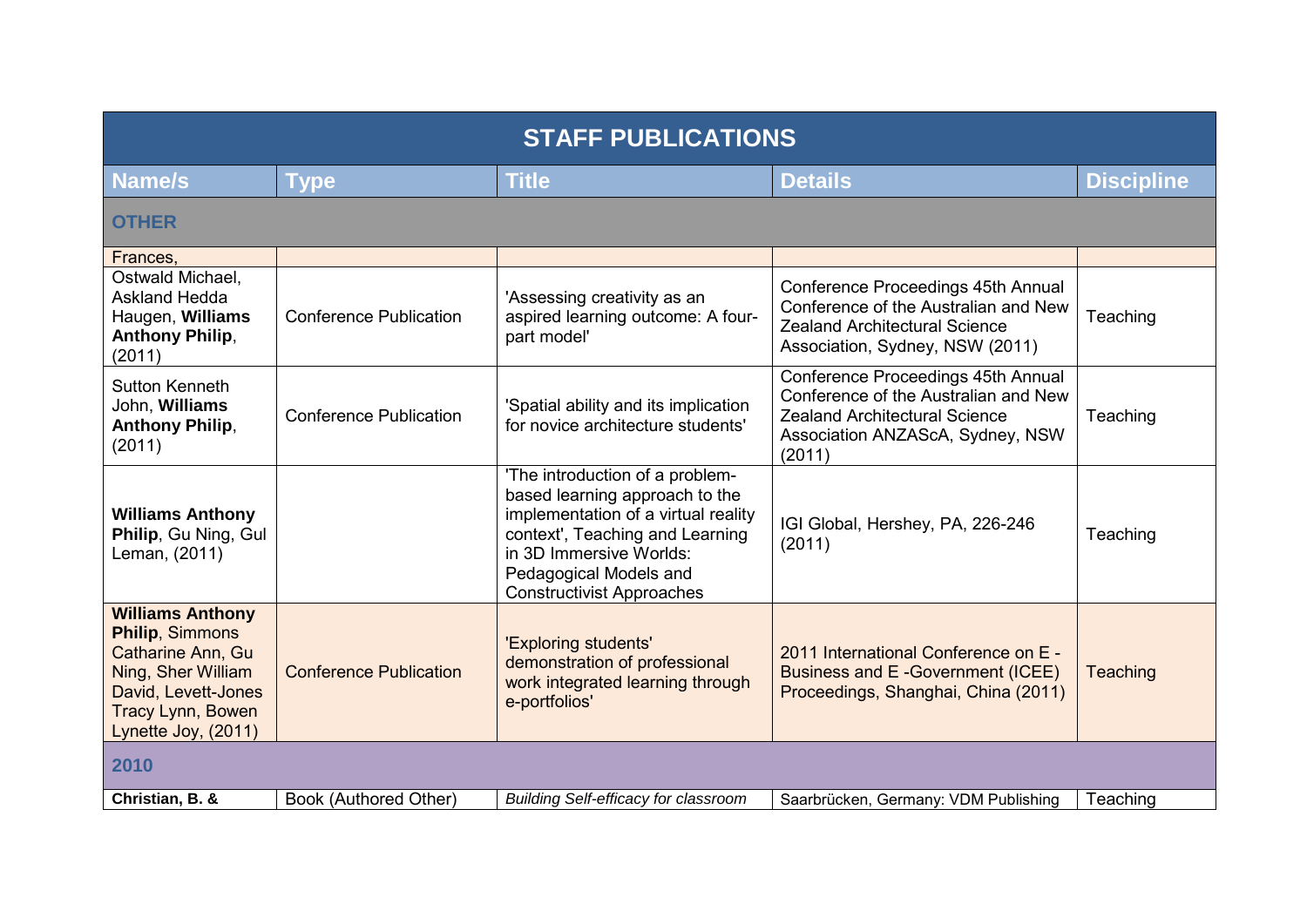| STAFF PUBLICATIONS | | | | |
|---|---|---|---|---|
| **Name/s** | **Type** | **Title** | **Details** | **Discipline** |
| **OTHER** | | | | |
| Frances, | | | | |
| Ostwald Michael, Askland Hedda Haugen, **Williams Anthony Philip**, (2011) | Conference Publication | 'Assessing creativity as an aspired learning outcome: A four-part model' | Conference Proceedings 45th Annual Conference of the Australian and New Zealand Architectural Science Association, Sydney, NSW (2011) | Teaching |
| Sutton Kenneth John, **Williams Anthony Philip**, (2011) | Conference Publication | 'Spatial ability and its implication for novice architecture students' | Conference Proceedings 45th Annual Conference of the Australian and New Zealand Architectural Science Association ANZAScA, Sydney, NSW (2011) | Teaching |
| **Williams Anthony Philip**, Gu Ning, Gul Leman, (2011) | | 'The introduction of a problem-based learning approach to the implementation of a virtual reality context', Teaching and Learning in 3D Immersive Worlds: Pedagogical Models and Constructivist Approaches | IGI Global, Hershey, PA, 226-246 (2011) | Teaching |
| **Williams Anthony Philip**, Simmons Catharine Ann, Gu Ning, Sher William David, Levett-Jones Tracy Lynn, Bowen Lynette Joy, (2011) | Conference Publication | 'Exploring students' demonstration of professional work integrated learning through e-portfolios' | 2011 International Conference on E - Business and E -Government (ICEE) Proceedings, Shanghai, China (2011) | Teaching |
| **2010** | | | | |
| **Christian, B. &** | Book (Authored Other) | *Building Self-efficacy for classroom* | Saarbrücken, Germany: VDM Publishing | Teaching |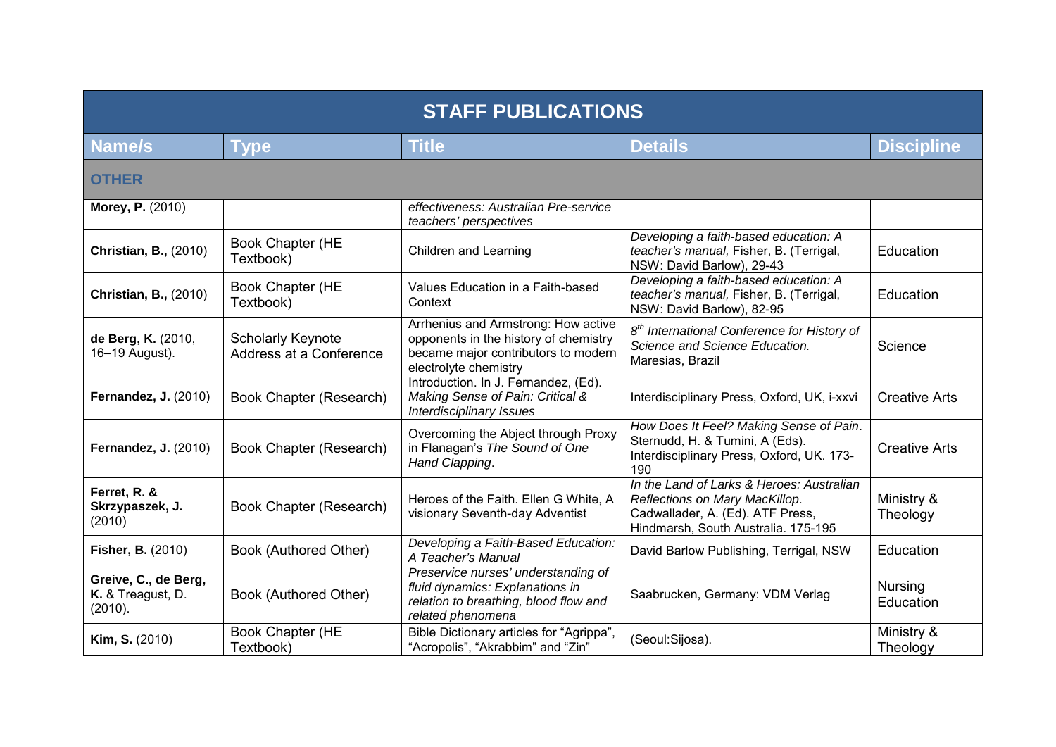| STAFF PUBLICATIONS | | | | |
|---|---|---|---|---|
| **Name/s** | **Type** | **Title** | **Details** | **Discipline** |
| **OTHER** | | | | |
| **Morey, P.** (2010) | | *effectiveness: Australian Pre-service teachers' perspectives* | | |
| **Christian, B.,** (2010) | Book Chapter (HE Textbook) | Children and Learning | *Developing a faith-based education: A teacher's manual,* Fisher, B. (Terrigal, NSW: David Barlow), 29-43 | Education |
| **Christian, B.,** (2010) | Book Chapter (HE Textbook) | Values Education in a Faith-based Context | *Developing a faith-based education: A teacher's manual,* Fisher, B. (Terrigal, NSW: David Barlow), 82-95 | Education |
| **de Berg, K.** (2010, 16–19 August). | Scholarly Keynote Address at a Conference | Arrhenius and Armstrong: How active opponents in the history of chemistry became major contributors to modern electrolyte chemistry | *8th International Conference for History of Science and Science Education.* Maresias, Brazil | Science |
| **Fernandez, J.** (2010) | Book Chapter (Research) | Introduction. In J. Fernandez, (Ed). *Making Sense of Pain: Critical & Interdisciplinary Issues* | Interdisciplinary Press, Oxford, UK, i-xxvi | Creative Arts |
| **Fernandez, J.** (2010) | Book Chapter (Research) | Overcoming the Abject through Proxy in Flanagan's *The Sound of One Hand Clapping*. | *How Does It Feel? Making Sense of Pain*. Sternudd, H. & Tumini, A (Eds). Interdisciplinary Press, Oxford, UK. 173-190 | Creative Arts |
| **Ferret, R. & Skrzypaszek, J.** (2010) | Book Chapter (Research) | Heroes of the Faith. Ellen G White, A visionary Seventh-day Adventist | *In the Land of Larks & Heroes: Australian Reflections on Mary MacKillop.* Cadwallader, A. (Ed). ATF Press, Hindmarsh, South Australia. 175-195 | Ministry & Theology |
| **Fisher, B.** (2010) | Book (Authored Other) | *Developing a Faith-Based Education: A Teacher's Manual* | David Barlow Publishing, Terrigal, NSW | Education |
| **Greive, C., de Berg, K.** & Treagust, D. (2010). | Book (Authored Other) | *Preservice nurses' understanding of fluid dynamics: Explanations in relation to breathing, blood flow and related phenomena* | Saabrucken, Germany: VDM Verlag | Nursing Education |
| **Kim, S.** (2010) | Book Chapter (HE Textbook) | Bible Dictionary articles for "Agrippa", "Acropolis", "Akrabbim" and "Zin" | (Seoul:Sijosa). | Ministry & Theology |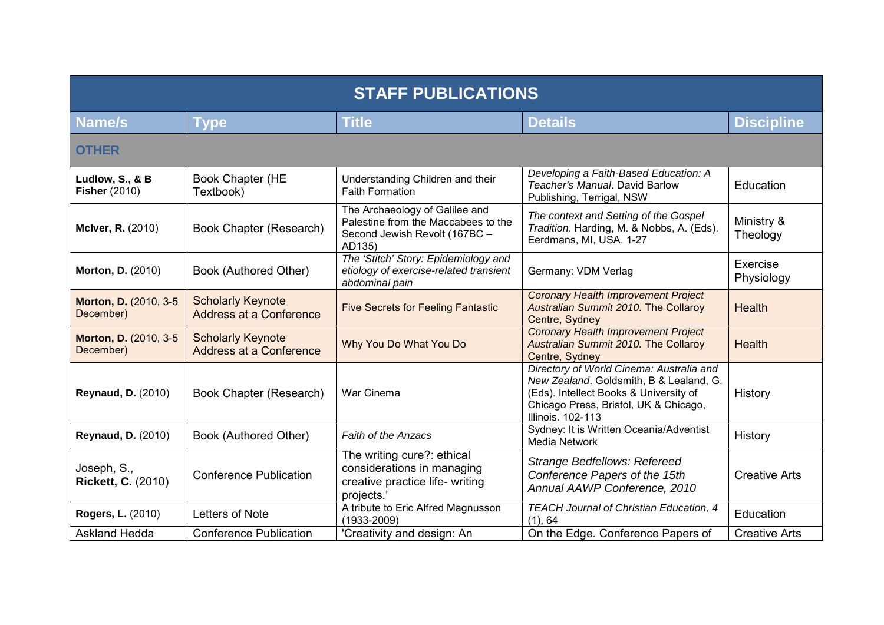| STAFF PUBLICATIONS | | | | |
|---|---|---|---|---|
| **Name/s** | **Type** | **Title** | **Details** | **Discipline** |
| **OTHER** | | | | |
| **Ludlow, S., & B Fisher** (2010) | Book Chapter (HE Textbook) | Understanding Children and their Faith Formation | *Developing a Faith-Based Education: A Teacher's Manual*. David Barlow Publishing, Terrigal, NSW | Education |
| **McIver, R.** (2010) | Book Chapter (Research) | The Archaeology of Galilee and Palestine from the Maccabees to the Second Jewish Revolt (167BC – AD135) | *The context and Setting of the Gospel Tradition*. Harding, M. & Nobbs, A. (Eds). Eerdmans, MI, USA. 1-27 | Ministry & Theology |
| **Morton, D.** (2010) | Book (Authored Other) | *The 'Stitch' Story: Epidemiology and etiology of exercise-related transient abdominal pain* | Germany: VDM Verlag | Exercise Physiology |
| **Morton, D.** (2010, 3-5 December) | Scholarly Keynote Address at a Conference | Five Secrets for Feeling Fantastic | *Coronary Health Improvement Project Australian Summit 2010.* The Collaroy Centre, Sydney | Health |
| **Morton, D.** (2010, 3-5 December) | Scholarly Keynote Address at a Conference | Why You Do What You Do | *Coronary Health Improvement Project Australian Summit 2010.* The Collaroy Centre, Sydney | Health |
| **Reynaud, D.** (2010) | Book Chapter (Research) | War Cinema | *Directory of World Cinema: Australia and New Zealand*. Goldsmith, B & Lealand, G. (Eds). Intellect Books & University of Chicago Press, Bristol, UK & Chicago, Illinois. 102-113 | History |
| **Reynaud, D.** (2010) | Book (Authored Other) | *Faith of the Anzacs* | Sydney: It is Written Oceania/Adventist Media Network | History |
| Joseph, S., **Rickett, C.** (2010) | Conference Publication | The writing cure?: ethical considerations in managing creative practice life- writing projects.' | *Strange Bedfellows: Refereed Conference Papers of the 15th Annual AAWP Conference, 2010* | Creative Arts |
| **Rogers, L.** (2010) | Letters of Note | A tribute to Eric Alfred Magnusson (1933-2009) | *TEACH Journal of Christian Education, 4* (1), 64 | Education |
| Askland Hedda | Conference Publication | 'Creativity and design: An | On the Edge. Conference Papers of | Creative Arts |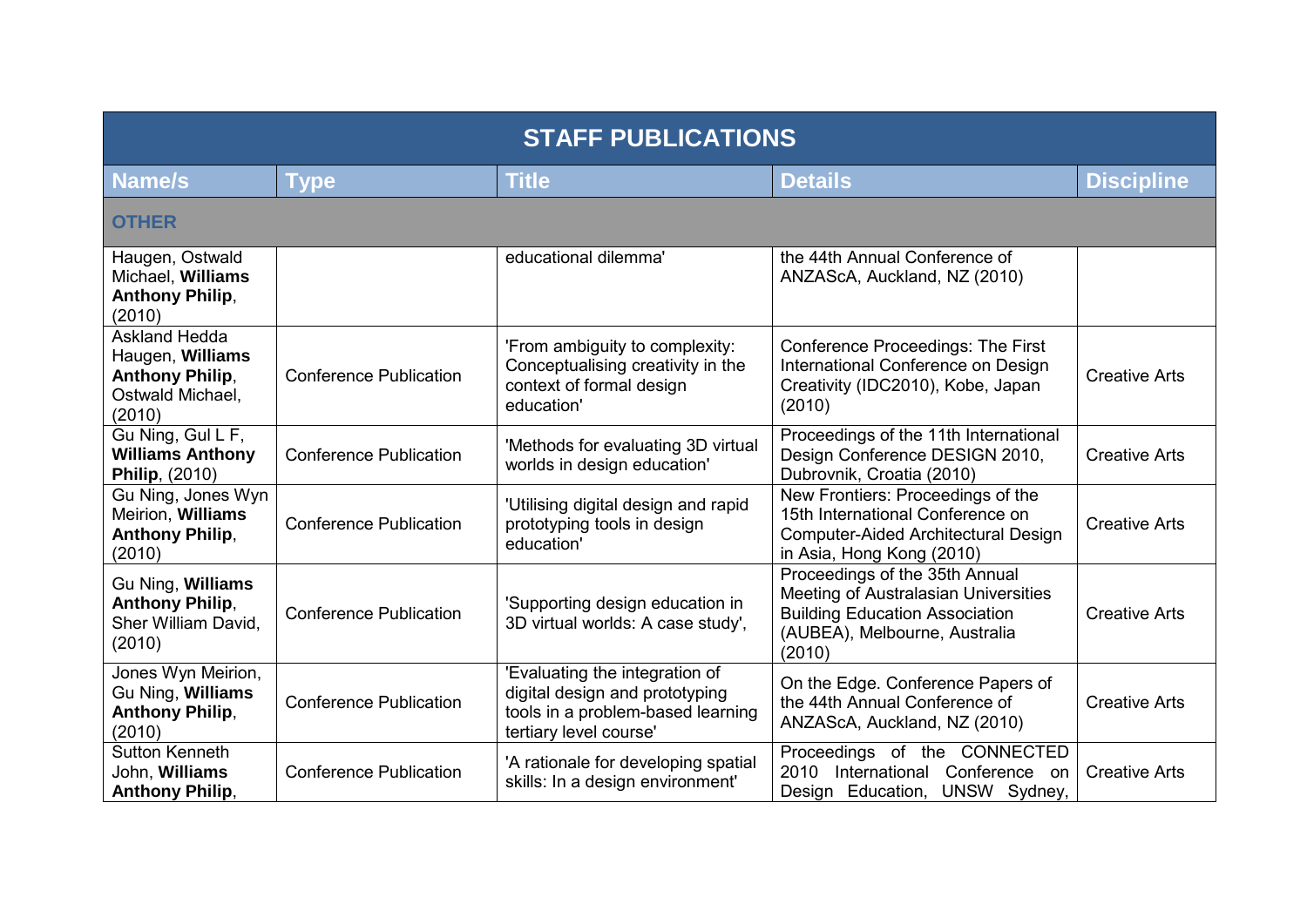| STAFF PUBLICATIONS | | | | |
|---|---|---|---|---|
| **Name/s** | **Type** | **Title** | **Details** | **Discipline** |
| **OTHER** | | | | |
| Haugen, Ostwald Michael, **Williams Anthony Philip**, (2010) | | educational dilemma' | the 44th Annual Conference of ANZAScA, Auckland, NZ (2010) | |
| Askland Hedda Haugen, **Williams Anthony Philip**, Ostwald Michael, (2010) | Conference Publication | 'From ambiguity to complexity: Conceptualising creativity in the context of formal design education' | Conference Proceedings: The First International Conference on Design Creativity (IDC2010), Kobe, Japan (2010) | Creative Arts |
| Gu Ning, Gul L F, **Williams Anthony Philip**, (2010) | Conference Publication | 'Methods for evaluating 3D virtual worlds in design education' | Proceedings of the 11th International Design Conference DESIGN 2010, Dubrovnik, Croatia (2010) | Creative Arts |
| Gu Ning, Jones Wyn Meirion, **Williams Anthony Philip**, (2010) | Conference Publication | 'Utilising digital design and rapid prototyping tools in design education' | New Frontiers: Proceedings of the 15th International Conference on Computer-Aided Architectural Design in Asia, Hong Kong (2010) | Creative Arts |
| Gu Ning, **Williams Anthony Philip**, Sher William David, (2010) | Conference Publication | 'Supporting design education in 3D virtual worlds: A case study', | Proceedings of the 35th Annual Meeting of Australasian Universities Building Education Association (AUBEA), Melbourne, Australia (2010) | Creative Arts |
| Jones Wyn Meirion, Gu Ning, **Williams Anthony Philip**, (2010) | Conference Publication | 'Evaluating the integration of digital design and prototyping tools in a problem-based learning tertiary level course' | On the Edge. Conference Papers of the 44th Annual Conference of ANZAScA, Auckland, NZ (2010) | Creative Arts |
| Sutton Kenneth John, **Williams Anthony Philip**, | Conference Publication | 'A rationale for developing spatial skills: In a design environment' | Proceedings of the CONNECTED 2010 International Conference on Design Education, UNSW Sydney, | Creative Arts |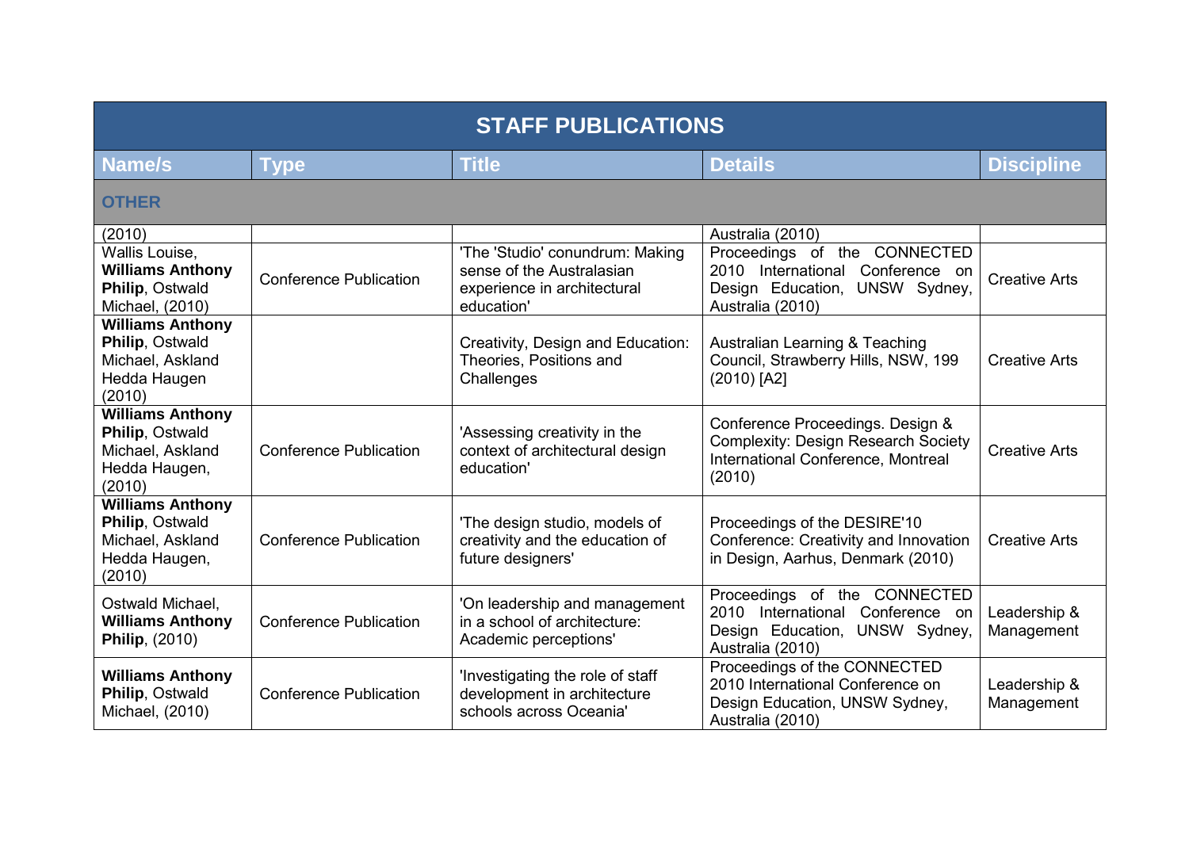| STAFF PUBLICATIONS | | | | |
|---|---|---|---|---|
| **Name/s** | **Type** | **Title** | **Details** | **Discipline** |
| **OTHER** | | | | |
| (2010) | | | Australia (2010) | |
| Wallis Louise, **Williams Anthony Philip**, Ostwald Michael, (2010) | Conference Publication | 'The 'Studio' conundrum: Making sense of the Australasian experience in architectural education' | Proceedings of the CONNECTED 2010 International Conference on Design Education, UNSW Sydney, Australia (2010) | Creative Arts |
| **Williams Anthony Philip**, Ostwald Michael, Askland Hedda Haugen (2010) | | Creativity, Design and Education: Theories, Positions and Challenges | Australian Learning & Teaching Council, Strawberry Hills, NSW, 199 (2010) [A2] | Creative Arts |
| **Williams Anthony Philip**, Ostwald Michael, Askland Hedda Haugen, (2010) | Conference Publication | 'Assessing creativity in the context of architectural design education' | Conference Proceedings. Design & Complexity: Design Research Society International Conference, Montreal (2010) | Creative Arts |
| **Williams Anthony Philip**, Ostwald Michael, Askland Hedda Haugen, (2010) | Conference Publication | 'The design studio, models of creativity and the education of future designers' | Proceedings of the DESIRE'10 Conference: Creativity and Innovation in Design, Aarhus, Denmark (2010) | Creative Arts |
| Ostwald Michael, **Williams Anthony Philip**, (2010) | Conference Publication | 'On leadership and management in a school of architecture: Academic perceptions' | Proceedings of the CONNECTED 2010 International Conference on Design Education, UNSW Sydney, Australia (2010) | Leadership & Management |
| **Williams Anthony Philip**, Ostwald Michael, (2010) | Conference Publication | 'Investigating the role of staff development in architecture schools across Oceania' | Proceedings of the CONNECTED 2010 International Conference on Design Education, UNSW Sydney, Australia (2010) | Leadership & Management |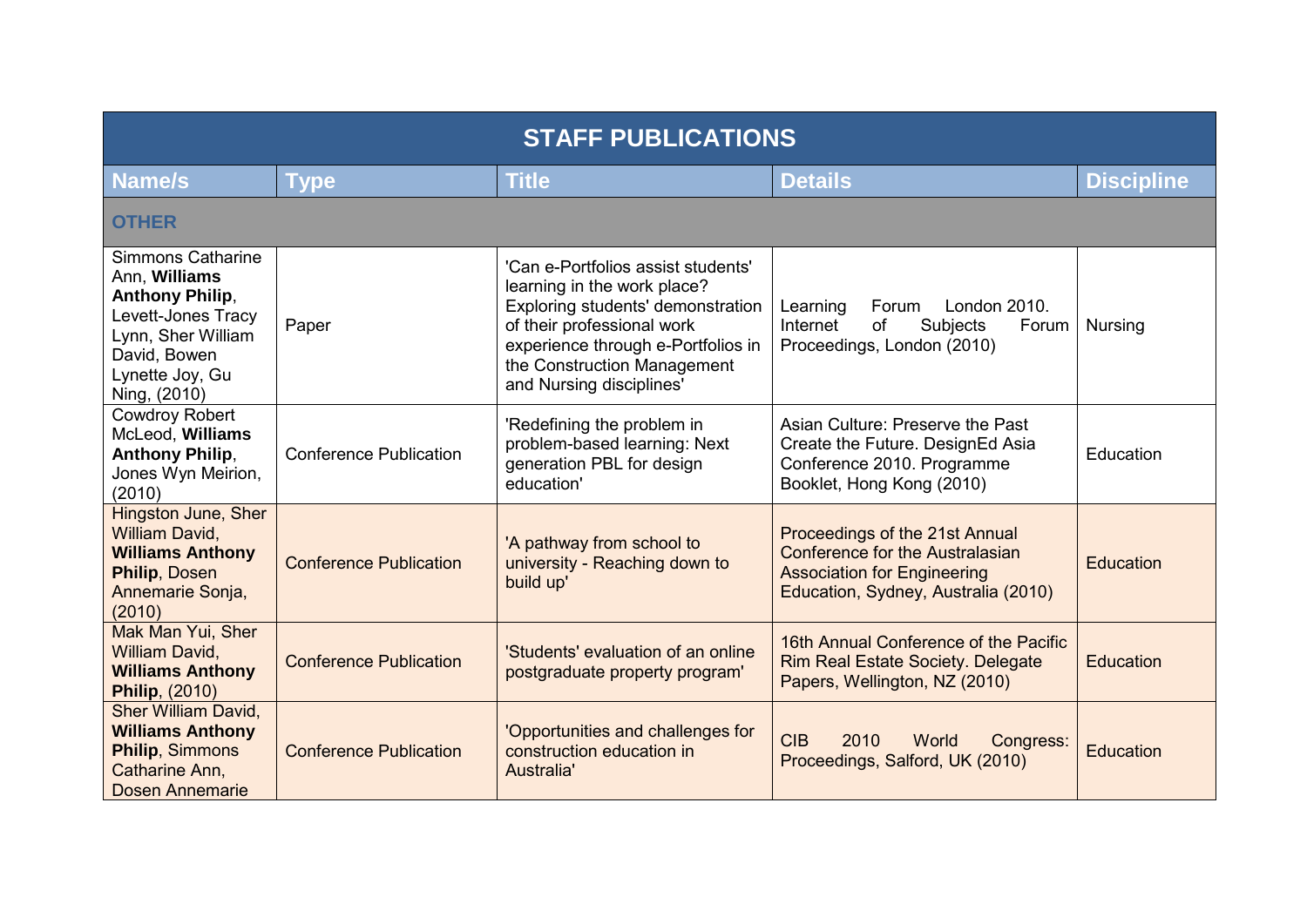| STAFF PUBLICATIONS | | | | |
|---|---|---|---|---|
| **Name/s** | **Type** | **Title** | **Details** | **Discipline** |
| **OTHER** | | | | |
| Simmons Catharine Ann, **Williams Anthony Philip**, Levett-Jones Tracy Lynn, Sher William David, Bowen Lynette Joy, Gu Ning, (2010) | Paper | 'Can e-Portfolios assist students' learning in the work place? Exploring students' demonstration of their professional work experience through e-Portfolios in the Construction Management and Nursing disciplines' | Learning Forum London 2010. Internet of Subjects Forum Proceedings, London (2010) | Nursing |
| Cowdroy Robert McLeod, **Williams Anthony Philip**, Jones Wyn Meirion, (2010) | Conference Publication | 'Redefining the problem in problem-based learning: Next generation PBL for design education' | Asian Culture: Preserve the Past Create the Future. DesignEd Asia Conference 2010. Programme Booklet, Hong Kong (2010) | Education |
| Hingston June, Sher William David, **Williams Anthony Philip**, Dosen Annemarie Sonja, (2010) | Conference Publication | 'A pathway from school to university - Reaching down to build up' | Proceedings of the 21st Annual Conference for the Australasian Association for Engineering Education, Sydney, Australia (2010) | Education |
| Mak Man Yui, Sher William David, **Williams Anthony Philip**, (2010) | Conference Publication | 'Students' evaluation of an online postgraduate property program' | 16th Annual Conference of the Pacific Rim Real Estate Society. Delegate Papers, Wellington, NZ (2010) | Education |
| Sher William David, **Williams Anthony Philip**, Simmons Catharine Ann, Dosen Annemarie | Conference Publication | 'Opportunities and challenges for construction education in Australia' | CIB 2010 World Congress: Proceedings, Salford, UK (2010) | Education |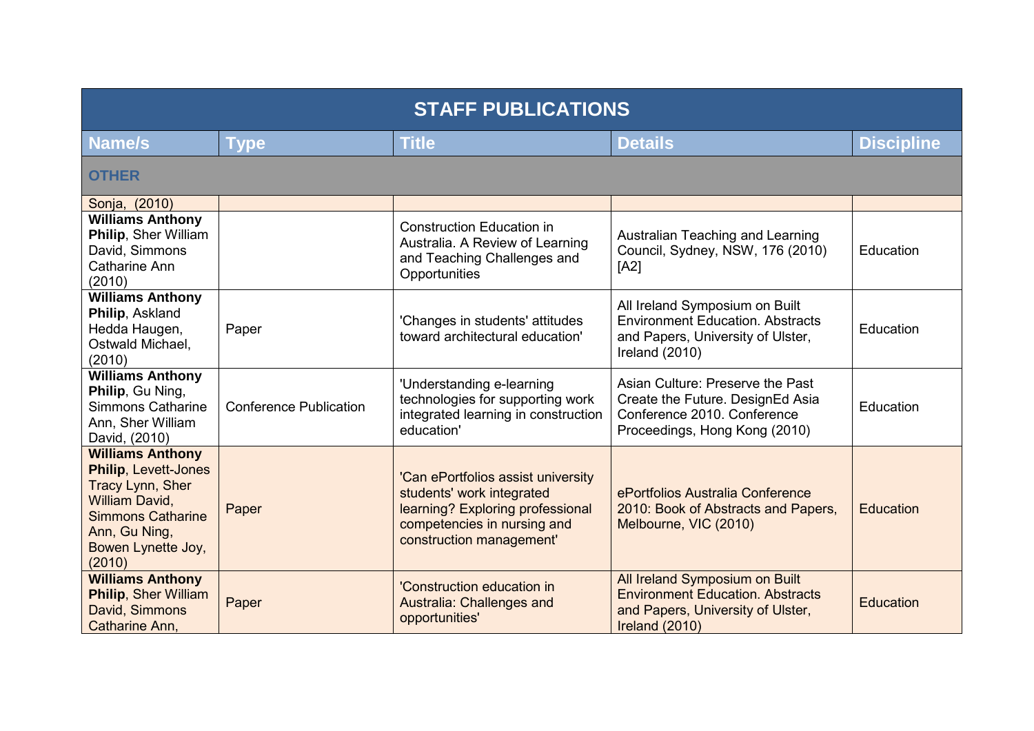| STAFF PUBLICATIONS | | | | |
|---|---|---|---|---|
| **Name/s** | **Type** | **Title** | **Details** | **Discipline** |
| **OTHER** | | | | |
| Sonja, (2010) | | | | |
| **Williams Anthony Philip**, Sher William David, Simmons Catharine Ann (2010) | | Construction Education in Australia. A Review of Learning and Teaching Challenges and Opportunities | Australian Teaching and Learning Council, Sydney, NSW, 176 (2010) [A2] | Education |
| **Williams Anthony Philip**, Askland Hedda Haugen, Ostwald Michael, (2010) | Paper | 'Changes in students' attitudes toward architectural education' | All Ireland Symposium on Built Environment Education. Abstracts and Papers, University of Ulster, Ireland (2010) | Education |
| **Williams Anthony Philip**, Gu Ning, Simmons Catharine Ann, Sher William David, (2010) | Conference Publication | 'Understanding e-learning technologies for supporting work integrated learning in construction education' | Asian Culture: Preserve the Past Create the Future. DesignEd Asia Conference 2010. Conference Proceedings, Hong Kong (2010) | Education |
| **Williams Anthony Philip**, Levett-Jones Tracy Lynn, Sher William David, Simmons Catharine Ann, Gu Ning, Bowen Lynette Joy, (2010) | Paper | 'Can ePortfolios assist university students' work integrated learning? Exploring professional competencies in nursing and construction management' | ePortfolios Australia Conference 2010: Book of Abstracts and Papers, Melbourne, VIC (2010) | Education |
| **Williams Anthony Philip**, Sher William David, Simmons Catharine Ann, | Paper | 'Construction education in Australia: Challenges and opportunities' | All Ireland Symposium on Built Environment Education. Abstracts and Papers, University of Ulster, Ireland (2010) | Education |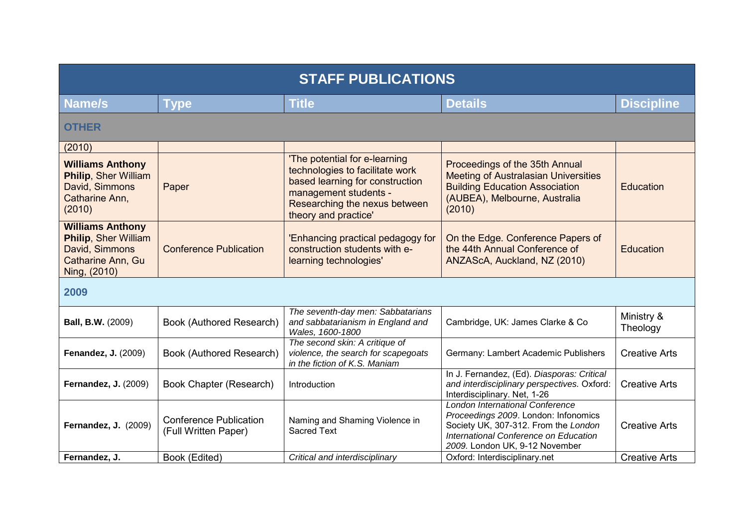| STAFF PUBLICATIONS | | | | |
|---|---|---|---|---|
| **Name/s** | **Type** | **Title** | **Details** | **Discipline** |
| **OTHER** | | | | |
| (2010) | | | | |
| **Williams Anthony Philip**, Sher William David, Simmons Catharine Ann, (2010) | Paper | 'The potential for e-learning technologies to facilitate work based learning for construction management students - Researching the nexus between theory and practice' | Proceedings of the 35th Annual Meeting of Australasian Universities Building Education Association (AUBEA), Melbourne, Australia (2010) | Education |
| **Williams Anthony Philip**, Sher William David, Simmons Catharine Ann, Gu Ning, (2010) | Conference Publication | 'Enhancing practical pedagogy for construction students with e-learning technologies' | On the Edge. Conference Papers of the 44th Annual Conference of ANZAScA, Auckland, NZ (2010) | Education |
| **2009** | | | | |
| **Ball, B.W.** (2009) | Book (Authored Research) | *The seventh-day men: Sabbatarians and sabbatarianism in England and Wales, 1600-1800* | Cambridge, UK: James Clarke & Co | Ministry & Theology |
| **Fenandez, J.** (2009) | Book (Authored Research) | *The second skin: A critique of violence, the search for scapegoats in the fiction of K.S. Maniam* | Germany: Lambert Academic Publishers | Creative Arts |
| **Fernandez, J.** (2009) | Book Chapter (Research) | Introduction | In J. Fernandez, (Ed). *Diasporas: Critical and interdisciplinary perspectives.* Oxford: Interdisciplinary. Net, 1-26 | Creative Arts |
| **Fernandez, J.** (2009) | Conference Publication (Full Written Paper) | Naming and Shaming Violence in Sacred Text | *London International Conference Proceedings 2009*. London: Infonomics Society UK, 307-312. From the *London International Conference on Education 2009.* London UK, 9-12 November | Creative Arts |
| **Fernandez, J.** | Book (Edited) | *Critical and interdisciplinary* | Oxford: Interdisciplinary.net | Creative Arts |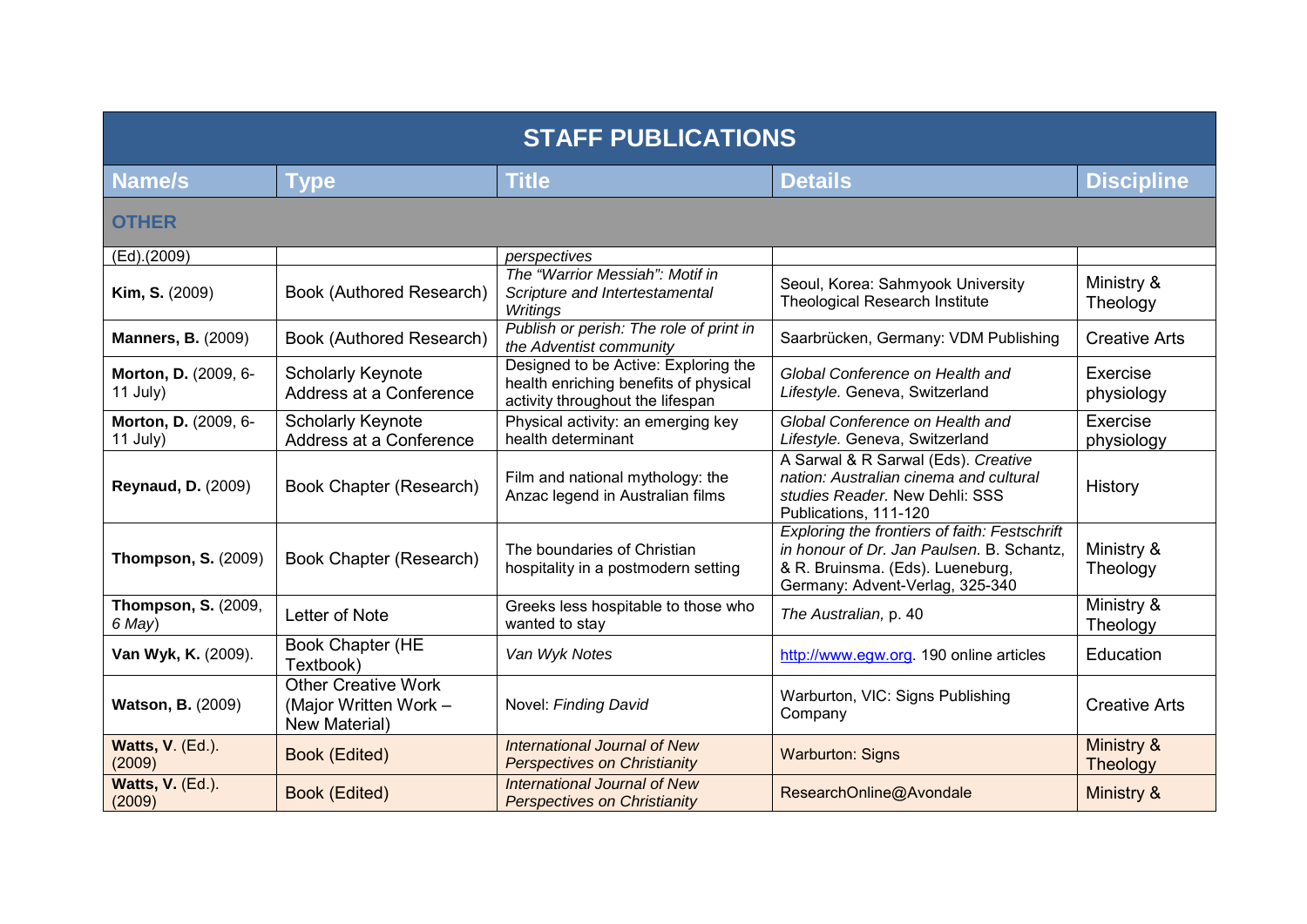| STAFF PUBLICATIONS | | | | |
|---|---|---|---|---|
| **Name/s** | **Type** | **Title** | **Details** | **Discipline** |
| **OTHER** | | | | |
| (Ed).(2009) | | *perspectives* | | |
| **Kim, S.** (2009) | Book (Authored Research) | *The "Warrior Messiah": Motif in Scripture and Intertestamental Writings* | Seoul, Korea: Sahmyook University Theological Research Institute | Ministry & Theology |
| **Manners, B.** (2009) | Book (Authored Research) | *Publish or perish: The role of print in the Adventist community* | Saarbrücken, Germany: VDM Publishing | Creative Arts |
| **Morton, D.** (2009, 6-11 July) | Scholarly Keynote Address at a Conference | Designed to be Active: Exploring the health enriching benefits of physical activity throughout the lifespan | *Global Conference on Health and Lifestyle.* Geneva, Switzerland | Exercise physiology |
| **Morton, D.** (2009, 6-11 July) | Scholarly Keynote Address at a Conference | Physical activity: an emerging key health determinant | *Global Conference on Health and Lifestyle.* Geneva, Switzerland | Exercise physiology |
| **Reynaud, D.** (2009) | Book Chapter (Research) | Film and national mythology: the Anzac legend in Australian films | A Sarwal & R Sarwal (Eds). *Creative nation: Australian cinema and cultural studies Reader.* New Dehli: SSS Publications, 111-120 | History |
| **Thompson, S.** (2009) | Book Chapter (Research) | The boundaries of Christian hospitality in a postmodern setting | *Exploring the frontiers of faith: Festschrift in honour of Dr. Jan Paulsen.* B. Schantz, & R. Bruinsma. (Eds). Lueneburg, Germany: Advent-Verlag, 325-340 | Ministry & Theology |
| **Thompson, S.** (2009, *6 May*) | Letter of Note | Greeks less hospitable to those who wanted to stay | *The Australian,* p. 40 | Ministry & Theology |
| **Van Wyk, K.** (2009). | Book Chapter (HE Textbook) | *Van Wyk Notes* | http://www.egw.org. 190 online articles | Education |
| **Watson, B.** (2009) | Other Creative Work (Major Written Work – New Material) | Novel: *Finding David* | Warburton, VIC: Signs Publishing Company | Creative Arts |
| **Watts, V**. (Ed.). (2009) | Book (Edited) | *International Journal of New Perspectives on Christianity* | Warburton: Signs | Ministry & Theology |
| **Watts, V.** (Ed.). (2009) | Book (Edited) | *International Journal of New Perspectives on Christianity* | ResearchOnline@Avondale | Ministry & |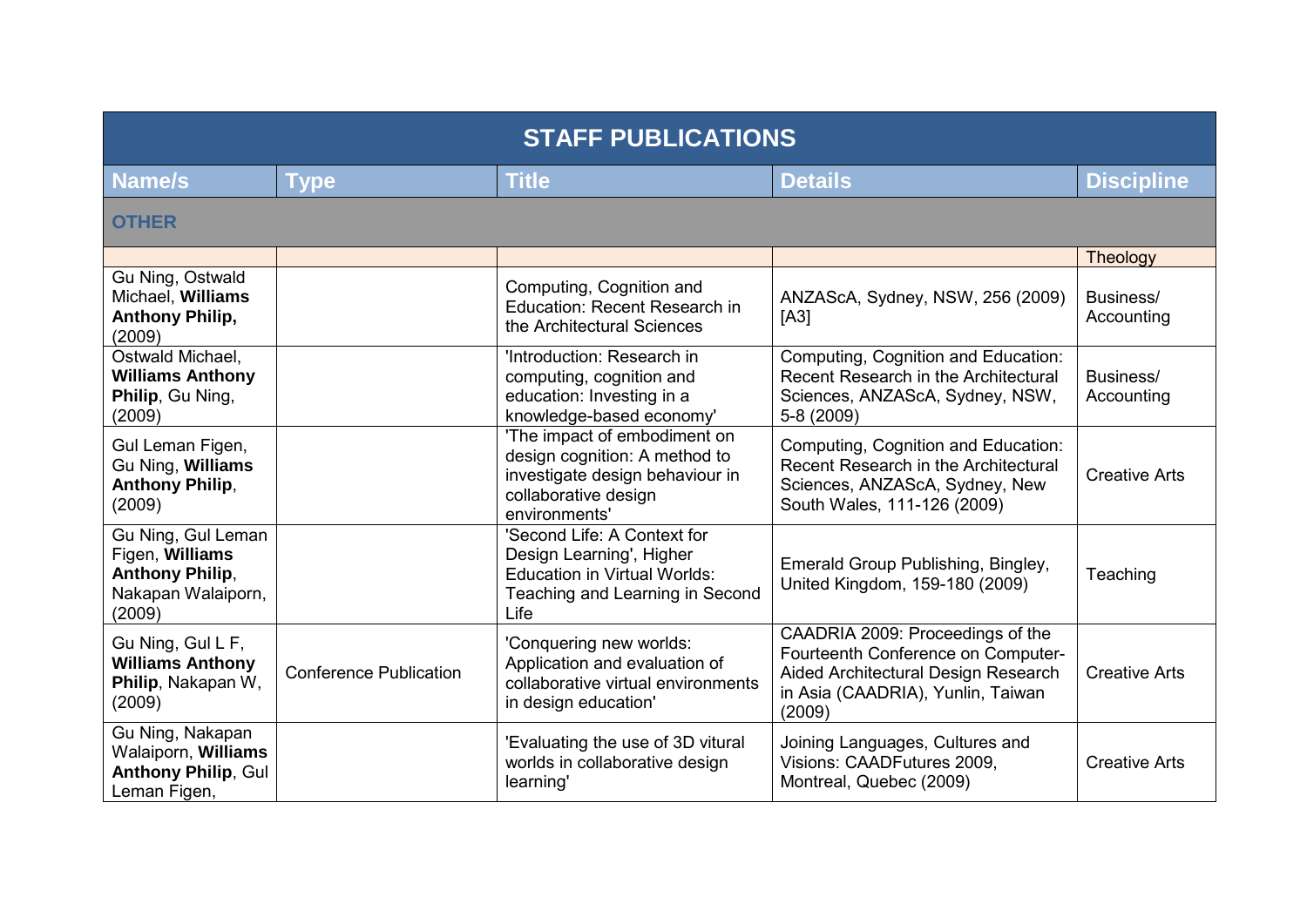| STAFF PUBLICATIONS | | | | |
|---|---|---|---|---|
| **Name/s** | **Type** | **Title** | **Details** | **Discipline** |
| **OTHER** | | | | |
| | | | | Theology |
| Gu Ning, Ostwald Michael, **Williams Anthony Philip,** (2009) | | Computing, Cognition and Education: Recent Research in the Architectural Sciences | ANZAScA, Sydney, NSW, 256 (2009) [A3] | Business/ Accounting |
| Ostwald Michael, **Williams Anthony Philip**, Gu Ning, (2009) | | 'Introduction: Research in computing, cognition and education: Investing in a knowledge-based economy' | Computing, Cognition and Education: Recent Research in the Architectural Sciences, ANZAScA, Sydney, NSW, 5-8 (2009) | Business/ Accounting |
| Gul Leman Figen, Gu Ning, **Williams Anthony Philip**, (2009) | | 'The impact of embodiment on design cognition: A method to investigate design behaviour in collaborative design environments' | Computing, Cognition and Education: Recent Research in the Architectural Sciences, ANZAScA, Sydney, New South Wales, 111-126 (2009) | Creative Arts |
| Gu Ning, Gul Leman Figen, **Williams Anthony Philip**, Nakapan Walaiporn, (2009) | | 'Second Life: A Context for Design Learning', Higher Education in Virtual Worlds: Teaching and Learning in Second Life | Emerald Group Publishing, Bingley, United Kingdom, 159-180 (2009) | Teaching |
| Gu Ning, Gul L F, **Williams Anthony Philip**, Nakapan W, (2009) | Conference Publication | 'Conquering new worlds: Application and evaluation of collaborative virtual environments in design education' | CAADRIA 2009: Proceedings of the Fourteenth Conference on Computer-Aided Architectural Design Research in Asia (CAADRIA), Yunlin, Taiwan (2009) | Creative Arts |
| Gu Ning, Nakapan Walaiporn, **Williams Anthony Philip**, Gul Leman Figen, | | 'Evaluating the use of 3D vitural worlds in collaborative design learning' | Joining Languages, Cultures and Visions: CAADFutures 2009, Montreal, Quebec (2009) | Creative Arts |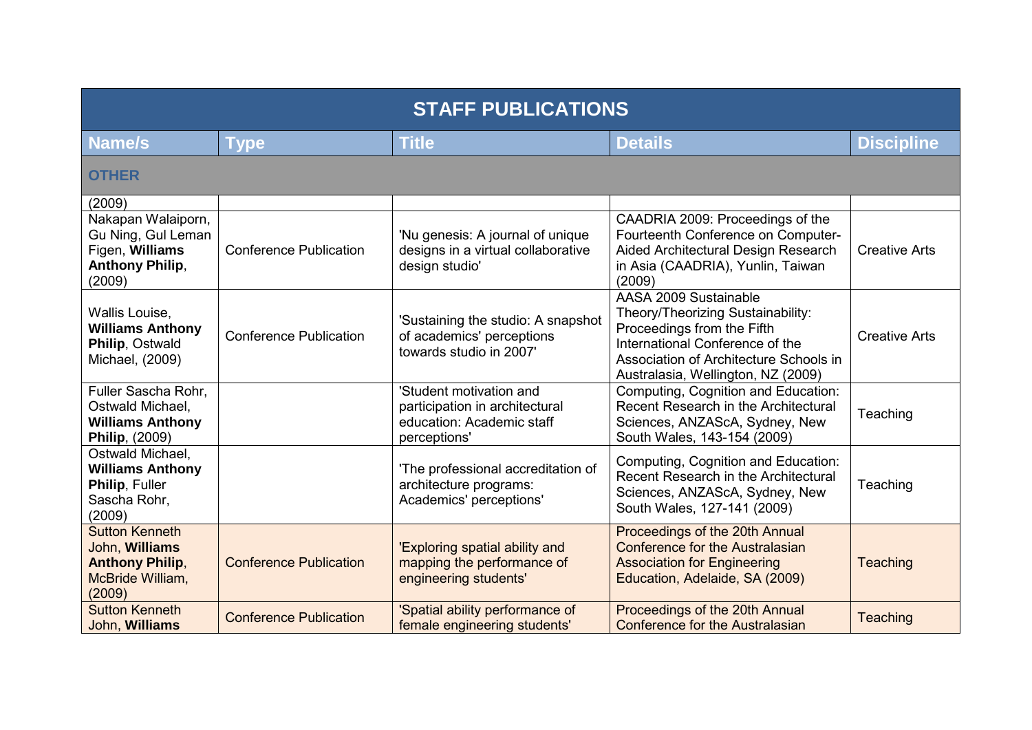| STAFF PUBLICATIONS | | | | |
|---|---|---|---|---|
| **Name/s** | **Type** | **Title** | **Details** | **Discipline** |
| **OTHER** | | | | |
| (2009) | | | | |
| Nakapan Walaiporn, Gu Ning, Gul Leman Figen, **Williams Anthony Philip**, (2009) | Conference Publication | 'Nu genesis: A journal of unique designs in a virtual collaborative design studio' | CAADRIA 2009: Proceedings of the Fourteenth Conference on Computer-Aided Architectural Design Research in Asia (CAADRIA), Yunlin, Taiwan (2009) | Creative Arts |
| Wallis Louise, **Williams Anthony Philip**, Ostwald Michael, (2009) | Conference Publication | 'Sustaining the studio: A snapshot of academics' perceptions towards studio in 2007' | AASA 2009 Sustainable Theory/Theorizing Sustainability: Proceedings from the Fifth International Conference of the Association of Architecture Schools in Australasia, Wellington, NZ (2009) | Creative Arts |
| Fuller Sascha Rohr, Ostwald Michael, **Williams Anthony Philip**, (2009) | | 'Student motivation and participation in architectural education: Academic staff perceptions' | Computing, Cognition and Education: Recent Research in the Architectural Sciences, ANZAScA, Sydney, New South Wales, 143-154 (2009) | Teaching |
| Ostwald Michael, **Williams Anthony Philip**, Fuller Sascha Rohr, (2009) | | 'The professional accreditation of architecture programs: Academics' perceptions' | Computing, Cognition and Education: Recent Research in the Architectural Sciences, ANZAScA, Sydney, New South Wales, 127-141 (2009) | Teaching |
| Sutton Kenneth John, **Williams Anthony Philip**, McBride William, (2009) | Conference Publication | 'Exploring spatial ability and mapping the performance of engineering students' | Proceedings of the 20th Annual Conference for the Australasian Association for Engineering Education, Adelaide, SA (2009) | Teaching |
| Sutton Kenneth John, **Williams** | Conference Publication | 'Spatial ability performance of female engineering students' | Proceedings of the 20th Annual Conference for the Australasian | Teaching |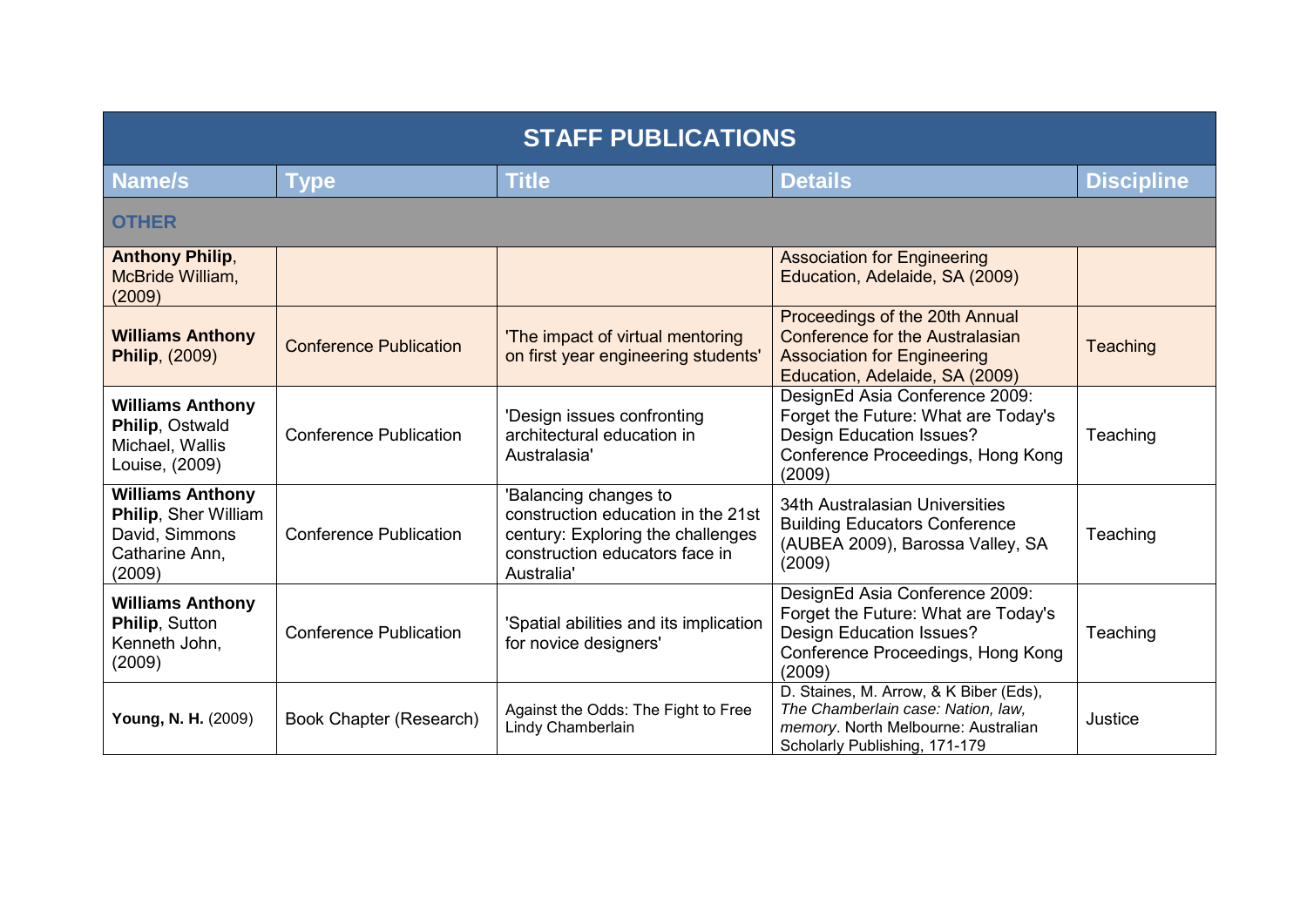| STAFF PUBLICATIONS | | | | |
|---|---|---|---|---|
| **Name/s** | **Type** | **Title** | **Details** | **Discipline** |
| **OTHER** | | | | |
| **Anthony Philip**, McBride William, (2009) | | | Association for Engineering Education, Adelaide, SA (2009) | |
| **Williams Anthony Philip**, (2009) | Conference Publication | 'The impact of virtual mentoring on first year engineering students' | Proceedings of the 20th Annual Conference for the Australasian Association for Engineering Education, Adelaide, SA (2009) | Teaching |
| **Williams Anthony Philip**, Ostwald Michael, Wallis Louise, (2009) | Conference Publication | 'Design issues confronting architectural education in Australasia' | DesignEd Asia Conference 2009: Forget the Future: What are Today's Design Education Issues? Conference Proceedings, Hong Kong (2009) | Teaching |
| **Williams Anthony Philip**, Sher William David, Simmons Catharine Ann, (2009) | Conference Publication | 'Balancing changes to construction education in the 21st century: Exploring the challenges construction educators face in Australia' | 34th Australasian Universities Building Educators Conference (AUBEA 2009), Barossa Valley, SA (2009) | Teaching |
| **Williams Anthony Philip**, Sutton Kenneth John, (2009) | Conference Publication | 'Spatial abilities and its implication for novice designers' | DesignEd Asia Conference 2009: Forget the Future: What are Today's Design Education Issues? Conference Proceedings, Hong Kong (2009) | Teaching |
| **Young, N. H.** (2009) | Book Chapter (Research) | Against the Odds: The Fight to Free Lindy Chamberlain | D. Staines, M. Arrow, & K Biber (Eds), *The Chamberlain case: Nation, law, memory*. North Melbourne: Australian Scholarly Publishing, 171-179 | Justice |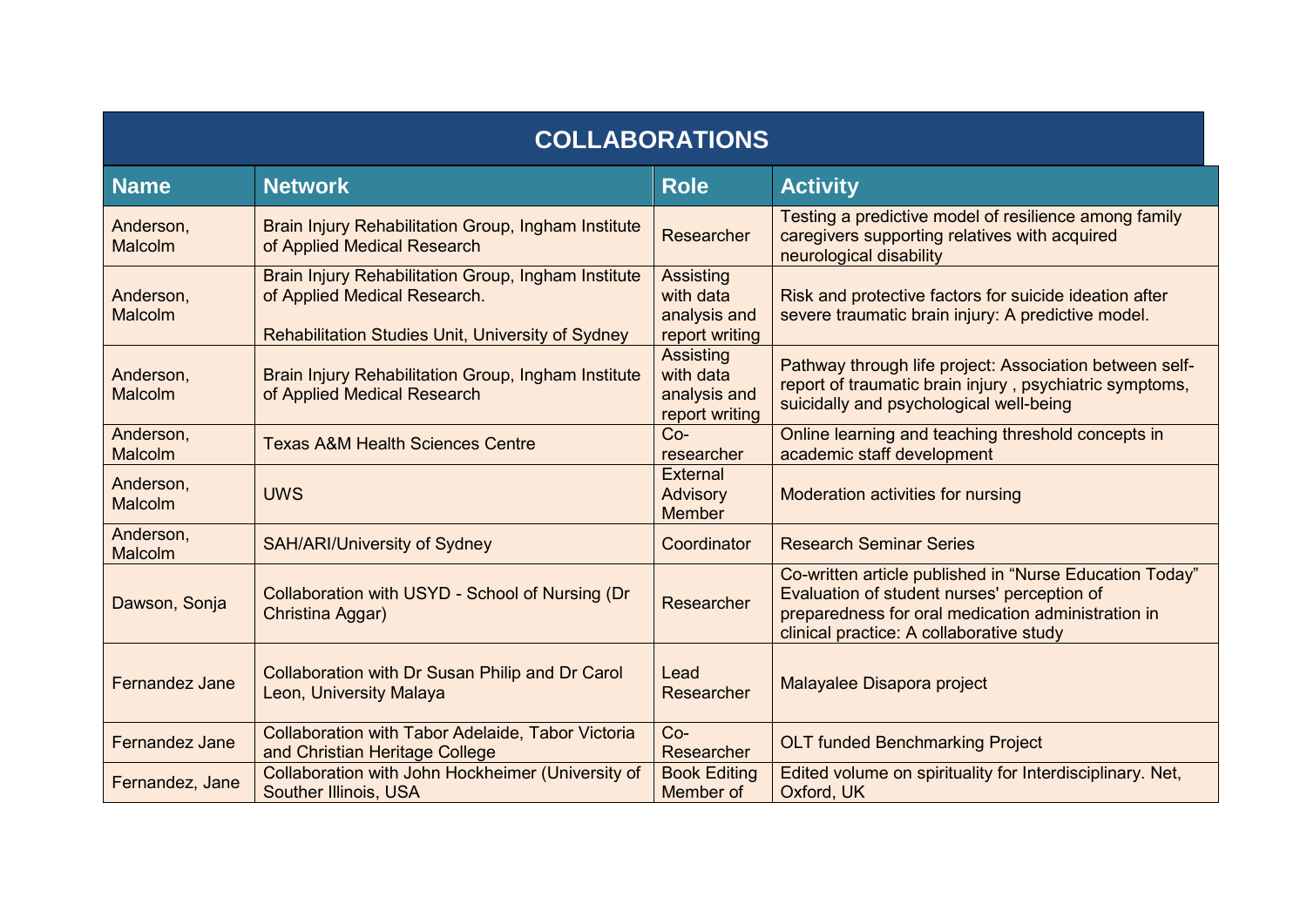| COLLABORATIONS | | | |
|---|---|---|---|
| **Name** | **Network** | **Role** | **Activity** |
| Anderson, Malcolm | Brain Injury Rehabilitation Group, Ingham Institute of Applied Medical Research | Researcher | Testing a predictive model of resilience among family caregivers supporting relatives with acquired neurological disability |
| Anderson, Malcolm | Brain Injury Rehabilitation Group, Ingham Institute of Applied Medical Research.<br><br>Rehabilitation Studies Unit, University of Sydney | Assisting with data analysis and report writing | Risk and protective factors for suicide ideation after severe traumatic brain injury: A predictive model. |
| Anderson, Malcolm | Brain Injury Rehabilitation Group, Ingham Institute of Applied Medical Research | Assisting with data analysis and report writing | Pathway through life project: Association between self-report of traumatic brain injury , psychiatric symptoms, suicidally and psychological well-being |
| Anderson, Malcolm | Texas A&M Health Sciences Centre | Co-researcher | Online learning and teaching threshold concepts in academic staff development |
| Anderson, Malcolm | UWS | External Advisory Member | Moderation activities for nursing |
| Anderson, Malcolm | SAH/ARI/University of Sydney | Coordinator | Research Seminar Series |
| Dawson, Sonja | Collaboration with USYD - School of Nursing (Dr Christina Aggar) | Researcher | Co-written article published in “Nurse Education Today” Evaluation of student nurses' perception of preparedness for oral medication administration in clinical practice: A collaborative study |
| Fernandez Jane | Collaboration with Dr Susan Philip and Dr Carol Leon, University Malaya | Lead Researcher | Malayalee Disapora project |
| Fernandez Jane | Collaboration with Tabor Adelaide, Tabor Victoria and Christian Heritage College | Co-Researcher | OLT funded Benchmarking Project |
| Fernandez, Jane | Collaboration with John Hockheimer (University of Souther Illinois, USA | Book Editing Member of | Edited volume on spirituality for Interdisciplinary. Net, Oxford, UK |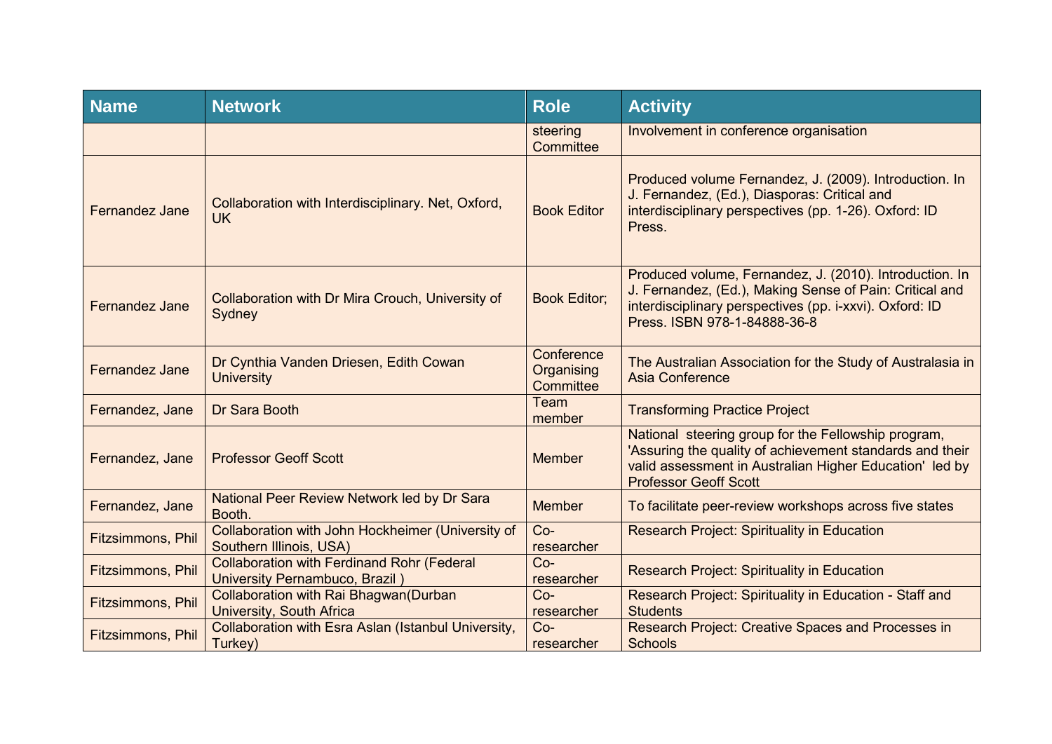| Name | Network | Role | Activity |
|---|---|---|---|
| | | steering Committee | Involvement in conference organisation |
| Fernandez Jane | Collaboration with Interdisciplinary. Net, Oxford, UK | Book Editor | Produced volume Fernandez, J. (2009). Introduction. In J. Fernandez, (Ed.), Diasporas: Critical and interdisciplinary perspectives (pp. 1-26). Oxford: ID Press. |
| Fernandez Jane | Collaboration with Dr Mira Crouch, University of Sydney | Book Editor; | Produced volume, Fernandez, J. (2010). Introduction. In J. Fernandez, (Ed.), Making Sense of Pain: Critical and interdisciplinary perspectives (pp. i-xxvi). Oxford: ID Press. ISBN 978-1-84888-36-8 |
| Fernandez Jane | Dr Cynthia Vanden Driesen, Edith Cowan University | Conference Organising Committee | The Australian Association for the Study of Australasia in Asia Conference |
| Fernandez, Jane | Dr Sara Booth | Team member | Transforming Practice Project |
| Fernandez, Jane | Professor Geoff Scott | Member | National steering group for the Fellowship program, 'Assuring the quality of achievement standards and their valid assessment in Australian Higher Education' led by Professor Geoff Scott |
| Fernandez, Jane | National Peer Review Network led by Dr Sara Booth. | Member | To facilitate peer-review workshops across five states |
| Fitzsimmons, Phil | Collaboration with John Hockheimer (University of Southern Illinois, USA) | Co-researcher | Research Project: Spirituality in Education |
| Fitzsimmons, Phil | Collaboration with Ferdinand Rohr (Federal University Pernambuco, Brazil ) | Co-researcher | Research Project: Spirituality in Education |
| Fitzsimmons, Phil | Collaboration with Rai Bhagwan(Durban University, South Africa | Co-researcher | Research Project: Spirituality in Education - Staff and Students |
| Fitzsimmons, Phil | Collaboration with Esra Aslan (Istanbul University, Turkey) | Co-researcher | Research Project: Creative Spaces and Processes in Schools |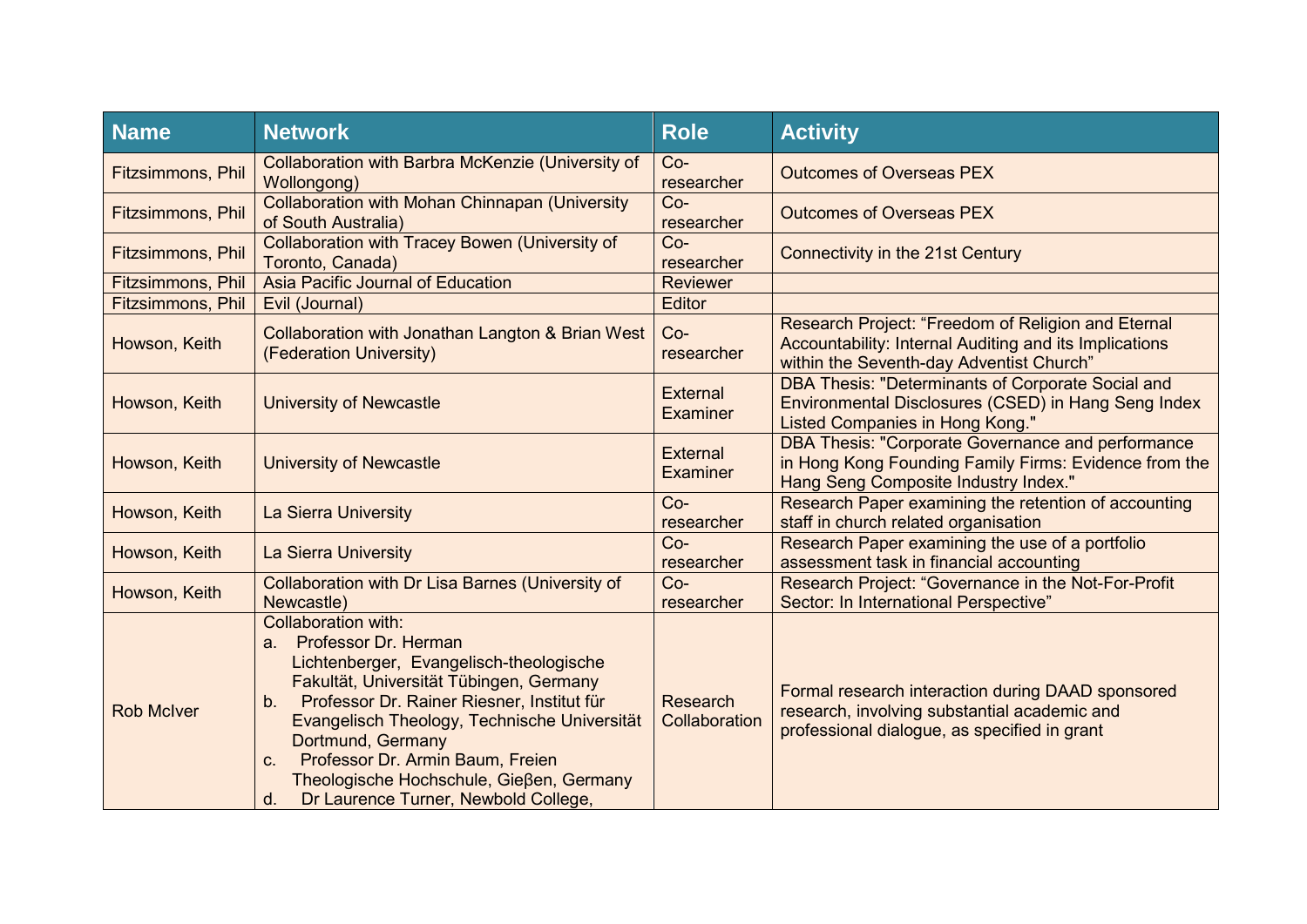| Name | Network | Role | Activity |
|---|---|---|---|
| Fitzsimmons, Phil | Collaboration with Barbra McKenzie (University of Wollongong) | Co-researcher | Outcomes of Overseas PEX |
| Fitzsimmons, Phil | Collaboration with Mohan Chinnapan (University of South Australia) | Co-researcher | Outcomes of Overseas PEX |
| Fitzsimmons, Phil | Collaboration with Tracey Bowen (University of Toronto, Canada) | Co-researcher | Connectivity in the 21st Century |
| Fitzsimmons, Phil | Asia Pacific Journal of Education | Reviewer | |
| Fitzsimmons, Phil | Evil (Journal) | Editor | |
| Howson, Keith | Collaboration with Jonathan Langton & Brian West (Federation University) | Co-researcher | Research Project: “Freedom of Religion and Eternal Accountability: Internal Auditing and its Implications within the Seventh-day Adventist Church” |
| Howson, Keith | University of Newcastle | External Examiner | DBA Thesis: "Determinants of Corporate Social and Environmental Disclosures (CSED) in Hang Seng Index Listed Companies in Hong Kong." |
| Howson, Keith | University of Newcastle | External Examiner | DBA Thesis: "Corporate Governance and performance in Hong Kong Founding Family Firms: Evidence from the Hang Seng Composite Industry Index." |
| Howson, Keith | La Sierra University | Co-researcher | Research Paper examining the retention of accounting staff in church related organisation |
| Howson, Keith | La Sierra University | Co-researcher | Research Paper examining the use of a portfolio assessment task in financial accounting |
| Howson, Keith | Collaboration with Dr Lisa Barnes (University of Newcastle) | Co-researcher | Research Project: “Governance in the Not-For-Profit Sector: In International Perspective” |
| Rob McIver | Collaboration with:<br>a. Professor Dr. Herman Lichtenberger, Evangelisch-theologische Fakultät, Universität Tübingen, Germany<br>b. Professor Dr. Rainer Riesner, Institut für Evangelisch Theology, Technische Universität Dortmund, Germany<br>c. Professor Dr. Armin Baum, Freien Theologische Hochschule, Gieβen, Germany<br>d. Dr Laurence Turner, Newbold College, | Research Collaboration | Formal research interaction during DAAD sponsored research, involving substantial academic and professional dialogue, as specified in grant |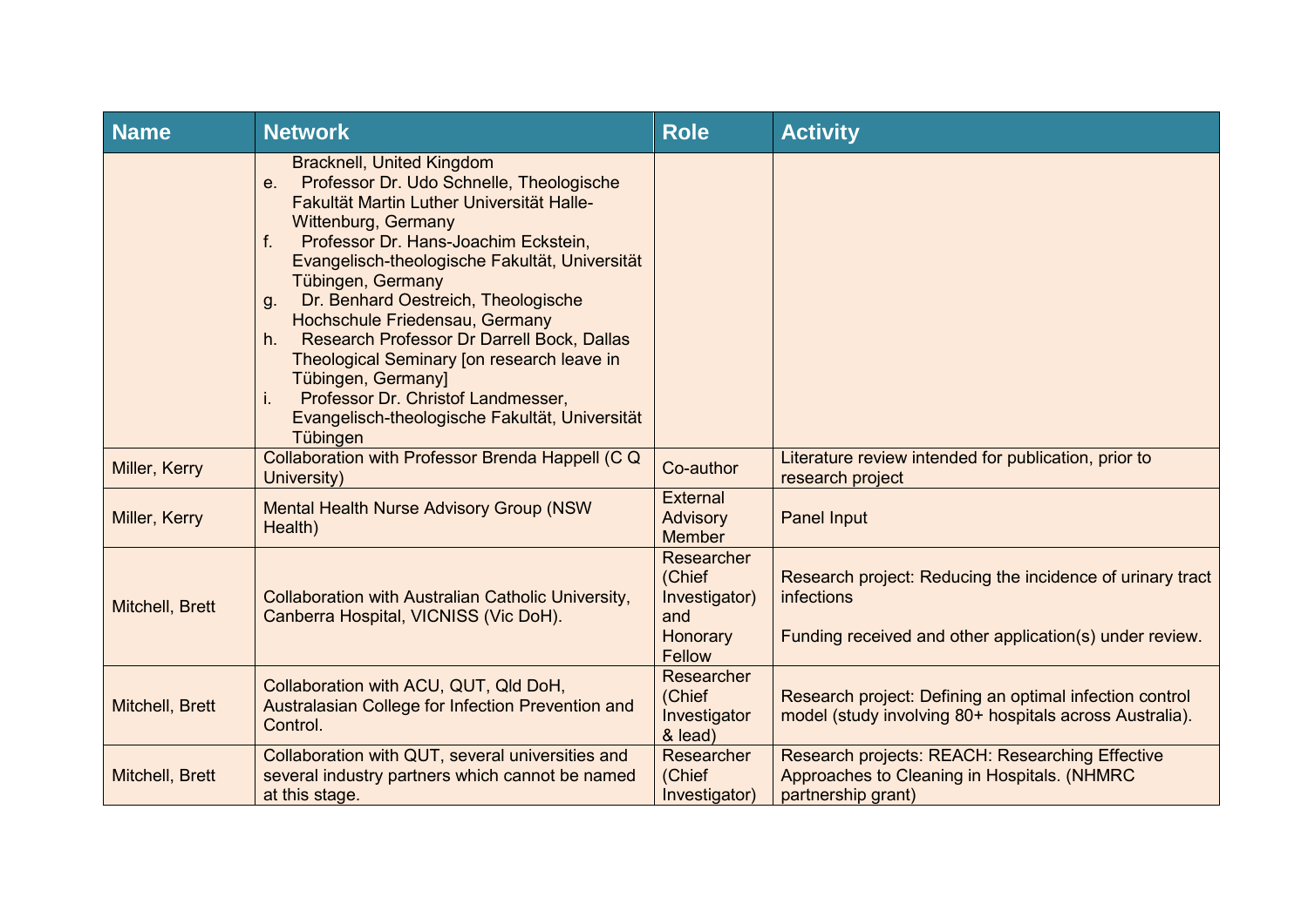| Name | Network | Role | Activity |
|---|---|---|---|
| | Bracknell, United Kingdom<br>e. Professor Dr. Udo Schnelle, Theologische Fakultät Martin Luther Universität Halle-Wittenburg, Germany<br>f. Professor Dr. Hans-Joachim Eckstein, Evangelisch-theologische Fakultät, Universität Tübingen, Germany<br>g. Dr. Benhard Oestreich, Theologische Hochschule Friedensau, Germany<br>h. Research Professor Dr Darrell Bock, Dallas Theological Seminary [on research leave in Tübingen, Germany]<br>i. Professor Dr. Christof Landmesser, Evangelisch-theologische Fakultät, Universität Tübingen | | |
| Miller, Kerry | Collaboration with Professor Brenda Happell (C Q University) | Co-author | Literature review intended for publication, prior to research project |
| Miller, Kerry | Mental Health Nurse Advisory Group (NSW Health) | External Advisory Member | Panel Input |
| Mitchell, Brett | Collaboration with Australian Catholic University, Canberra Hospital, VICNISS (Vic DoH). | Researcher (Chief Investigator) and Honorary Fellow | Research project: Reducing the incidence of urinary tract infections<br><br>Funding received and other application(s) under review. |
| Mitchell, Brett | Collaboration with ACU, QUT, Qld DoH, Australasian College for Infection Prevention and Control. | Researcher (Chief Investigator & lead) | Research project: Defining an optimal infection control model (study involving 80+ hospitals across Australia). |
| Mitchell, Brett | Collaboration with QUT, several universities and several industry partners which cannot be named at this stage. | Researcher (Chief Investigator) | Research projects: REACH: Researching Effective Approaches to Cleaning in Hospitals. (NHMRC partnership grant) |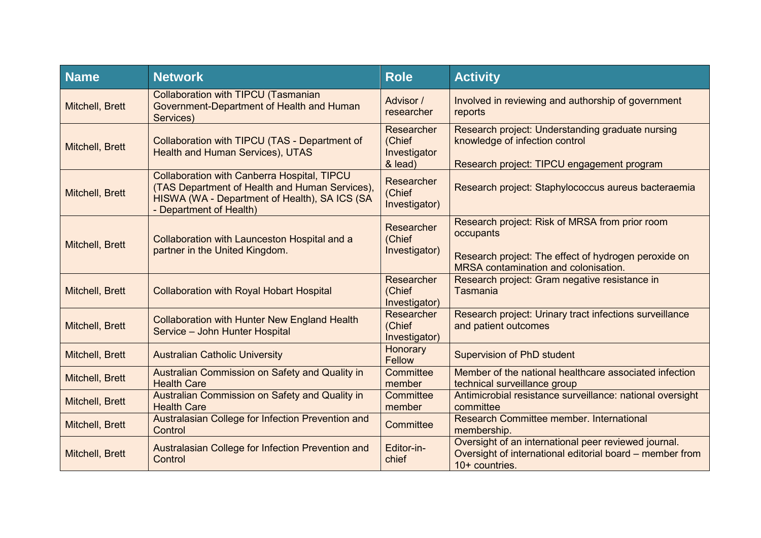| Name | Network | Role | Activity |
|---|---|---|---|
| Mitchell, Brett | Collaboration with TIPCU (Tasmanian Government-Department of Health and Human Services) | Advisor / researcher | Involved in reviewing and authorship of government reports |
| Mitchell, Brett | Collaboration with TIPCU (TAS - Department of Health and Human Services), UTAS | Researcher (Chief Investigator & lead) | Research project: Understanding graduate nursing knowledge of infection control<br><br>Research project: TIPCU engagement program |
| Mitchell, Brett | Collaboration with Canberra Hospital, TIPCU (TAS Department of Health and Human Services), HISWA (WA - Department of Health), SA ICS (SA - Department of Health) | Researcher (Chief Investigator) | Research project: Staphylococcus aureus bacteraemia |
| Mitchell, Brett | Collaboration with Launceston Hospital and a partner in the United Kingdom. | Researcher (Chief Investigator) | Research project: Risk of MRSA from prior room occupants<br><br>Research project: The effect of hydrogen peroxide on MRSA contamination and colonisation. |
| Mitchell, Brett | Collaboration with Royal Hobart Hospital | Researcher (Chief Investigator) | Research project: Gram negative resistance in Tasmania |
| Mitchell, Brett | Collaboration with Hunter New England Health Service – John Hunter Hospital | Researcher (Chief Investigator) | Research project: Urinary tract infections surveillance and patient outcomes |
| Mitchell, Brett | Australian Catholic University | Honorary Fellow | Supervision of PhD student |
| Mitchell, Brett | Australian Commission on Safety and Quality in Health Care | Committee member | Member of the national healthcare associated infection technical surveillance group |
| Mitchell, Brett | Australian Commission on Safety and Quality in Health Care | Committee member | Antimicrobial resistance surveillance: national oversight committee |
| Mitchell, Brett | Australasian College for Infection Prevention and Control | Committee | Research Committee member. International membership. |
| Mitchell, Brett | Australasian College for Infection Prevention and Control | Editor-in-chief | Oversight of an international peer reviewed journal. Oversight of international editorial board – member from 10+ countries. |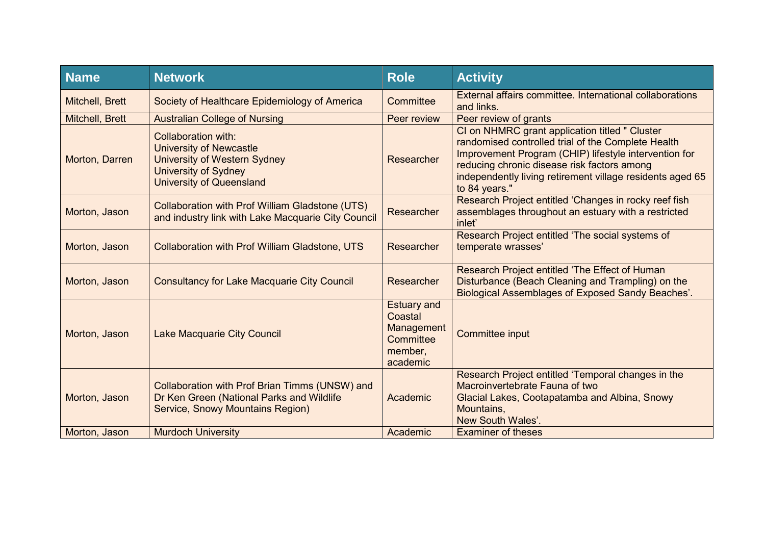| Name | Network | Role | Activity |
|---|---|---|---|
| Mitchell, Brett | Society of Healthcare Epidemiology of America | Committee | External affairs committee. International collaborations and links. |
| Mitchell, Brett | Australian College of Nursing | Peer review | Peer review of grants |
| Morton, Darren | Collaboration with:<br>University of Newcastle<br>University of Western Sydney<br>University of Sydney<br>University of Queensland | Researcher | CI on NHMRC grant application titled " Cluster randomised controlled trial of the Complete Health Improvement Program (CHIP) lifestyle intervention for reducing chronic disease risk factors among independently living retirement village residents aged 65 to 84 years." |
| Morton, Jason | Collaboration with Prof William Gladstone (UTS) and industry link with Lake Macquarie City Council | Researcher | Research Project entitled 'Changes in rocky reef fish assemblages throughout an estuary with a restricted inlet' |
| Morton, Jason | Collaboration with Prof William Gladstone, UTS | Researcher | Research Project entitled 'The social systems of temperate wrasses' |
| Morton, Jason | Consultancy for Lake Macquarie City Council | Researcher | Research Project entitled 'The Effect of Human Disturbance (Beach Cleaning and Trampling) on the Biological Assemblages of Exposed Sandy Beaches'. |
| Morton, Jason | Lake Macquarie City Council | Estuary and Coastal Management Committee member, academic | Committee input |
| Morton, Jason | Collaboration with Prof Brian Timms (UNSW) and Dr Ken Green (National Parks and Wildlife Service, Snowy Mountains Region) | Academic | Research Project entitled 'Temporal changes in the Macroinvertebrate Fauna of two Glacial Lakes, Cootapatamba and Albina, Snowy Mountains, New South Wales'. |
| Morton, Jason | Murdoch University | Academic | Examiner of theses |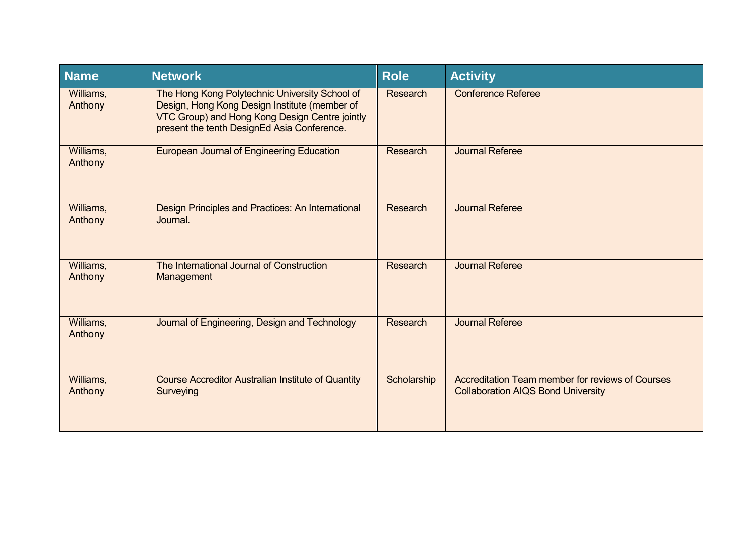| Name | Network | Role | Activity |
|---|---|---|---|
| Williams, Anthony | The Hong Kong Polytechnic University School of Design, Hong Kong Design Institute (member of VTC Group) and Hong Kong Design Centre jointly present the tenth DesignEd Asia Conference. | Research | Conference Referee |
| Williams, Anthony | European Journal of Engineering Education | Research | Journal Referee |
| Williams, Anthony | Design Principles and Practices: An International Journal. | Research | Journal Referee |
| Williams, Anthony | The International Journal of Construction Management | Research | Journal Referee |
| Williams, Anthony | Journal of Engineering, Design and Technology | Research | Journal Referee |
| Williams, Anthony | Course Accreditor Australian Institute of Quantity Surveying | Scholarship | Accreditation Team member for reviews of Courses Collaboration AIQS Bond University |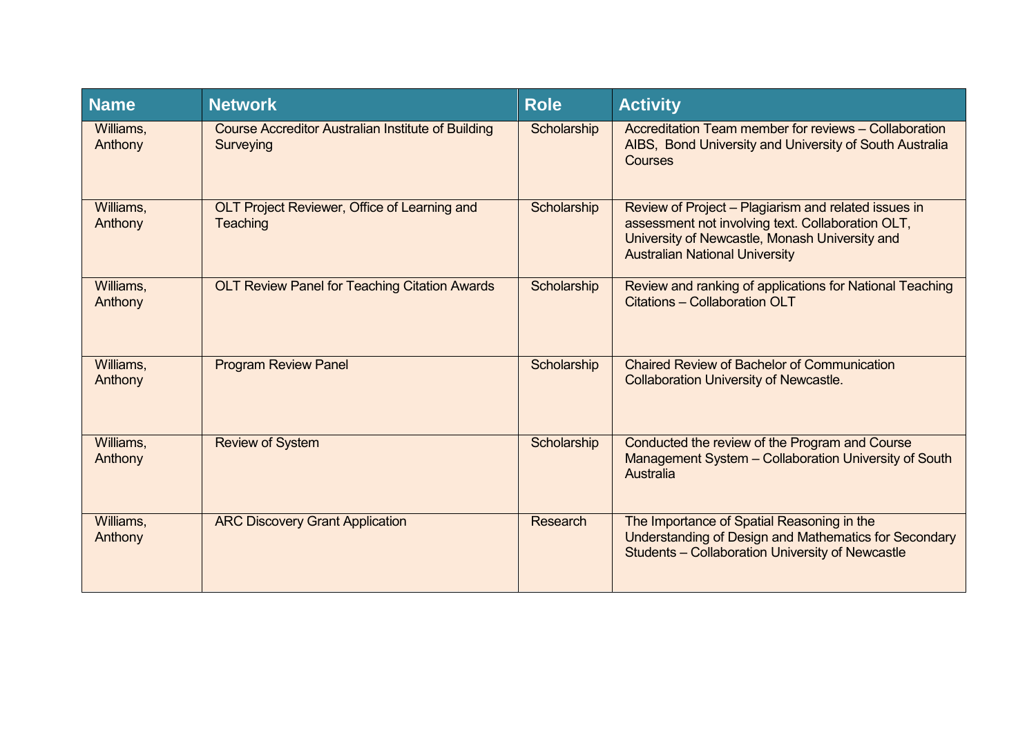| Name | Network | Role | Activity |
|---|---|---|---|
| Williams, Anthony | Course Accreditor Australian Institute of Building Surveying | Scholarship | Accreditation Team member for reviews – Collaboration AIBS, Bond University and University of South Australia Courses |
| Williams, Anthony | OLT Project Reviewer, Office of Learning and Teaching | Scholarship | Review of Project – Plagiarism and related issues in assessment not involving text. Collaboration OLT, University of Newcastle, Monash University and Australian National University |
| Williams, Anthony | OLT Review Panel for Teaching Citation Awards | Scholarship | Review and ranking of applications for National Teaching Citations – Collaboration OLT |
| Williams, Anthony | Program Review Panel | Scholarship | Chaired Review of Bachelor of Communication Collaboration University of Newcastle. |
| Williams, Anthony | Review of System | Scholarship | Conducted the review of the Program and Course Management System – Collaboration University of South Australia |
| Williams, Anthony | ARC Discovery Grant Application | Research | The Importance of Spatial Reasoning in the Understanding of Design and Mathematics for Secondary Students – Collaboration University of Newcastle |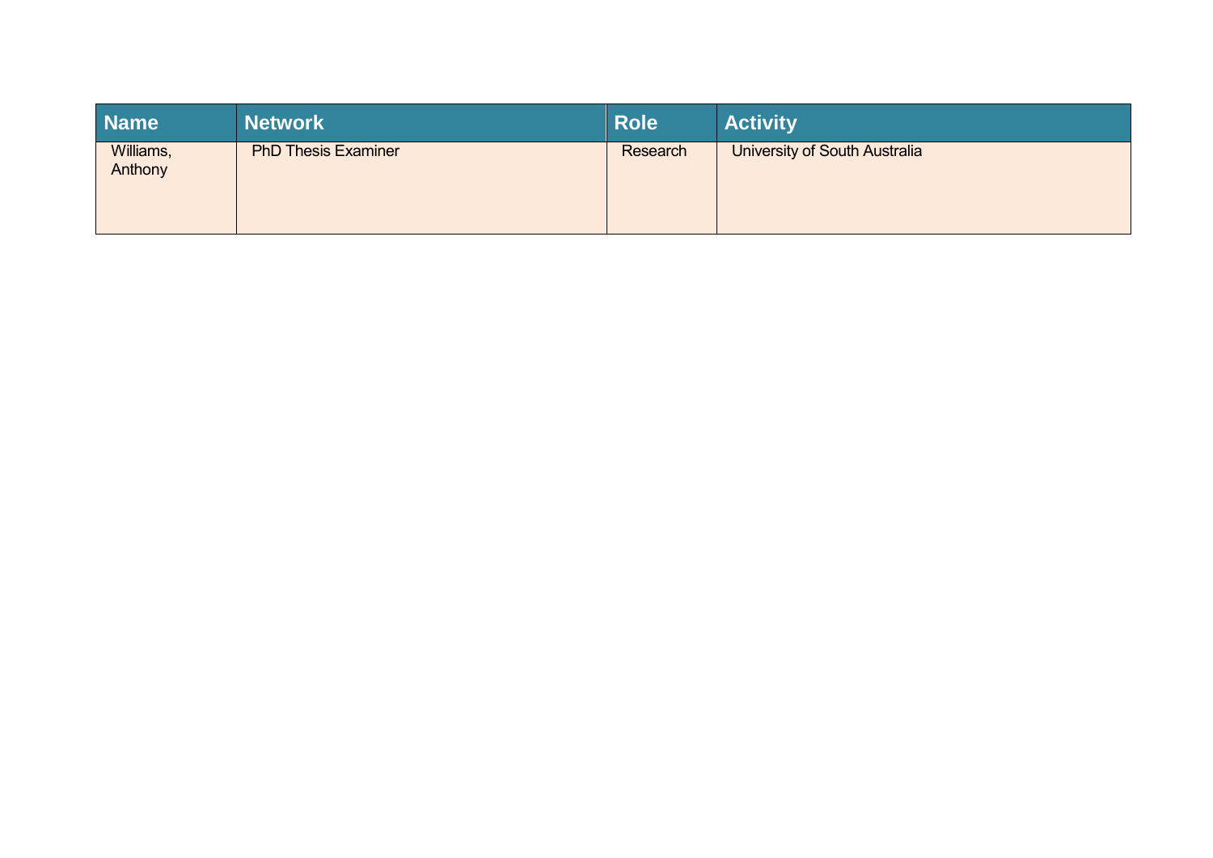| Name | Network | Role | Activity |
| --- | --- | --- | --- |
| Williams, Anthony | PhD Thesis Examiner | Research | University of South Australia |